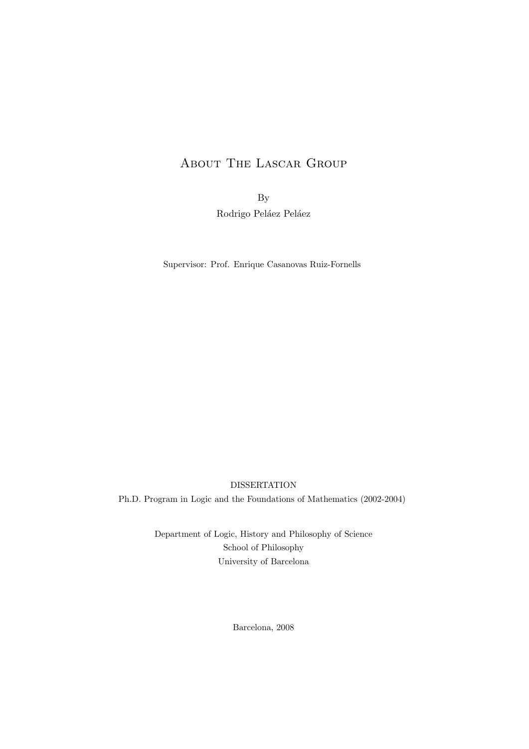# About The Lascar Group

By

Rodrigo Peláez Peláez

Supervisor: Prof. Enrique Casanovas Ruiz-Fornells

DISSERTATION

Ph.D. Program in Logic and the Foundations of Mathematics (2002-2004)

Department of Logic, History and Philosophy of Science

School of Philosophy

University of Barcelona

Barcelona, 2008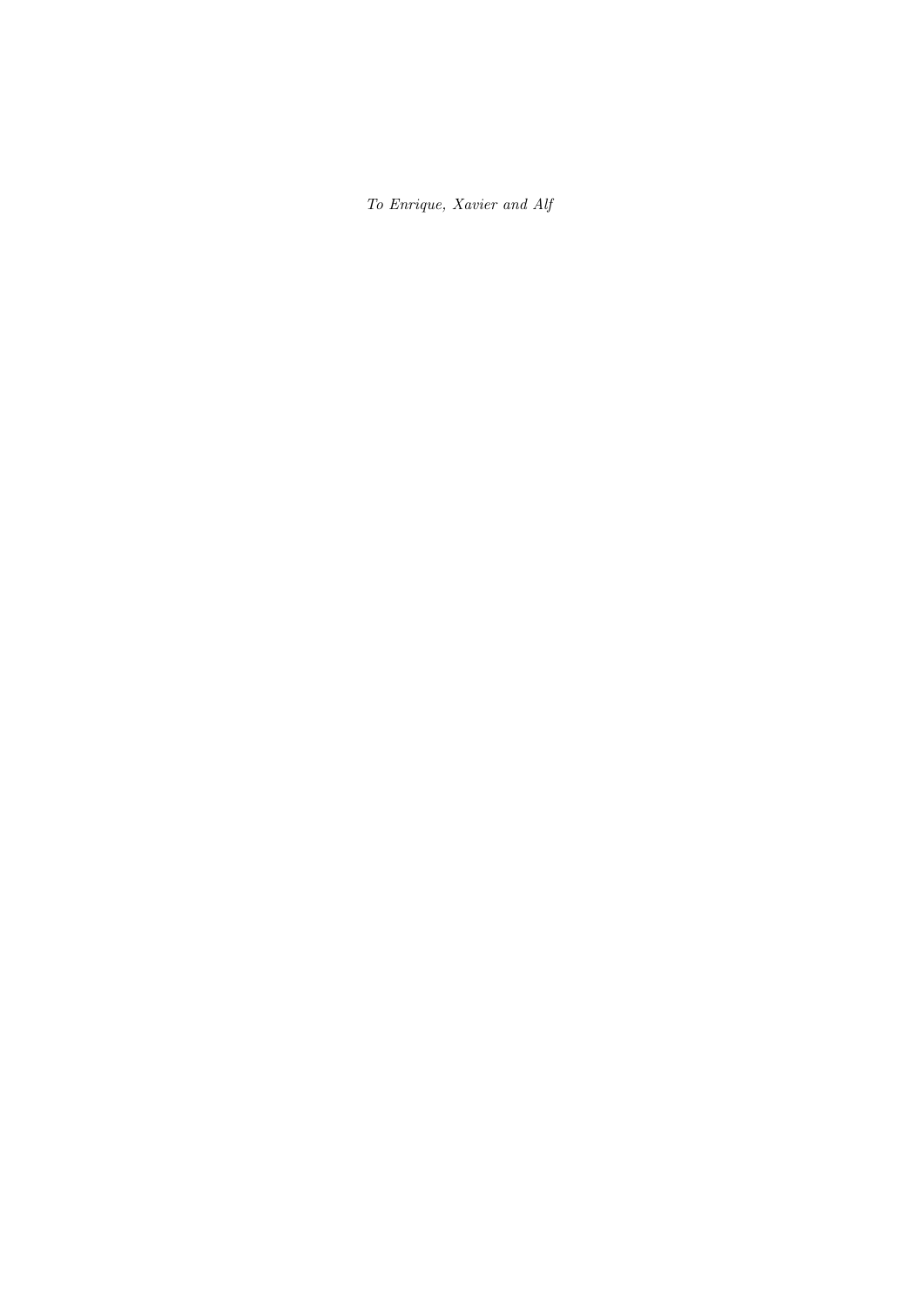*To Enrique, Xavier and Alf*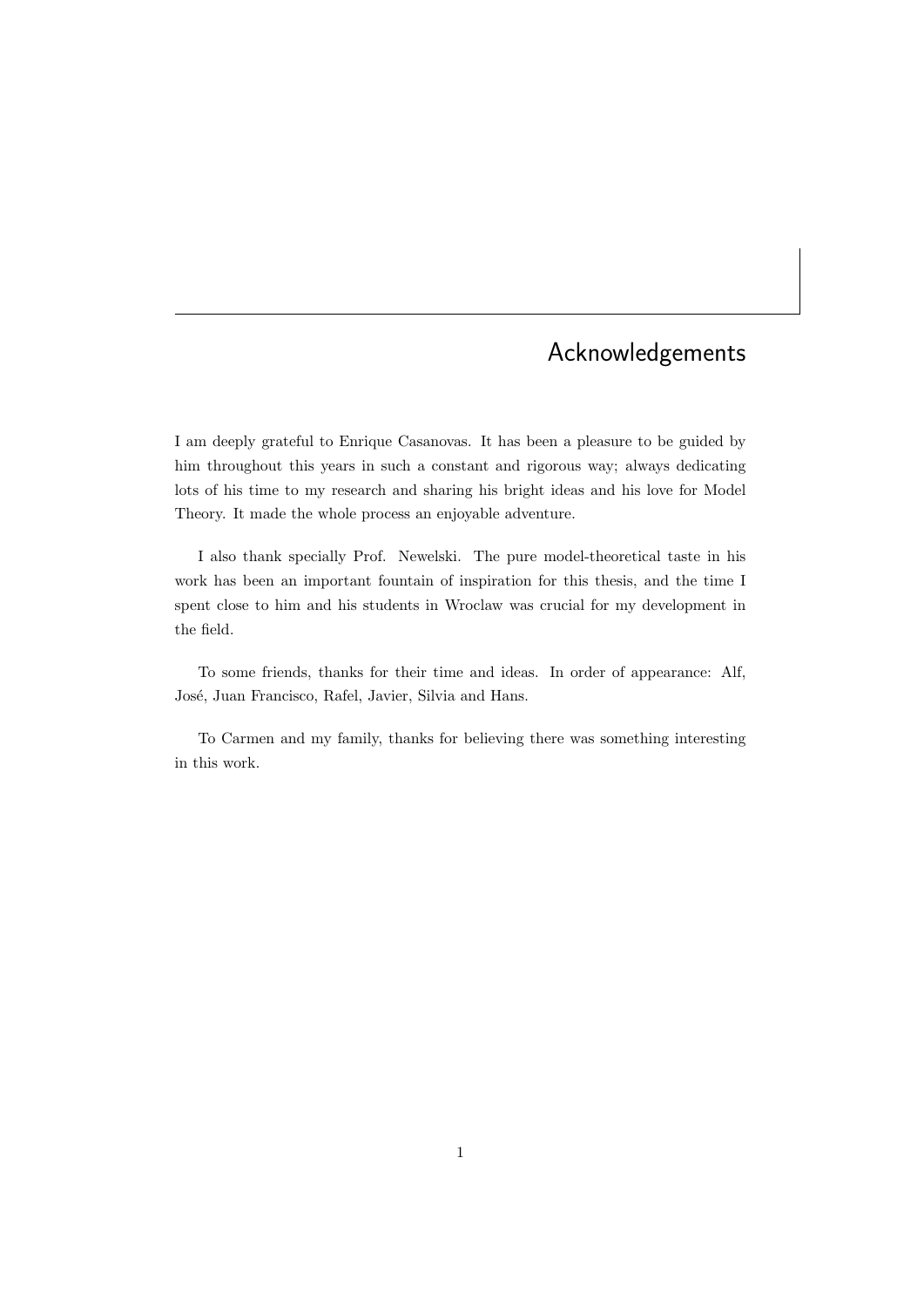# Acknowledgements

I am deeply grateful to Enrique Casanovas. It has been a pleasure to be guided by him throughout this years in such a constant and rigorous way; always dedicating lots of his time to my research and sharing his bright ideas and his love for Model Theory. It made the whole process an enjoyable adventure.

I also thank specially Prof. Newelski. The pure model-theoretical taste in his work has been an important fountain of inspiration for this thesis, and the time I spent close to him and his students in Wroclaw was crucial for my development in the field.

To some friends, thanks for their time and ideas. In order of appearance: Alf, José, Juan Francisco, Rafel, Javier, Silvia and Hans.

To Carmen and my family, thanks for believing there was something interesting in this work.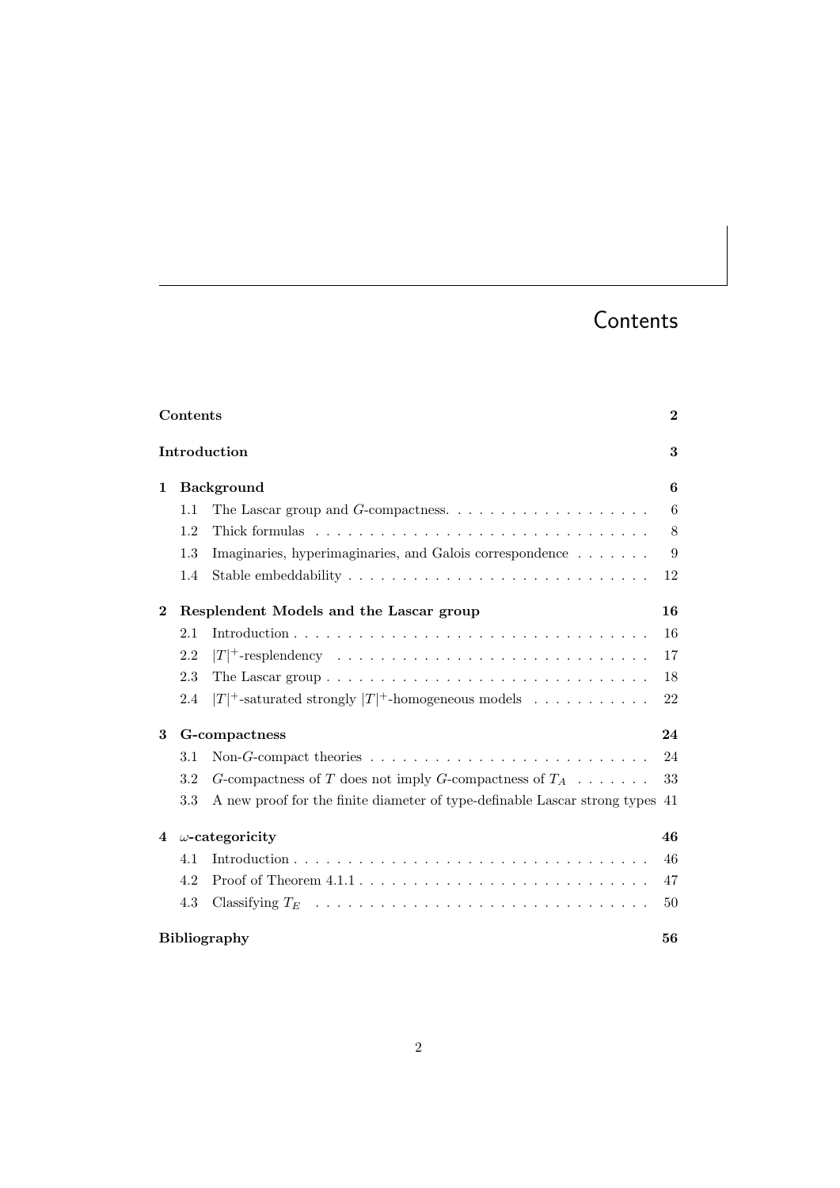# Contents

| | | |
|---|---|---|
| **Contents** | | **2** |
| **Introduction** | | **3** |
| **1** | **Background** | **6** |
| 1.1 | The Lascar group and $G$-compactness. | 6 |
| 1.2 | Thick formulas | 8 |
| 1.3 | Imaginaries, hyperimaginaries, and Galois correspondence | 9 |
| 1.4 | Stable embeddability | 12 |
| **2** | **Resplendent Models and the Lascar group** | **16** |
| 2.1 | Introduction | 16 |
| 2.2 | $\lvert T\rvert^+$-resplendency | 17 |
| 2.3 | The Lascar group | 18 |
| 2.4 | $\lvert T\rvert^+$-saturated strongly $\lvert T\rvert^+$-homogeneous models | 22 |
| **3** | **G-compactness** | **24** |
| 3.1 | Non-$G$-compact theories | 24 |
| 3.2 | $G$-compactness of $T$ does not imply $G$-compactness of $T_A$ | 33 |
| 3.3 | A new proof for the finite diameter of type-definable Lascar strong types | 41 |
| **4** | **$\omega$-categoricity** | **46** |
| 4.1 | Introduction | 46 |
| 4.2 | Proof of Theorem 4.1.1 | 47 |
| 4.3 | Classifying $T_E$ | 50 |
| **Bibliography** | | **56** |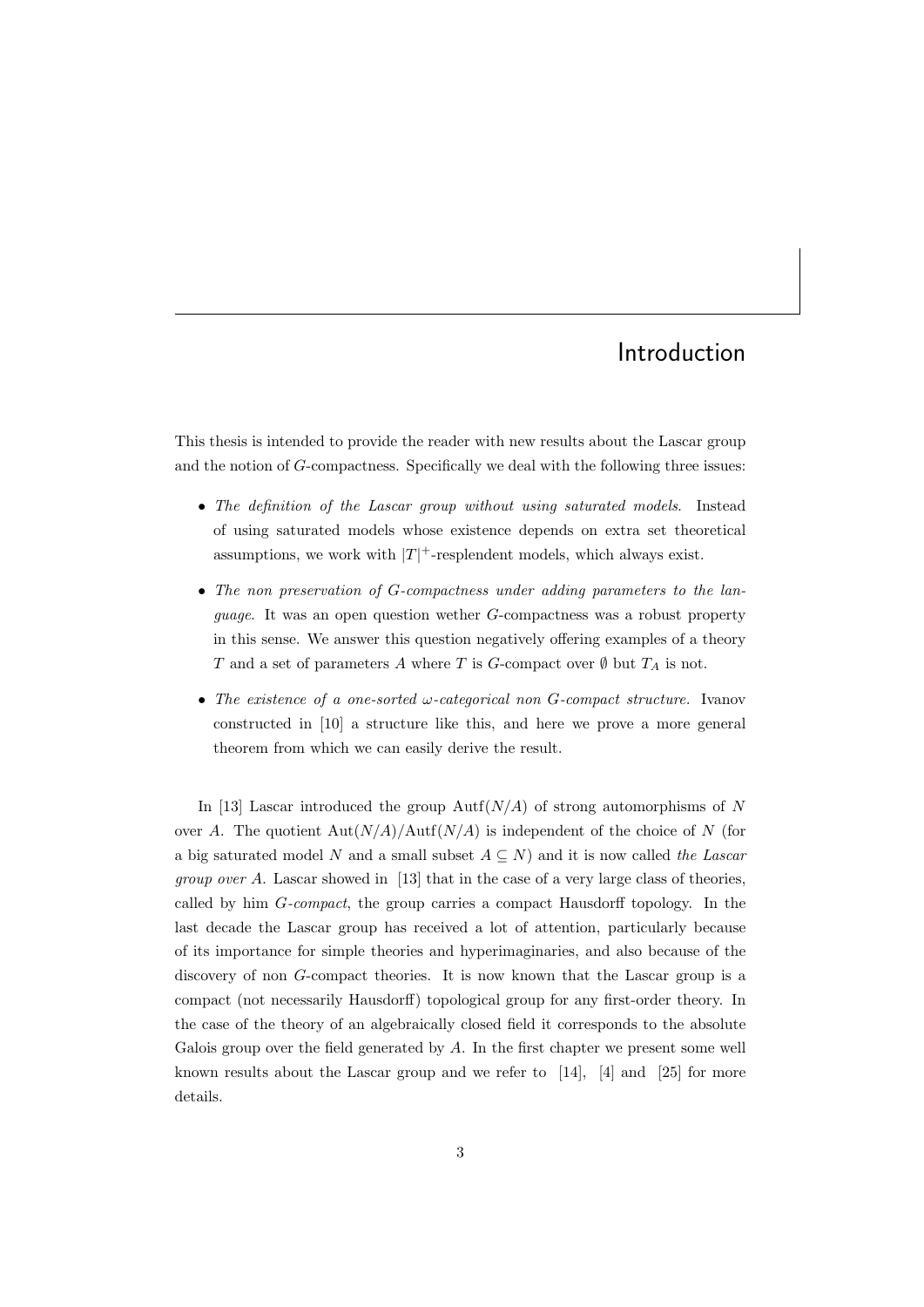# Introduction

This thesis is intended to provide the reader with new results about the Lascar group and the notion of $G$-compactness. Specifically we deal with the following three issues:

- *The definition of the Lascar group without using saturated models.* Instead of using saturated models whose existence depends on extra set theoretical assumptions, we work with $|T|^+$-resplendent models, which always exist.
- *The non preservation of G-compactness under adding parameters to the language.* It was an open question wether $G$-compactness was a robust property in this sense. We answer this question negatively offering examples of a theory $T$ and a set of parameters $A$ where $T$ is $G$-compact over $\emptyset$ but $T_A$ is not.
- *The existence of a one-sorted $\omega$-categorical non G-compact structure.* Ivanov constructed in [10] a structure like this, and here we prove a more general theorem from which we can easily derive the result.

In [13] Lascar introduced the group $\mathrm{Autf}(N/A)$ of strong automorphisms of $N$ over $A$. The quotient $\mathrm{Aut}(N/A)/\mathrm{Autf}(N/A)$ is independent of the choice of $N$ (for a big saturated model $N$ and a small subset $A \subseteq N$) and it is now called *the Lascar group over A*. Lascar showed in [13] that in the case of a very large class of theories, called by him *G-compact*, the group carries a compact Hausdorff topology. In the last decade the Lascar group has received a lot of attention, particularly because of its importance for simple theories and hyperimaginaries, and also because of the discovery of non $G$-compact theories. It is now known that the Lascar group is a compact (not necessarily Hausdorff) topological group for any first-order theory. In the case of the theory of an algebraically closed field it corresponds to the absolute Galois group over the field generated by $A$. In the first chapter we present some well known results about the Lascar group and we refer to [14], [4] and [25] for more details.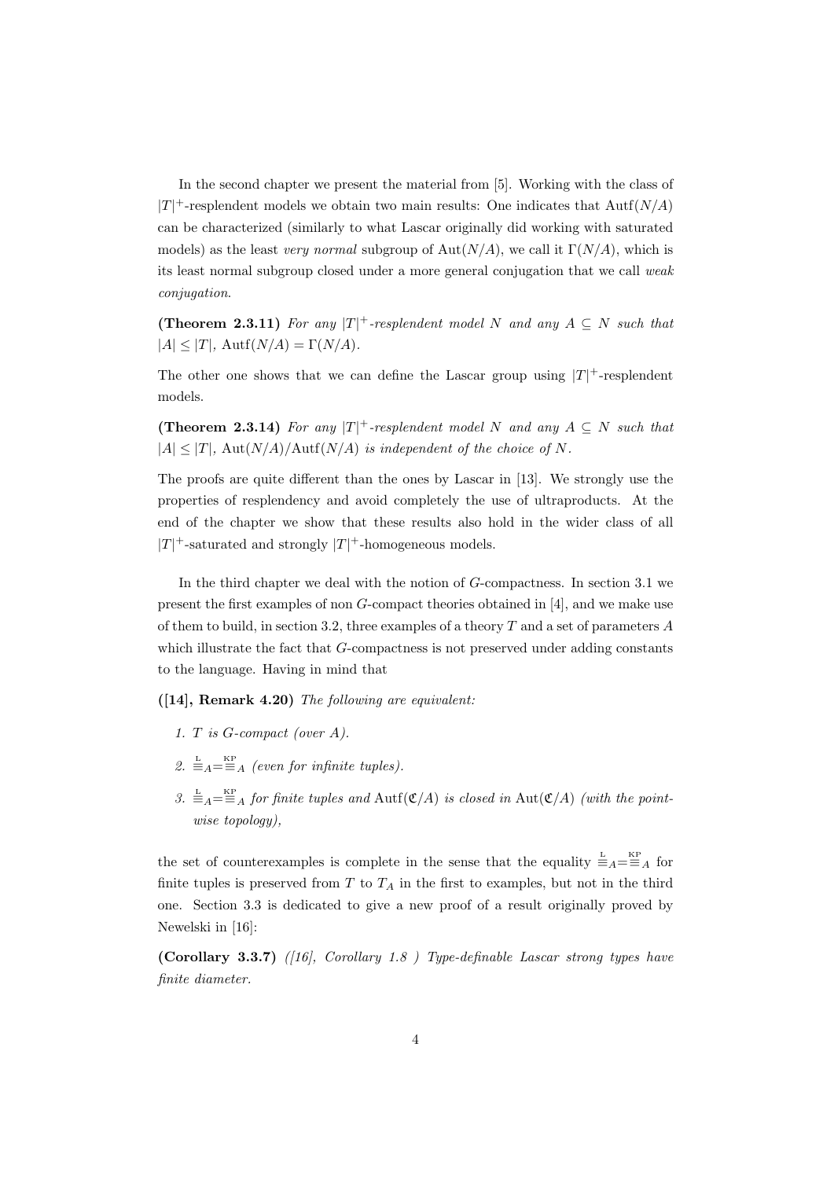In the second chapter we present the material from [5]. Working with the class of $|T|^+$-resplendent models we obtain two main results: One indicates that $\mathrm{Autf}(N/A)$ can be characterized (similarly to what Lascar originally did working with saturated models) as the least *very normal* subgroup of $\mathrm{Aut}(N/A)$, we call it $\Gamma(N/A)$, which is its least normal subgroup closed under a more general conjugation that we call *weak conjugation*.

**(Theorem 2.3.11)** *For any $|T|^+$-resplendent model $N$ and any $A \subseteq N$ such that $|A| \leq |T|$, $\mathrm{Autf}(N/A) = \Gamma(N/A)$.*

The other one shows that we can define the Lascar group using $|T|^+$-resplendent models.

**(Theorem 2.3.14)** *For any $|T|^+$-resplendent model $N$ and any $A \subseteq N$ such that $|A| \leq |T|$, $\mathrm{Aut}(N/A)/\mathrm{Autf}(N/A)$ is independent of the choice of $N$.*

The proofs are quite different than the ones by Lascar in [13]. We strongly use the properties of resplendency and avoid completely the use of ultraproducts. At the end of the chapter we show that these results also hold in the wider class of all $|T|^+$-saturated and strongly $|T|^+$-homogeneous models.

In the third chapter we deal with the notion of $G$-compactness. In section 3.1 we present the first examples of non $G$-compact theories obtained in [4], and we make use of them to build, in section 3.2, three examples of a theory $T$ and a set of parameters $A$ which illustrate the fact that $G$-compactness is not preserved under adding constants to the language. Having in mind that

**([14], Remark 4.20)** *The following are equivalent:*

1. *$T$ is $G$-compact (over $A$).*
2. *$\overset{\mathrm{L}}{\equiv}_A = \overset{\mathrm{KP}}{\equiv}_A$ (even for infinite tuples).*
3. *$\overset{\mathrm{L}}{\equiv}_A = \overset{\mathrm{KP}}{\equiv}_A$ for finite tuples and $\mathrm{Autf}(\mathfrak{C}/A)$ is closed in $\mathrm{Aut}(\mathfrak{C}/A)$ (with the pointwise topology),*

the set of counterexamples is complete in the sense that the equality $\overset{\mathrm{L}}{\equiv}_A = \overset{\mathrm{KP}}{\equiv}_A$ for finite tuples is preserved from $T$ to $T_A$ in the first to examples, but not in the third one. Section 3.3 is dedicated to give a new proof of a result originally proved by Newelski in [16]:

**(Corollary 3.3.7)** *([16], Corollary 1.8 ) Type-definable Lascar strong types have finite diameter.*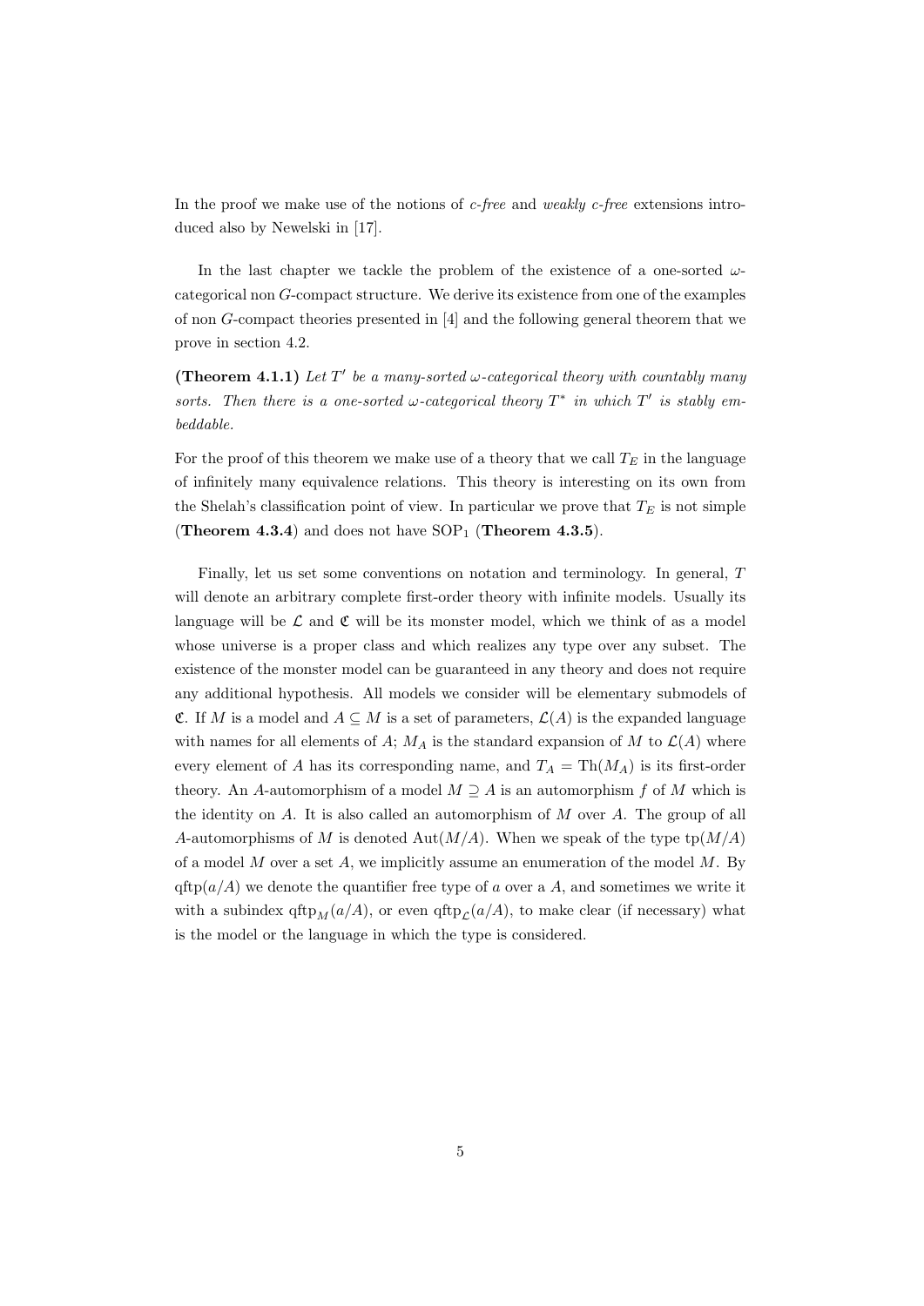In the proof we make use of the notions of *c-free* and *weakly c-free* extensions introduced also by Newelski in [17].

In the last chapter we tackle the problem of the existence of a one-sorted $\omega$-categorical non $G$-compact structure. We derive its existence from one of the examples of non $G$-compact theories presented in [4] and the following general theorem that we prove in section 4.2.

**(Theorem 4.1.1)** *Let $T'$ be a many-sorted $\omega$-categorical theory with countably many sorts. Then there is a one-sorted $\omega$-categorical theory $T^*$ in which $T'$ is stably embeddable.*

For the proof of this theorem we make use of a theory that we call $T_E$ in the language of infinitely many equivalence relations. This theory is interesting on its own from the Shelah's classification point of view. In particular we prove that $T_E$ is not simple (**Theorem 4.3.4**) and does not have $\mathrm{SOP}_1$ (**Theorem 4.3.5**).

Finally, let us set some conventions on notation and terminology. In general, $T$ will denote an arbitrary complete first-order theory with infinite models. Usually its language will be $\mathcal{L}$ and $\mathfrak{C}$ will be its monster model, which we think of as a model whose universe is a proper class and which realizes any type over any subset. The existence of the monster model can be guaranteed in any theory and does not require any additional hypothesis. All models we consider will be elementary submodels of $\mathfrak{C}$. If $M$ is a model and $A \subseteq M$ is a set of parameters, $\mathcal{L}(A)$ is the expanded language with names for all elements of $A$; $M_A$ is the standard expansion of $M$ to $\mathcal{L}(A)$ where every element of $A$ has its corresponding name, and $T_A = \mathrm{Th}(M_A)$ is its first-order theory. An $A$-automorphism of a model $M \supseteq A$ is an automorphism $f$ of $M$ which is the identity on $A$. It is also called an automorphism of $M$ over $A$. The group of all $A$-automorphisms of $M$ is denoted $\mathrm{Aut}(M/A)$. When we speak of the type $\mathrm{tp}(M/A)$ of a model $M$ over a set $A$, we implicitly assume an enumeration of the model $M$. By $\mathrm{qftp}(a/A)$ we denote the quantifier free type of $a$ over a $A$, and sometimes we write it with a subindex $\mathrm{qftp}_M(a/A)$, or even $\mathrm{qftp}_{\mathcal{L}}(a/A)$, to make clear (if necessary) what is the model or the language in which the type is considered.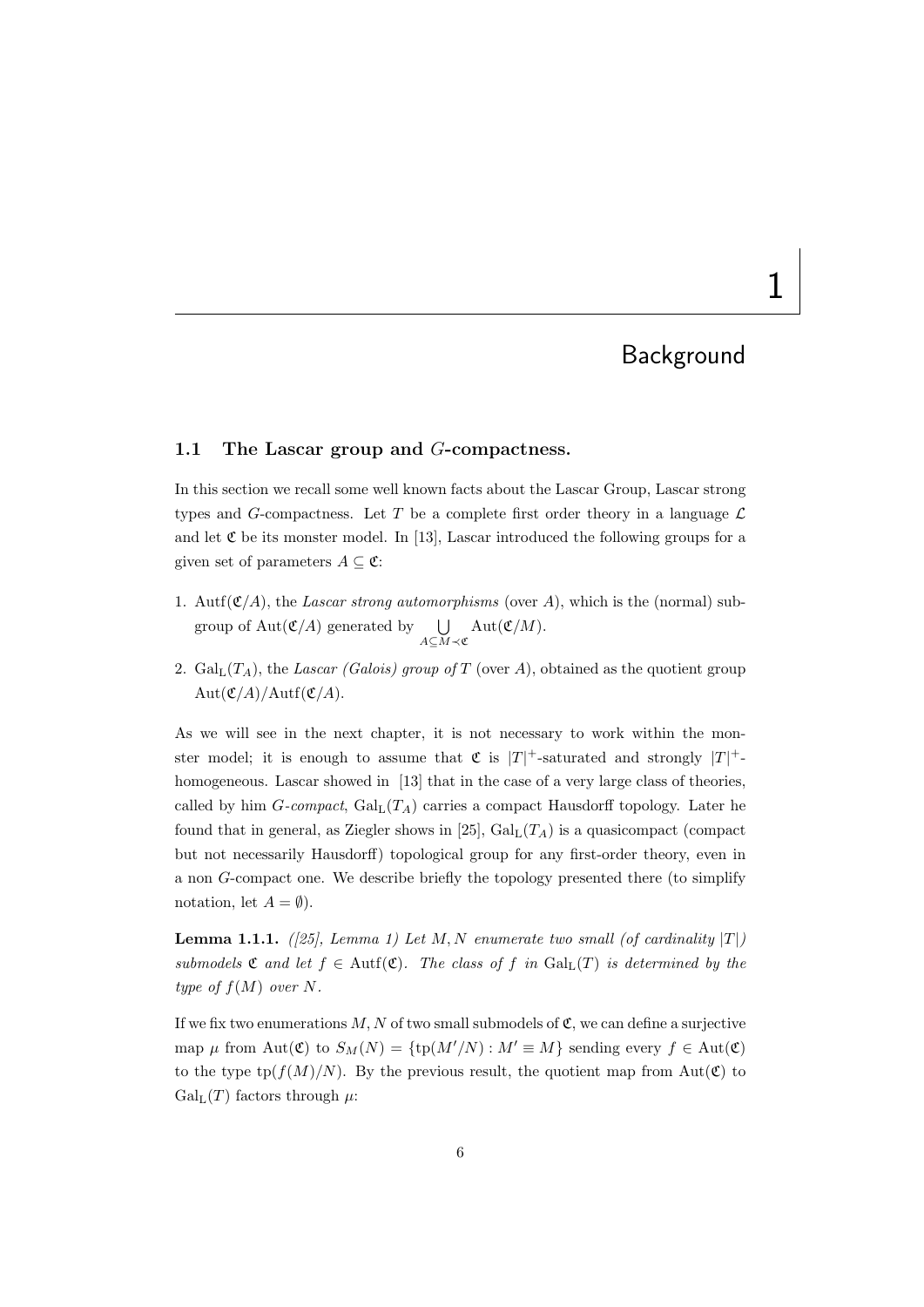# 1

# Background

## 1.1 The Lascar group and $G$-compactness.

In this section we recall some well known facts about the Lascar Group, Lascar strong types and $G$-compactness. Let $T$ be a complete first order theory in a language $\mathcal{L}$ and let $\mathfrak{C}$ be its monster model. In [13], Lascar introduced the following groups for a given set of parameters $A \subseteq \mathfrak{C}$:

1. $\mathrm{Autf}(\mathfrak{C}/A)$, the *Lascar strong automorphisms* (over $A$), which is the (normal) subgroup of $\mathrm{Aut}(\mathfrak{C}/A)$ generated by $\bigcup_{A \subseteq M \prec \mathfrak{C}} \mathrm{Aut}(\mathfrak{C}/M)$.
2. $\mathrm{Gal}_{\mathrm{L}}(T_A)$, the *Lascar (Galois) group of* $T$ (over $A$), obtained as the quotient group $\mathrm{Aut}(\mathfrak{C}/A)/\mathrm{Autf}(\mathfrak{C}/A)$.

As we will see in the next chapter, it is not necessary to work within the monster model; it is enough to assume that $\mathfrak{C}$ is $|T|^+$-saturated and strongly $|T|^+$-homogeneous. Lascar showed in [13] that in the case of a very large class of theories, called by him *$G$-compact*, $\mathrm{Gal}_{\mathrm{L}}(T_A)$ carries a compact Hausdorff topology. Later he found that in general, as Ziegler shows in [25], $\mathrm{Gal}_{\mathrm{L}}(T_A)$ is a quasicompact (compact but not necessarily Hausdorff) topological group for any first-order theory, even in a non $G$-compact one. We describe briefly the topology presented there (to simplify notation, let $A = \emptyset$).

**Lemma 1.1.1.** *([25], Lemma 1) Let $M, N$ enumerate two small (of cardinality $|T|$) submodels $\mathfrak{C}$ and let $f \in \mathrm{Autf}(\mathfrak{C})$. The class of $f$ in $\mathrm{Gal}_{\mathrm{L}}(T)$ is determined by the type of $f(M)$ over $N$.*

If we fix two enumerations $M, N$ of two small submodels of $\mathfrak{C}$, we can define a surjective map $\mu$ from $\mathrm{Aut}(\mathfrak{C})$ to $S_M(N) = \{\mathrm{tp}(M'/N) : M' \equiv M\}$ sending every $f \in \mathrm{Aut}(\mathfrak{C})$ to the type $\mathrm{tp}(f(M)/N)$. By the previous result, the quotient map from $\mathrm{Aut}(\mathfrak{C})$ to $\mathrm{Gal}_{\mathrm{L}}(T)$ factors through $\mu$: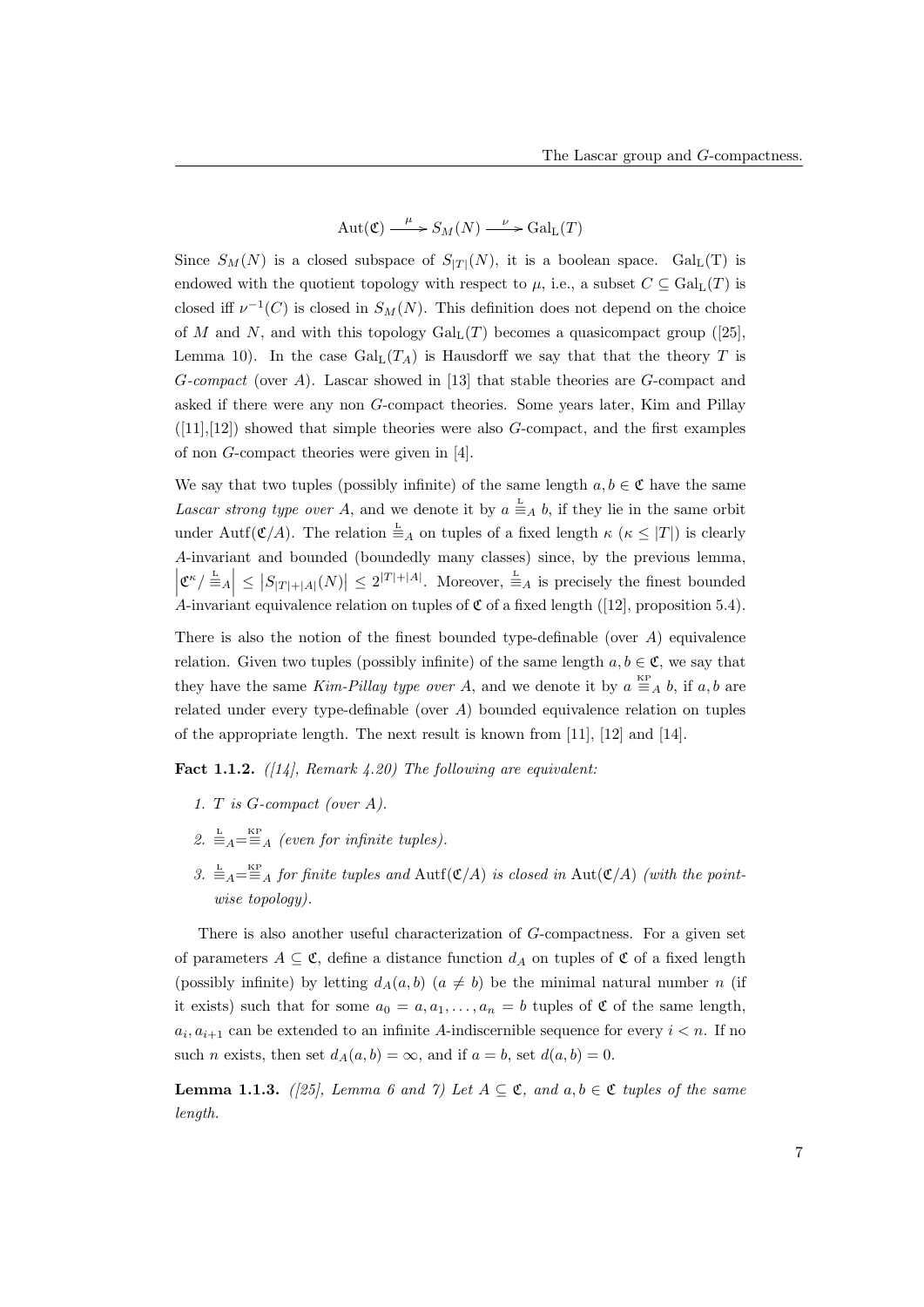$$\mathrm{Aut}(\mathfrak{C}) \xrightarrow{\ \mu\ } S_M(N) \xrightarrow{\ \nu\ } \mathrm{Gal_L}(T)$$

Since $S_M(N)$ is a closed subspace of $S_{|T|}(N)$, it is a boolean space. $\mathrm{Gal_L}(\mathrm{T})$ is endowed with the quotient topology with respect to $\mu$, i.e., a subset $C \subseteq \mathrm{Gal_L}(T)$ is closed iff $\nu^{-1}(C)$ is closed in $S_M(N)$. This definition does not depend on the choice of $M$ and $N$, and with this topology $\mathrm{Gal_L}(T)$ becomes a quasicompact group ([25], Lemma 10). In the case $\mathrm{Gal_L}(T_A)$ is Hausdorff we say that that the theory $T$ is *G-compact* (over $A$). Lascar showed in [13] that stable theories are $G$-compact and asked if there were any non $G$-compact theories. Some years later, Kim and Pillay ([11],[12]) showed that simple theories were also $G$-compact, and the first examples of non $G$-compact theories were given in [4].

We say that two tuples (possibly infinite) of the same length $a, b \in \mathfrak{C}$ have the same *Lascar strong type over* $A$, and we denote it by $a \overset{\mathrm{L}}{\equiv}_A b$, if they lie in the same orbit under $\mathrm{Autf}(\mathfrak{C}/A)$. The relation $\overset{\mathrm{L}}{\equiv}_A$ on tuples of a fixed length $\kappa$ ($\kappa \leq |T|$) is clearly $A$-invariant and bounded (boundedly many classes) since, by the previous lemma, $\left|\mathfrak{C}^\kappa / \overset{\mathrm{L}}{\equiv}_A\right| \leq \left|S_{|T|+|A|}(N)\right| \leq 2^{|T|+|A|}$. Moreover, $\overset{\mathrm{L}}{\equiv}_A$ is precisely the finest bounded $A$-invariant equivalence relation on tuples of $\mathfrak{C}$ of a fixed length ([12], proposition 5.4).

There is also the notion of the finest bounded type-definable (over $A$) equivalence relation. Given two tuples (possibly infinite) of the same length $a, b \in \mathfrak{C}$, we say that they have the same *Kim-Pillay type over* $A$, and we denote it by $a \overset{\mathrm{KP}}{\equiv}_A b$, if $a, b$ are related under every type-definable (over $A$) bounded equivalence relation on tuples of the appropriate length. The next result is known from [11], [12] and [14].

**Fact 1.1.2.** *([14], Remark 4.20) The following are equivalent:*

1. *$T$ is $G$-compact (over $A$).*
2. *$\overset{\mathrm{L}}{\equiv}_A = \overset{\mathrm{KP}}{\equiv}_A$ (even for infinite tuples).*
3. *$\overset{\mathrm{L}}{\equiv}_A = \overset{\mathrm{KP}}{\equiv}_A$ for finite tuples and $\mathrm{Autf}(\mathfrak{C}/A)$ is closed in $\mathrm{Aut}(\mathfrak{C}/A)$ (with the pointwise topology).*

There is also another useful characterization of $G$-compactness. For a given set of parameters $A \subseteq \mathfrak{C}$, define a distance function $d_A$ on tuples of $\mathfrak{C}$ of a fixed length (possibly infinite) by letting $d_A(a, b)$ ($a \neq b$) be the minimal natural number $n$ (if it exists) such that for some $a_0 = a, a_1, \ldots, a_n = b$ tuples of $\mathfrak{C}$ of the same length, $a_i, a_{i+1}$ can be extended to an infinite $A$-indiscernible sequence for every $i < n$. If no such $n$ exists, then set $d_A(a, b) = \infty$, and if $a = b$, set $d(a, b) = 0$.

**Lemma 1.1.3.** *([25], Lemma 6 and 7) Let $A \subseteq \mathfrak{C}$, and $a, b \in \mathfrak{C}$ tuples of the same length.*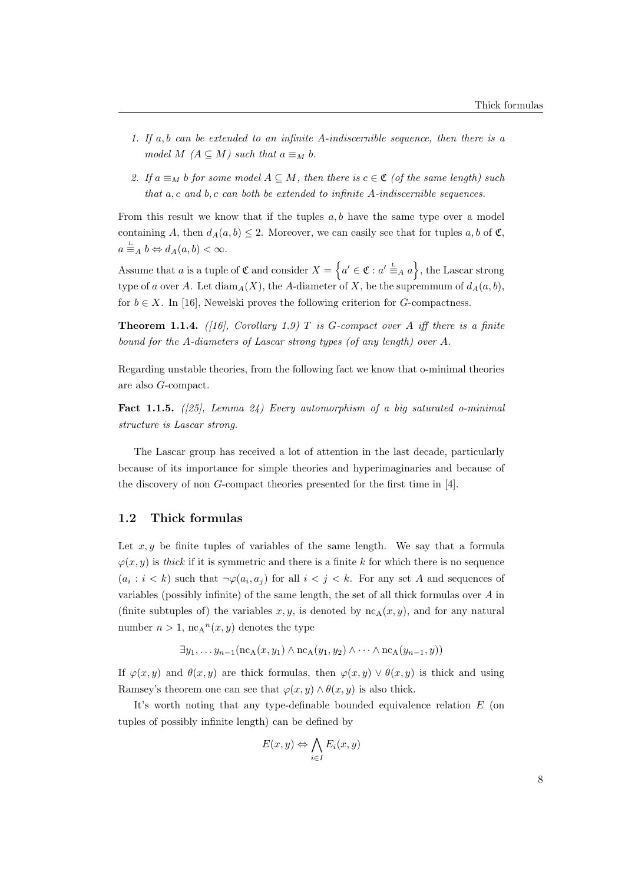1. *If $a, b$ can be extended to an infinite $A$-indiscernible sequence, then there is a model $M$ ($A \subseteq M$) such that $a \equiv_M b$.*
2. *If $a \equiv_M b$ for some model $A \subseteq M$, then there is $c \in \mathfrak{C}$ (of the same length) such that $a, c$ and $b, c$ can both be extended to infinite $A$-indiscernible sequences.*

From this result we know that if the tuples $a, b$ have the same type over a model containing $A$, then $d_A(a, b) \leq 2$. Moreover, we can easily see that for tuples $a, b$ of $\mathfrak{C}$, $a \stackrel{\mathrm{L}}{\equiv}_A b \Leftrightarrow d_A(a, b) < \infty$.

Assume that $a$ is a tuple of $\mathfrak{C}$ and consider $X = \left\{a' \in \mathfrak{C} : a' \stackrel{\mathrm{L}}{\equiv}_A a\right\}$, the Lascar strong type of $a$ over $A$. Let $\operatorname{diam}_A(X)$, the $A$-diameter of $X$, be the supremmum of $d_A(a, b)$, for $b \in X$. In [16], Newelski proves the following criterion for $G$-compactness.

**Theorem 1.1.4.** *([16], Corollary 1.9) $T$ is $G$-compact over $A$ iff there is a finite bound for the $A$-diameters of Lascar strong types (of any length) over $A$.*

Regarding unstable theories, from the following fact we know that o-minimal theories are also $G$-compact.

**Fact 1.1.5.** *([25], Lemma 24) Every automorphism of a big saturated o-minimal structure is Lascar strong.*

The Lascar group has received a lot of attention in the last decade, particularly because of its importance for simple theories and hyperimaginaries and because of the discovery of non $G$-compact theories presented for the first time in [4].

## 1.2 Thick formulas

Let $x, y$ be finite tuples of variables of the same length. We say that a formula $\varphi(x, y)$ is *thick* if it is symmetric and there is a finite $k$ for which there is no sequence $(a_i : i < k)$ such that $\neg\varphi(a_i, a_j)$ for all $i < j < k$. For any set $A$ and sequences of variables (possibly infinite) of the same length, the set of all thick formulas over $A$ in (finite subtuples of) the variables $x, y$, is denoted by $\mathrm{nc}_{\mathrm{A}}(x, y)$, and for any natural number $n > 1$, $\mathrm{nc}_{\mathrm{A}}{}^n(x, y)$ denotes the type

$$\exists y_1, \ldots y_{n-1}(\mathrm{nc}_{\mathrm{A}}(x, y_1) \wedge \mathrm{nc}_{\mathrm{A}}(y_1, y_2) \wedge \cdots \wedge \mathrm{nc}_{\mathrm{A}}(y_{n-1}, y))$$

If $\varphi(x, y)$ and $\theta(x, y)$ are thick formulas, then $\varphi(x, y) \vee \theta(x, y)$ is thick and using Ramsey's theorem one can see that $\varphi(x, y) \wedge \theta(x, y)$ is also thick.

It's worth noting that any type-definable bounded equivalence relation $E$ (on tuples of possibly infinite length) can be defined by

$$E(x, y) \Leftrightarrow \bigwedge_{i \in I} E_i(x, y)$$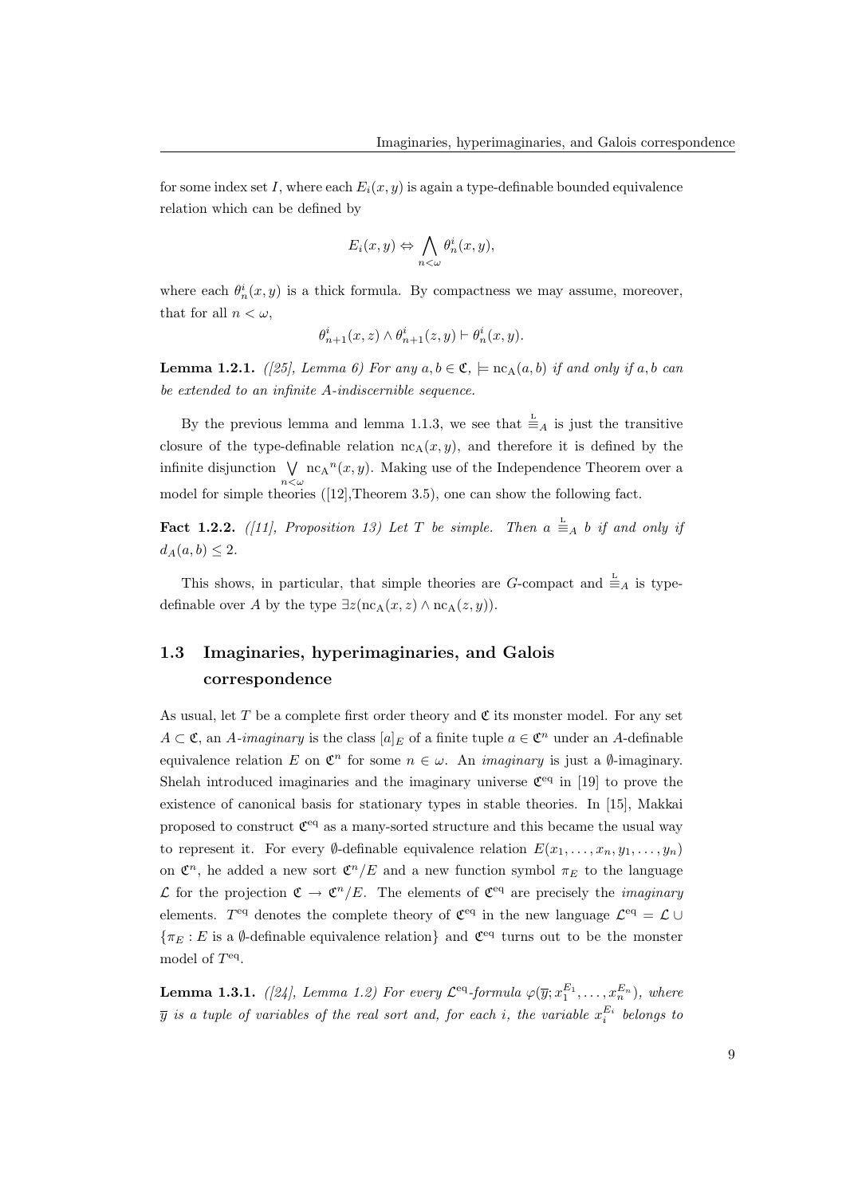for some index set $I$, where each $E_i(x, y)$ is again a type-definable bounded equivalence relation which can be defined by

$$E_i(x, y) \Leftrightarrow \bigwedge_{n<\omega} \theta_n^i(x, y),$$

where each $\theta_n^i(x, y)$ is a thick formula. By compactness we may assume, moreover, that for all $n < \omega$,

$$\theta_{n+1}^i(x, z) \wedge \theta_{n+1}^i(z, y) \vdash \theta_n^i(x, y).$$

**Lemma 1.2.1.** *([25], Lemma 6) For any $a, b \in \mathfrak{C}$, $\models \mathrm{nc_A}(a, b)$ if and only if $a, b$ can be extended to an infinite $A$-indiscernible sequence.*

By the previous lemma and lemma 1.1.3, we see that $\overset{\text{L}}{\equiv}_A$ is just the transitive closure of the type-definable relation $\mathrm{nc_A}(x, y)$, and therefore it is defined by the infinite disjunction $\bigvee_{n<\omega} \mathrm{nc_A}^n(x, y)$. Making use of the Independence Theorem over a model for simple theories ([12],Theorem 3.5), one can show the following fact.

**Fact 1.2.2.** *([11], Proposition 13) Let $T$ be simple. Then $a \overset{\text{L}}{\equiv}_A b$ if and only if $d_A(a, b) \leq 2$.*

This shows, in particular, that simple theories are $G$-compact and $\overset{\text{L}}{\equiv}_A$ is type-definable over $A$ by the type $\exists z(\mathrm{nc_A}(x, z) \wedge \mathrm{nc_A}(z, y))$.

## 1.3 Imaginaries, hyperimaginaries, and Galois correspondence

As usual, let $T$ be a complete first order theory and $\mathfrak{C}$ its monster model. For any set $A \subset \mathfrak{C}$, an *$A$-imaginary* is the class $[a]_E$ of a finite tuple $a \in \mathfrak{C}^n$ under an $A$-definable equivalence relation $E$ on $\mathfrak{C}^n$ for some $n \in \omega$. An *imaginary* is just a $\emptyset$-imaginary. Shelah introduced imaginaries and the imaginary universe $\mathfrak{C}^{\mathrm{eq}}$ in [19] to prove the existence of canonical basis for stationary types in stable theories. In [15], Makkai proposed to construct $\mathfrak{C}^{\mathrm{eq}}$ as a many-sorted structure and this became the usual way to represent it. For every $\emptyset$-definable equivalence relation $E(x_1, \ldots, x_n, y_1, \ldots, y_n)$ on $\mathfrak{C}^n$, he added a new sort $\mathfrak{C}^n/E$ and a new function symbol $\pi_E$ to the language $\mathcal{L}$ for the projection $\mathfrak{C} \to \mathfrak{C}^n/E$. The elements of $\mathfrak{C}^{\mathrm{eq}}$ are precisely the *imaginary* elements. $T^{\mathrm{eq}}$ denotes the complete theory of $\mathfrak{C}^{\mathrm{eq}}$ in the new language $\mathcal{L}^{\mathrm{eq}} = \mathcal{L} \cup \{\pi_E : E \text{ is a } \emptyset\text{-definable equivalence relation}\}$ and $\mathfrak{C}^{\mathrm{eq}}$ turns out to be the monster model of $T^{\mathrm{eq}}$.

**Lemma 1.3.1.** *([24], Lemma 1.2) For every $\mathcal{L}^{\mathrm{eq}}$-formula $\varphi(\overline{y}; x_1^{E_1}, \ldots, x_n^{E_n})$, where $\overline{y}$ is a tuple of variables of the real sort and, for each $i$, the variable $x_i^{E_i}$ belongs to*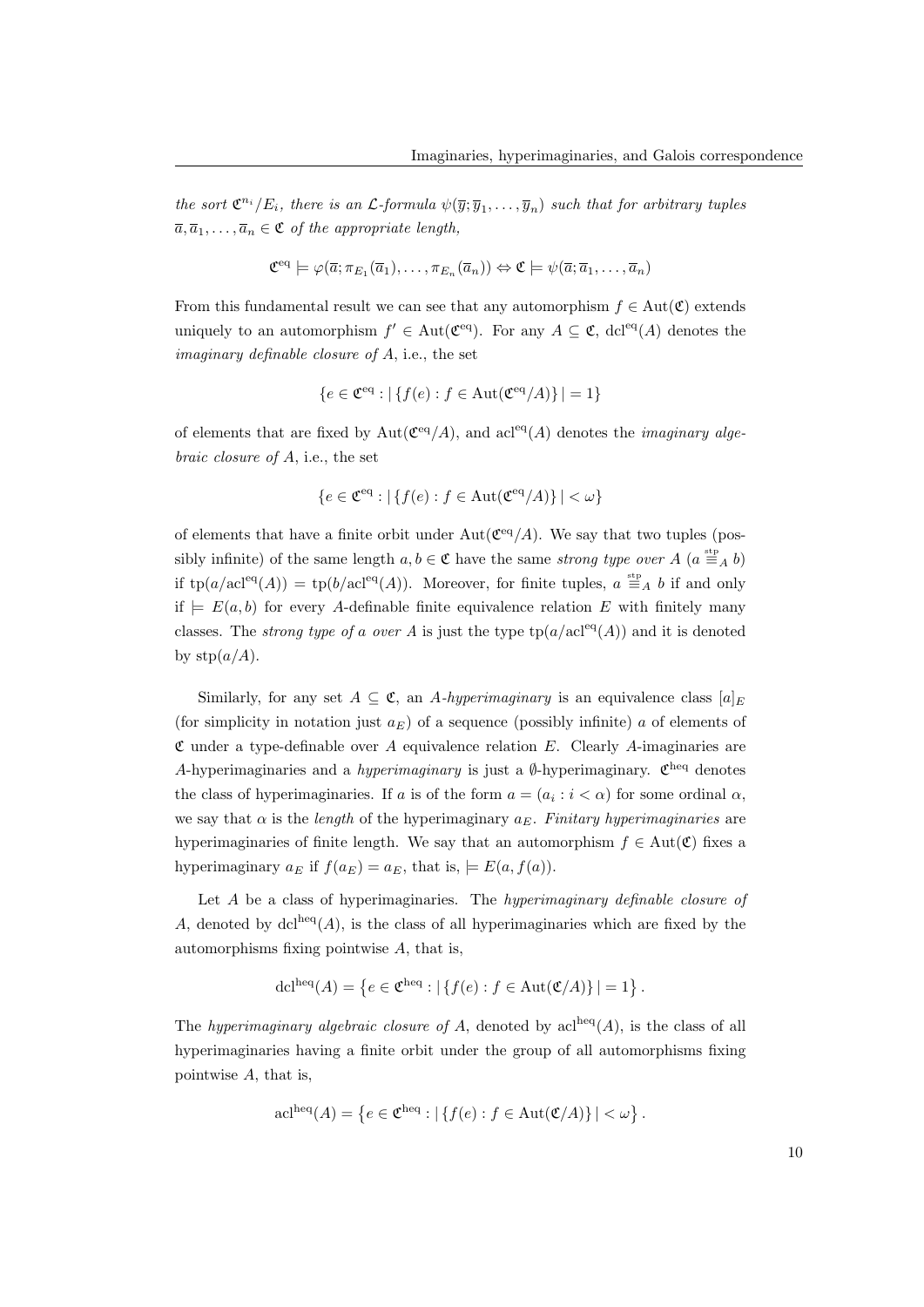*the sort $\mathfrak{C}^{n_i}/E_i$, there is an $\mathcal{L}$-formula $\psi(\overline{y};\overline{y}_1,\ldots,\overline{y}_n)$ such that for arbitrary tuples $\overline{a},\overline{a}_1,\ldots,\overline{a}_n \in \mathfrak{C}$ of the appropriate length,*

$$\mathfrak{C}^{\mathrm{eq}} \models \varphi(\overline{a};\pi_{E_1}(\overline{a}_1),\ldots,\pi_{E_n}(\overline{a}_n)) \Leftrightarrow \mathfrak{C} \models \psi(\overline{a};\overline{a}_1,\ldots,\overline{a}_n)$$

From this fundamental result we can see that any automorphism $f \in \mathrm{Aut}(\mathfrak{C})$ extends uniquely to an automorphism $f' \in \mathrm{Aut}(\mathfrak{C}^{\mathrm{eq}})$. For any $A \subseteq \mathfrak{C}$, $\mathrm{dcl}^{\mathrm{eq}}(A)$ denotes the *imaginary definable closure of* $A$, i.e., the set

$$\{e \in \mathfrak{C}^{\mathrm{eq}} : |\{f(e) : f \in \mathrm{Aut}(\mathfrak{C}^{\mathrm{eq}}/A)\}| = 1\}$$

of elements that are fixed by $\mathrm{Aut}(\mathfrak{C}^{\mathrm{eq}}/A)$, and $\mathrm{acl}^{\mathrm{eq}}(A)$ denotes the *imaginary algebraic closure of* $A$, i.e., the set

$$\{e \in \mathfrak{C}^{\mathrm{eq}} : |\{f(e) : f \in \mathrm{Aut}(\mathfrak{C}^{\mathrm{eq}}/A)\}| < \omega\}$$

of elements that have a finite orbit under $\mathrm{Aut}(\mathfrak{C}^{\mathrm{eq}}/A)$. We say that two tuples (possibly infinite) of the same length $a, b \in \mathfrak{C}$ have the same *strong type over* $A$ ($a \overset{\mathrm{stp}}{\equiv}_A b$) if $\mathrm{tp}(a/\mathrm{acl}^{\mathrm{eq}}(A)) = \mathrm{tp}(b/\mathrm{acl}^{\mathrm{eq}}(A))$. Moreover, for finite tuples, $a \overset{\mathrm{stp}}{\equiv}_A b$ if and only if $\models E(a,b)$ for every $A$-definable finite equivalence relation $E$ with finitely many classes. The *strong type of* $a$ *over* $A$ is just the type $\mathrm{tp}(a/\mathrm{acl}^{\mathrm{eq}}(A))$ and it is denoted by $\mathrm{stp}(a/A)$.

Similarly, for any set $A \subseteq \mathfrak{C}$, an *$A$-hyperimaginary* is an equivalence class $[a]_E$ (for simplicity in notation just $a_E$) of a sequence (possibly infinite) $a$ of elements of $\mathfrak{C}$ under a type-definable over $A$ equivalence relation $E$. Clearly $A$-imaginaries are $A$-hyperimaginaries and a *hyperimaginary* is just a $\emptyset$-hyperimaginary. $\mathfrak{C}^{\mathrm{heq}}$ denotes the class of hyperimaginaries. If $a$ is of the form $a = (a_i : i < \alpha)$ for some ordinal $\alpha$, we say that $\alpha$ is the *length* of the hyperimaginary $a_E$. *Finitary hyperimaginaries* are hyperimaginaries of finite length. We say that an automorphism $f \in \mathrm{Aut}(\mathfrak{C})$ fixes a hyperimaginary $a_E$ if $f(a_E) = a_E$, that is, $\models E(a, f(a))$.

Let $A$ be a class of hyperimaginaries. The *hyperimaginary definable closure of* $A$, denoted by $\mathrm{dcl}^{\mathrm{heq}}(A)$, is the class of all hyperimaginaries which are fixed by the automorphisms fixing pointwise $A$, that is,

$$\mathrm{dcl}^{\mathrm{heq}}(A) = \left\{e \in \mathfrak{C}^{\mathrm{heq}} : |\{f(e) : f \in \mathrm{Aut}(\mathfrak{C}/A)\}| = 1\right\}.$$

The *hyperimaginary algebraic closure of* $A$, denoted by $\mathrm{acl}^{\mathrm{heq}}(A)$, is the class of all hyperimaginaries having a finite orbit under the group of all automorphisms fixing pointwise $A$, that is,

$$\mathrm{acl}^{\mathrm{heq}}(A) = \left\{e \in \mathfrak{C}^{\mathrm{heq}} : |\{f(e) : f \in \mathrm{Aut}(\mathfrak{C}/A)\}| < \omega\right\}.$$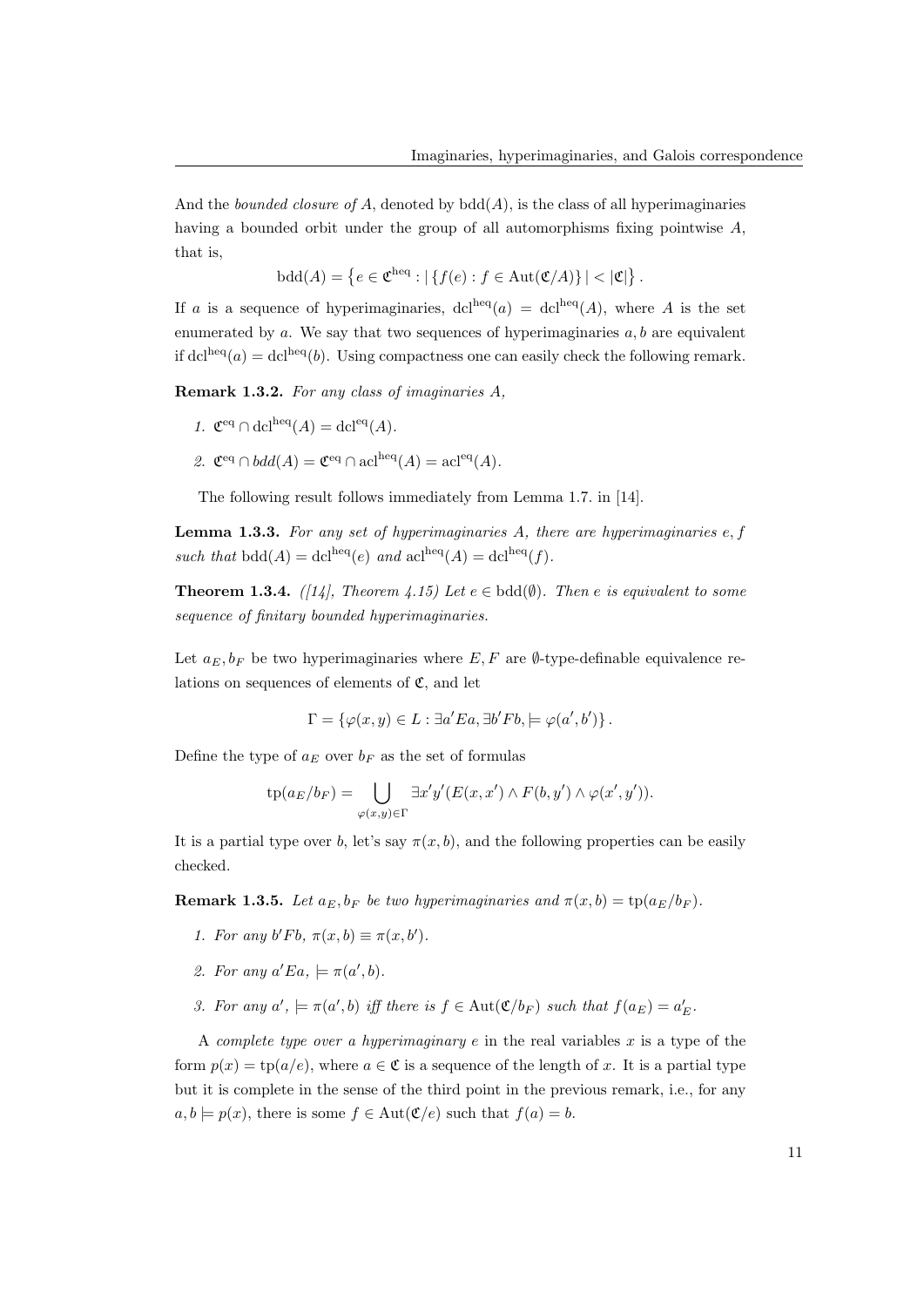And the *bounded closure of* $A$, denoted by $\mathrm{bdd}(A)$, is the class of all hyperimaginaries having a bounded orbit under the group of all automorphisms fixing pointwise $A$, that is,

$$\mathrm{bdd}(A) = \left\{ e \in \mathfrak{C}^{\mathrm{heq}} : |\{f(e) : f \in \mathrm{Aut}(\mathfrak{C}/A)\}| < |\mathfrak{C}| \right\}.$$

If $a$ is a sequence of hyperimaginaries, $\mathrm{dcl}^{\mathrm{heq}}(a) = \mathrm{dcl}^{\mathrm{heq}}(A)$, where $A$ is the set enumerated by $a$. We say that two sequences of hyperimaginaries $a, b$ are equivalent if $\mathrm{dcl}^{\mathrm{heq}}(a) = \mathrm{dcl}^{\mathrm{heq}}(b)$. Using compactness one can easily check the following remark.

**Remark 1.3.2.** *For any class of imaginaries $A$,*

1. $\mathfrak{C}^{\mathrm{eq}} \cap \mathrm{dcl}^{\mathrm{heq}}(A) = \mathrm{dcl}^{\mathrm{eq}}(A)$.
2. $\mathfrak{C}^{\mathrm{eq}} \cap bdd(A) = \mathfrak{C}^{\mathrm{eq}} \cap \mathrm{acl}^{\mathrm{heq}}(A) = \mathrm{acl}^{\mathrm{eq}}(A)$.

The following result follows immediately from Lemma 1.7. in [14].

**Lemma 1.3.3.** *For any set of hyperimaginaries $A$, there are hyperimaginaries $e, f$ such that $\mathrm{bdd}(A) = \mathrm{dcl}^{\mathrm{heq}}(e)$ and $\mathrm{acl}^{\mathrm{heq}}(A) = \mathrm{dcl}^{\mathrm{heq}}(f)$.*

**Theorem 1.3.4.** *([14], Theorem 4.15) Let $e \in \mathrm{bdd}(\emptyset)$. Then $e$ is equivalent to some sequence of finitary bounded hyperimaginaries.*

Let $a_E, b_F$ be two hyperimaginaries where $E, F$ are $\emptyset$-type-definable equivalence relations on sequences of elements of $\mathfrak{C}$, and let

$$\Gamma = \{\varphi(x, y) \in L : \exists a' E a, \exists b' F b, \models \varphi(a', b')\}.$$

Define the type of $a_E$ over $b_F$ as the set of formulas

$$\mathrm{tp}(a_E/b_F) = \bigcup_{\varphi(x,y)\in\Gamma} \exists x' y' (E(x, x') \wedge F(b, y') \wedge \varphi(x', y')).$$

It is a partial type over $b$, let's say $\pi(x, b)$, and the following properties can be easily checked.

**Remark 1.3.5.** *Let $a_E, b_F$ be two hyperimaginaries and $\pi(x, b) = \mathrm{tp}(a_E/b_F)$.*

1. *For any $b' F b$, $\pi(x, b) \equiv \pi(x, b')$.*
2. *For any $a' E a$, $\models \pi(a', b)$.*
3. *For any $a'$, $\models \pi(a', b)$ iff there is $f \in \mathrm{Aut}(\mathfrak{C}/b_F)$ such that $f(a_E) = a'_E$.*

A *complete type over a hyperimaginary* $e$ in the real variables $x$ is a type of the form $p(x) = \mathrm{tp}(a/e)$, where $a \in \mathfrak{C}$ is a sequence of the length of $x$. It is a partial type but it is complete in the sense of the third point in the previous remark, i.e., for any $a, b \models p(x)$, there is some $f \in \mathrm{Aut}(\mathfrak{C}/e)$ such that $f(a) = b$.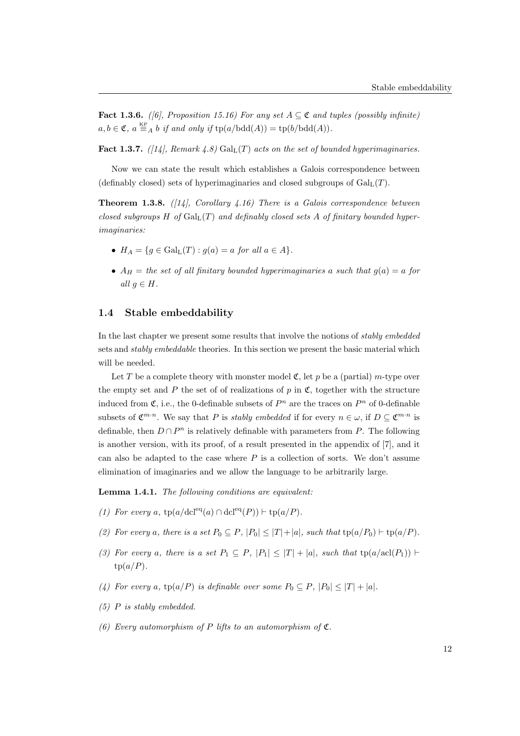**Fact 1.3.6.** *([6], Proposition 15.16) For any set $A \subseteq \mathfrak{C}$ and tuples (possibly infinite) $a, b \in \mathfrak{C}$, $a \stackrel{\mathrm{KP}}{\equiv}_A b$ if and only if $\mathrm{tp}(a/\mathrm{bdd}(A)) = \mathrm{tp}(b/\mathrm{bdd}(A))$.*

**Fact 1.3.7.** *([14], Remark 4.8) $\mathrm{Gal_L}(T)$ acts on the set of bounded hyperimaginaries.*

Now we can state the result which establishes a Galois correspondence between (definably closed) sets of hyperimaginaries and closed subgroups of $\mathrm{Gal_L}(T)$.

**Theorem 1.3.8.** *([14], Corollary 4.16) There is a Galois correspondence between closed subgroups $H$ of $\mathrm{Gal_L}(T)$ and definably closed sets $A$ of finitary bounded hyperimaginaries:*

- *$H_A = \{g \in \mathrm{Gal_L}(T) : g(a) = a$ for all $a \in A\}$.*
- *$A_H =$ the set of all finitary bounded hyperimaginaries $a$ such that $g(a) = a$ for all $g \in H$.*

## 1.4 Stable embeddability

In the last chapter we present some results that involve the notions of *stably embedded* sets and *stably embeddable* theories. In this section we present the basic material which will be needed.

Let $T$ be a complete theory with monster model $\mathfrak{C}$, let $p$ be a (partial) $m$-type over the empty set and $P$ the set of of realizations of $p$ in $\mathfrak{C}$, together with the structure induced from $\mathfrak{C}$, i.e., the 0-definable subsets of $P^n$ are the traces on $P^n$ of 0-definable subsets of $\mathfrak{C}^{m \cdot n}$. We say that $P$ is *stably embedded* if for every $n \in \omega$, if $D \subseteq \mathfrak{C}^{m \cdot n}$ is definable, then $D \cap P^n$ is relatively definable with parameters from $P$. The following is another version, with its proof, of a result presented in the appendix of [7], and it can also be adapted to the case where $P$ is a collection of sorts. We don't assume elimination of imaginaries and we allow the language to be arbitrarily large.

**Lemma 1.4.1.** *The following conditions are equivalent:*

*(1) For every $a$, $\mathrm{tp}(a/\mathrm{dcl}^{\mathrm{eq}}(a) \cap \mathrm{dcl}^{\mathrm{eq}}(P)) \vdash \mathrm{tp}(a/P)$.*

*(2) For every $a$, there is a set $P_0 \subseteq P$, $|P_0| \leq |T| + |a|$, such that $\mathrm{tp}(a/P_0) \vdash \mathrm{tp}(a/P)$.*

*(3) For every $a$, there is a set $P_1 \subseteq P$, $|P_1| \leq |T| + |a|$, such that $\mathrm{tp}(a/\mathrm{acl}(P_1)) \vdash \mathrm{tp}(a/P)$.*

*(4) For every $a$, $\mathrm{tp}(a/P)$ is definable over some $P_0 \subseteq P$, $|P_0| \leq |T| + |a|$.*

*(5) $P$ is stably embedded.*

*(6) Every automorphism of $P$ lifts to an automorphism of $\mathfrak{C}$.*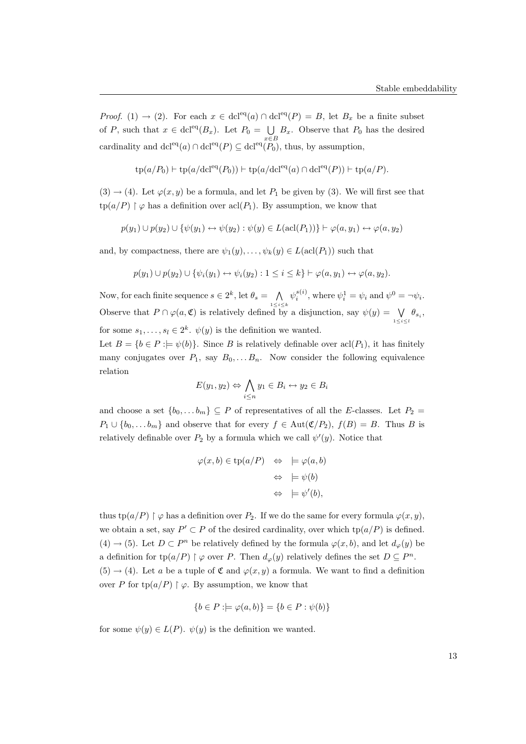*Proof.* (1) → (2). For each $x \in \mathrm{dcl}^{\mathrm{eq}}(a) \cap \mathrm{dcl}^{\mathrm{eq}}(P) = B$, let $B_x$ be a finite subset of $P$, such that $x \in \mathrm{dcl}^{\mathrm{eq}}(B_x)$. Let $P_0 = \bigcup_{x \in B} B_x$. Observe that $P_0$ has the desired cardinality and $\mathrm{dcl}^{\mathrm{eq}}(a) \cap \mathrm{dcl}^{\mathrm{eq}}(P) \subseteq \mathrm{dcl}^{\mathrm{eq}}(P_0)$, thus, by assumption,

$$\mathrm{tp}(a/P_0) \vdash \mathrm{tp}(a/\mathrm{dcl}^{\mathrm{eq}}(P_0)) \vdash \mathrm{tp}(a/\mathrm{dcl}^{\mathrm{eq}}(a) \cap \mathrm{dcl}^{\mathrm{eq}}(P)) \vdash \mathrm{tp}(a/P).$$

(3) → (4). Let $\varphi(x, y)$ be a formula, and let $P_1$ be given by (3). We will first see that $\mathrm{tp}(a/P) \restriction \varphi$ has a definition over $\mathrm{acl}(P_1)$. By assumption, we know that

$$p(y_1) \cup p(y_2) \cup \{\psi(y_1) \leftrightarrow \psi(y_2) : \psi(y) \in L(\mathrm{acl}(P_1))\} \vdash \varphi(a, y_1) \leftrightarrow \varphi(a, y_2)$$

and, by compactness, there are $\psi_1(y), \ldots, \psi_k(y) \in L(\mathrm{acl}(P_1))$ such that

$$p(y_1) \cup p(y_2) \cup \{\psi_i(y_1) \leftrightarrow \psi_i(y_2) : 1 \leq i \leq k\} \vdash \varphi(a, y_1) \leftrightarrow \varphi(a, y_2).$$

Now, for each finite sequence $s \in 2^k$, let $\theta_s = \bigwedge_{1 \leq i \leq k} \psi_i^{s(i)}$, where $\psi_i^1 = \psi_i$ and $\psi^0 = \neg\psi_i$. Observe that $P \cap \varphi(a, \mathfrak{C})$ is relatively defined by a disjunction, say $\psi(y) = \bigvee_{1 \leq i \leq l} \theta_{s_i}$, for some $s_1, \ldots, s_l \in 2^k$. $\psi(y)$ is the definition we wanted.

Let $B = \{b \in P : \models \psi(b)\}$. Since $B$ is relatively definable over $\mathrm{acl}(P_1)$, it has finitely many conjugates over $P_1$, say $B_0, \ldots B_n$. Now consider the following equivalence relation

$$E(y_1, y_2) \Leftrightarrow \bigwedge_{i \leq n} y_1 \in B_i \leftrightarrow y_2 \in B_i$$

and choose a set $\{b_0, \ldots b_m\} \subseteq P$ of representatives of all the $E$-classes. Let $P_2 = P_1 \cup \{b_0, \ldots b_m\}$ and observe that for every $f \in \mathrm{Aut}(\mathfrak{C}/P_2)$, $f(B) = B$. Thus $B$ is relatively definable over $P_2$ by a formula which we call $\psi'(y)$. Notice that

$$\begin{aligned} \varphi(x, b) \in \mathrm{tp}(a/P) &\Leftrightarrow \models \varphi(a, b) \\ &\Leftrightarrow \models \psi(b) \\ &\Leftrightarrow \models \psi'(b), \end{aligned}$$

thus $\mathrm{tp}(a/P) \restriction \varphi$ has a definition over $P_2$. If we do the same for every formula $\varphi(x, y)$, we obtain a set, say $P' \subset P$ of the desired cardinality, over which $\mathrm{tp}(a/P)$ is defined.

(4) → (5). Let $D \subset P^n$ be relatively defined by the formula $\varphi(x, b)$, and let $d_\varphi(y)$ be a definition for $\mathrm{tp}(a/P) \restriction \varphi$ over $P$. Then $d_\varphi(y)$ relatively defines the set $D \subseteq P^n$.

(5) → (4). Let $a$ be a tuple of $\mathfrak{C}$ and $\varphi(x, y)$ a formula. We want to find a definition over $P$ for $\mathrm{tp}(a/P) \restriction \varphi$. By assumption, we know that

$$\{b \in P : \models \varphi(a, b)\} = \{b \in P : \psi(b)\}$$

for some $\psi(y) \in L(P)$. $\psi(y)$ is the definition we wanted.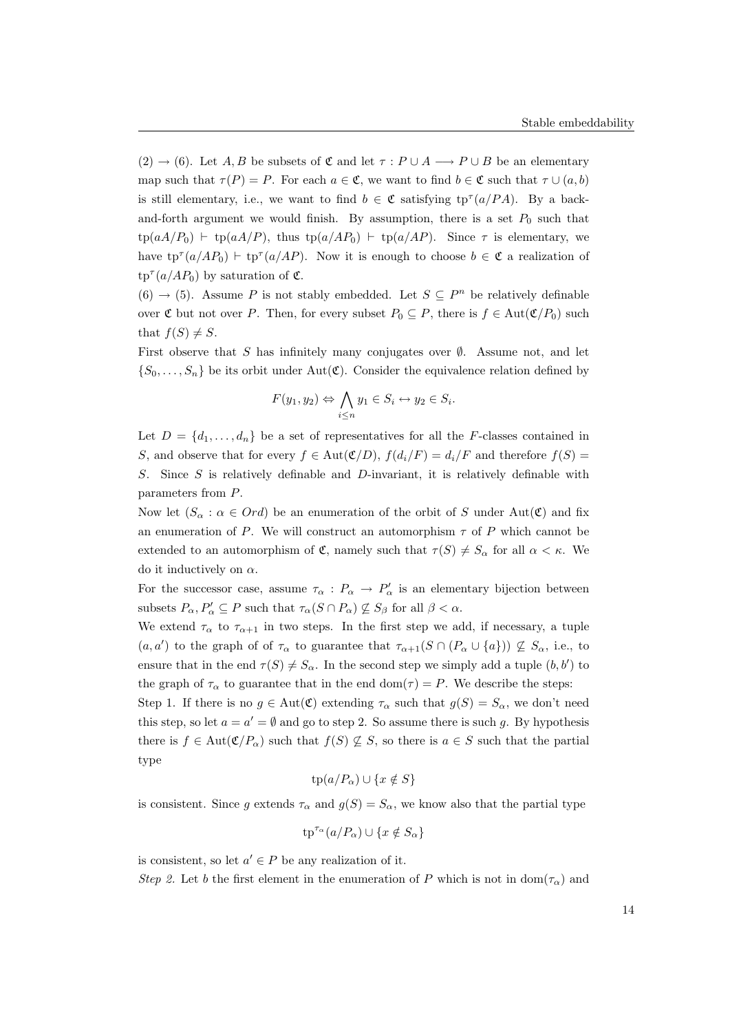(2) $\to$ (6). Let $A, B$ be subsets of $\mathfrak{C}$ and let $\tau : P \cup A \longrightarrow P \cup B$ be an elementary map such that $\tau(P) = P$. For each $a \in \mathfrak{C}$, we want to find $b \in \mathfrak{C}$ such that $\tau \cup (a, b)$ is still elementary, i.e., we want to find $b \in \mathfrak{C}$ satisfying $\mathrm{tp}^{\tau}(a/PA)$. By a back-and-forth argument we would finish. By assumption, there is a set $P_0$ such that $\mathrm{tp}(aA/P_0) \vdash \mathrm{tp}(aA/P)$, thus $\mathrm{tp}(a/AP_0) \vdash \mathrm{tp}(a/AP)$. Since $\tau$ is elementary, we have $\mathrm{tp}^{\tau}(a/AP_0) \vdash \mathrm{tp}^{\tau}(a/AP)$. Now it is enough to choose $b \in \mathfrak{C}$ a realization of $\mathrm{tp}^{\tau}(a/AP_0)$ by saturation of $\mathfrak{C}$.

(6) $\to$ (5). Assume $P$ is not stably embedded. Let $S \subseteq P^n$ be relatively definable over $\mathfrak{C}$ but not over $P$. Then, for every subset $P_0 \subseteq P$, there is $f \in \mathrm{Aut}(\mathfrak{C}/P_0)$ such that $f(S) \neq S$.

First observe that $S$ has infinitely many conjugates over $\emptyset$. Assume not, and let $\{S_0, \dots, S_n\}$ be its orbit under $\mathrm{Aut}(\mathfrak{C})$. Consider the equivalence relation defined by

$$F(y_1, y_2) \Leftrightarrow \bigwedge_{i \leq n} y_1 \in S_i \leftrightarrow y_2 \in S_i.$$

Let $D = \{d_1, \dots, d_n\}$ be a set of representatives for all the $F$-classes contained in $S$, and observe that for every $f \in \mathrm{Aut}(\mathfrak{C}/D)$, $f(d_i/F) = d_i/F$ and therefore $f(S) = S$. Since $S$ is relatively definable and $D$-invariant, it is relatively definable with parameters from $P$.

Now let $(S_\alpha : \alpha \in Ord)$ be an enumeration of the orbit of $S$ under $\mathrm{Aut}(\mathfrak{C})$ and fix an enumeration of $P$. We will construct an automorphism $\tau$ of $P$ which cannot be extended to an automorphism of $\mathfrak{C}$, namely such that $\tau(S) \neq S_\alpha$ for all $\alpha < \kappa$. We do it inductively on $\alpha$.

For the successor case, assume $\tau_\alpha : P_\alpha \to P'_\alpha$ is an elementary bijection between subsets $P_\alpha, P'_\alpha \subseteq P$ such that $\tau_\alpha(S \cap P_\alpha) \nsubseteq S_\beta$ for all $\beta < \alpha$.

We extend $\tau_\alpha$ to $\tau_{\alpha+1}$ in two steps. In the first step we add, if necessary, a tuple $(a, a')$ to the graph of of $\tau_\alpha$ to guarantee that $\tau_{\alpha+1}(S \cap (P_\alpha \cup \{a\})) \nsubseteq S_\alpha$, i.e., to ensure that in the end $\tau(S) \neq S_\alpha$. In the second step we simply add a tuple $(b, b')$ to the graph of $\tau_\alpha$ to guarantee that in the end $\mathrm{dom}(\tau) = P$. We describe the steps:

Step 1. If there is no $g \in \mathrm{Aut}(\mathfrak{C})$ extending $\tau_\alpha$ such that $g(S) = S_\alpha$, we don't need this step, so let $a = a' = \emptyset$ and go to step 2. So assume there is such $g$. By hypothesis there is $f \in \mathrm{Aut}(\mathfrak{C}/P_\alpha)$ such that $f(S) \nsubseteq S$, so there is $a \in S$ such that the partial type

$$\mathrm{tp}(a/P_\alpha) \cup \{x \notin S\}$$

is consistent. Since $g$ extends $\tau_\alpha$ and $g(S) = S_\alpha$, we know also that the partial type

$$\mathrm{tp}^{\tau_\alpha}(a/P_\alpha) \cup \{x \notin S_\alpha\}$$

is consistent, so let $a' \in P$ be any realization of it.

*Step 2.* Let $b$ the first element in the enumeration of $P$ which is not in $\mathrm{dom}(\tau_\alpha)$ and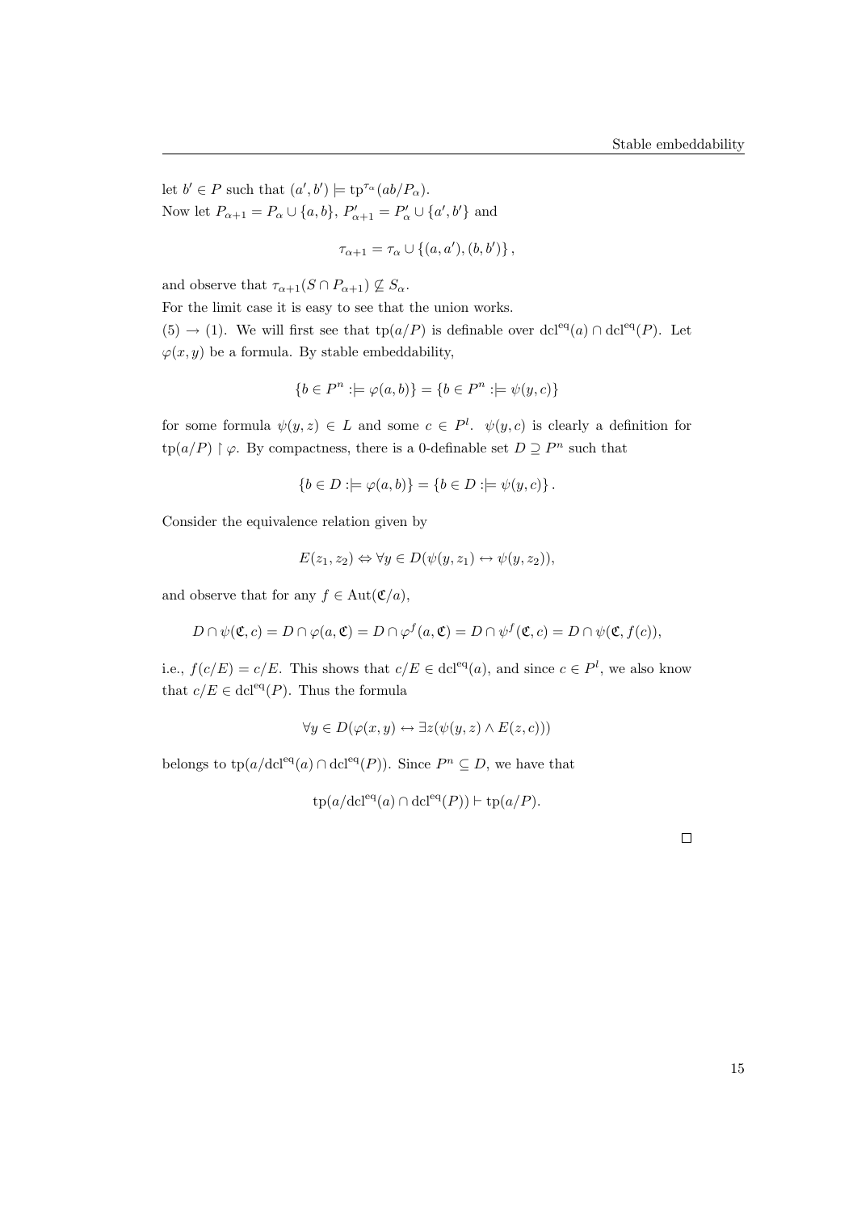let $b' \in P$ such that $(a', b') \models \mathrm{tp}^{\tau_\alpha}(ab/P_\alpha)$.
Now let $P_{\alpha+1} = P_\alpha \cup \{a, b\}$, $P'_{\alpha+1} = P'_\alpha \cup \{a', b'\}$ and

$$\tau_{\alpha+1} = \tau_\alpha \cup \{(a, a'), (b, b')\},$$

and observe that $\tau_{\alpha+1}(S \cap P_{\alpha+1}) \not\subseteq S_\alpha$.
For the limit case it is easy to see that the union works.
(5) $\to$ (1). We will first see that $\mathrm{tp}(a/P)$ is definable over $\mathrm{dcl}^{\mathrm{eq}}(a) \cap \mathrm{dcl}^{\mathrm{eq}}(P)$. Let $\varphi(x, y)$ be a formula. By stable embeddability,

$$\{b \in P^n :\models \varphi(a, b)\} = \{b \in P^n :\models \psi(y, c)\}$$

for some formula $\psi(y, z) \in L$ and some $c \in P^l$. $\psi(y, c)$ is clearly a definition for $\mathrm{tp}(a/P) \restriction \varphi$. By compactness, there is a 0-definable set $D \supseteq P^n$ such that

$$\{b \in D :\models \varphi(a, b)\} = \{b \in D :\models \psi(y, c)\}.$$

Consider the equivalence relation given by

$$E(z_1, z_2) \Leftrightarrow \forall y \in D(\psi(y, z_1) \leftrightarrow \psi(y, z_2)),$$

and observe that for any $f \in \mathrm{Aut}(\mathfrak{C}/a)$,

$$D \cap \psi(\mathfrak{C}, c) = D \cap \varphi(a, \mathfrak{C}) = D \cap \varphi^f(a, \mathfrak{C}) = D \cap \psi^f(\mathfrak{C}, c) = D \cap \psi(\mathfrak{C}, f(c)),$$

i.e., $f(c/E) = c/E$. This shows that $c/E \in \mathrm{dcl}^{\mathrm{eq}}(a)$, and since $c \in P^l$, we also know that $c/E \in \mathrm{dcl}^{\mathrm{eq}}(P)$. Thus the formula

$$\forall y \in D(\varphi(x, y) \leftrightarrow \exists z(\psi(y, z) \wedge E(z, c)))$$

belongs to $\mathrm{tp}(a/\mathrm{dcl}^{\mathrm{eq}}(a) \cap \mathrm{dcl}^{\mathrm{eq}}(P))$. Since $P^n \subseteq D$, we have that

$$\mathrm{tp}(a/\mathrm{dcl}^{\mathrm{eq}}(a) \cap \mathrm{dcl}^{\mathrm{eq}}(P)) \vdash \mathrm{tp}(a/P).$$

□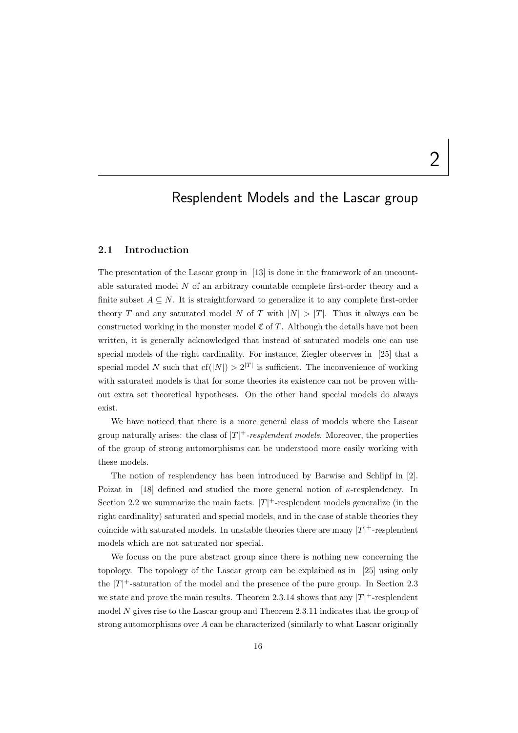# 2

# Resplendent Models and the Lascar group

## 2.1 Introduction

The presentation of the Lascar group in [13] is done in the framework of an uncountable saturated model $N$ of an arbitrary countable complete first-order theory and a finite subset $A \subseteq N$. It is straightforward to generalize it to any complete first-order theory $T$ and any saturated model $N$ of $T$ with $|N| > |T|$. Thus it always can be constructed working in the monster model $\mathfrak{C}$ of $T$. Although the details have not been written, it is generally acknowledged that instead of saturated models one can use special models of the right cardinality. For instance, Ziegler observes in [25] that a special model $N$ such that $\mathrm{cf}(|N|) > 2^{|T|}$ is sufficient. The inconvenience of working with saturated models is that for some theories its existence can not be proven without extra set theoretical hypotheses. On the other hand special models do always exist.

We have noticed that there is a more general class of models where the Lascar group naturally arises: the class of $|T|^+$*-resplendent models*. Moreover, the properties of the group of strong automorphisms can be understood more easily working with these models.

The notion of resplendency has been introduced by Barwise and Schlipf in [2]. Poizat in [18] defined and studied the more general notion of $\kappa$-resplendency. In Section 2.2 we summarize the main facts. $|T|^+$-resplendent models generalize (in the right cardinality) saturated and special models, and in the case of stable theories they coincide with saturated models. In unstable theories there are many $|T|^+$-resplendent models which are not saturated nor special.

We focuss on the pure abstract group since there is nothing new concerning the topology. The topology of the Lascar group can be explained as in [25] using only the $|T|^+$-saturation of the model and the presence of the pure group. In Section 2.3 we state and prove the main results. Theorem 2.3.14 shows that any $|T|^+$-resplendent model $N$ gives rise to the Lascar group and Theorem 2.3.11 indicates that the group of strong automorphisms over $A$ can be characterized (similarly to what Lascar originally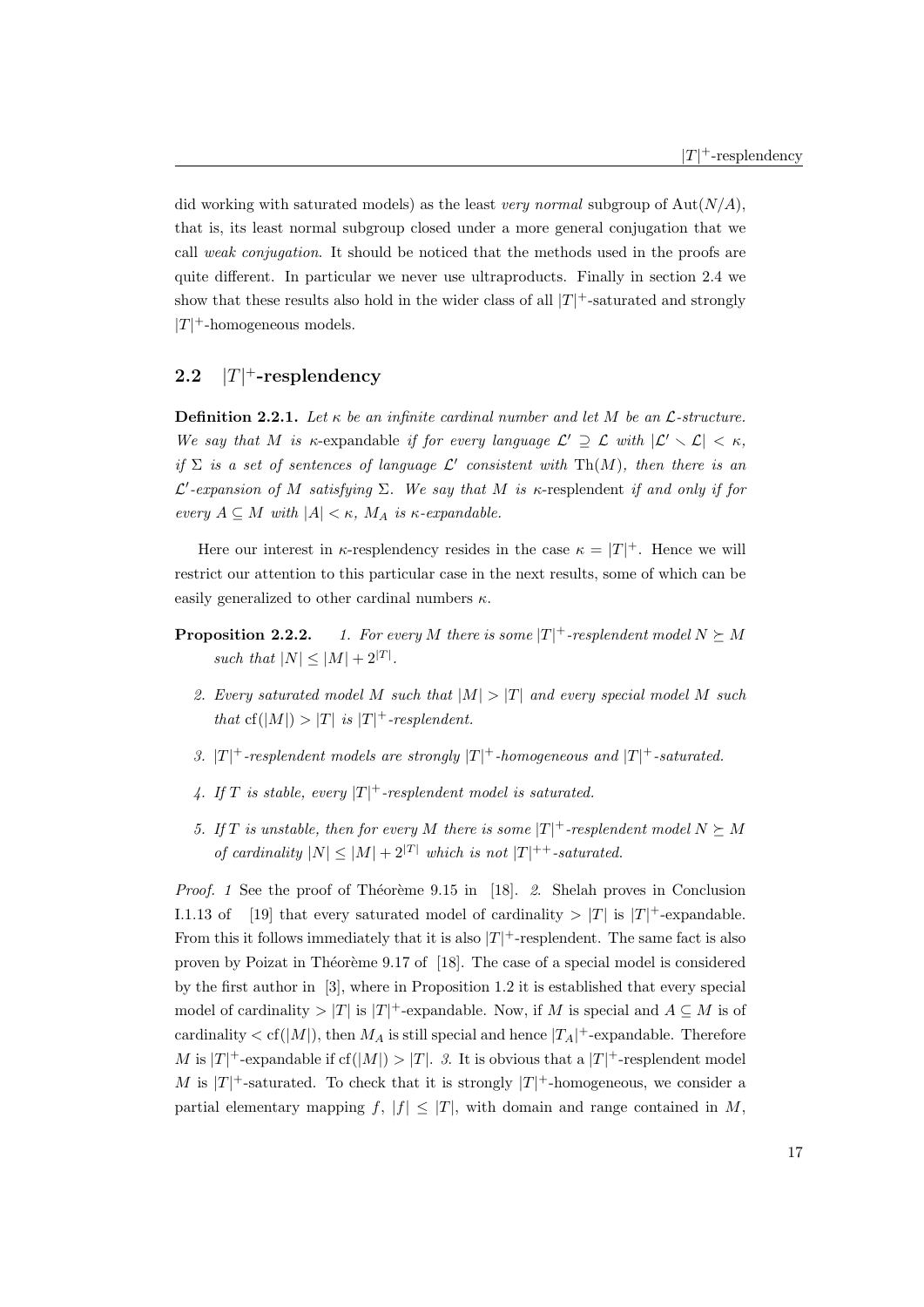did working with saturated models) as the least *very normal* subgroup of $\mathrm{Aut}(N/A)$, that is, its least normal subgroup closed under a more general conjugation that we call *weak conjugation*. It should be noticed that the methods used in the proofs are quite different. In particular we never use ultraproducts. Finally in section 2.4 we show that these results also hold in the wider class of all $|T|^+$-saturated and strongly $|T|^+$-homogeneous models.

## 2.2 $|T|^+$-resplendency

**Definition 2.2.1.** *Let $\kappa$ be an infinite cardinal number and let $M$ be an $\mathcal{L}$-structure. We say that $M$ is* $\kappa$-expandable *if for every language $\mathcal{L}' \supseteq \mathcal{L}$ with $|\mathcal{L}' \smallsetminus \mathcal{L}| < \kappa$, if $\Sigma$ is a set of sentences of language $\mathcal{L}'$ consistent with $\mathrm{Th}(M)$, then there is an $\mathcal{L}'$-expansion of $M$ satisfying $\Sigma$. We say that $M$ is* $\kappa$-resplendent *if and only if for every $A \subseteq M$ with $|A| < \kappa$, $M_A$ is $\kappa$-expandable.*

Here our interest in $\kappa$-resplendency resides in the case $\kappa = |T|^+$. Hence we will restrict our attention to this particular case in the next results, some of which can be easily generalized to other cardinal numbers $\kappa$.

**Proposition 2.2.2.**

1. *For every $M$ there is some $|T|^+$-resplendent model $N \succeq M$ such that $|N| \leq |M| + 2^{|T|}$.*
2. *Every saturated model $M$ such that $|M| > |T|$ and every special model $M$ such that $\mathrm{cf}(|M|) > |T|$ is $|T|^+$-resplendent.*
3. *$|T|^+$-resplendent models are strongly $|T|^+$-homogeneous and $|T|^+$-saturated.*
4. *If $T$ is stable, every $|T|^+$-resplendent model is saturated.*
5. *If $T$ is unstable, then for every $M$ there is some $|T|^+$-resplendent model $N \succeq M$ of cardinality $|N| \leq |M| + 2^{|T|}$ which is not $|T|^{++}$-saturated.*

*Proof.* *1* See the proof of Théorème 9.15 in [18]. *2.* Shelah proves in Conclusion I.1.13 of [19] that every saturated model of cardinality $> |T|$ is $|T|^+$-expandable. From this it follows immediately that it is also $|T|^+$-resplendent. The same fact is also proven by Poizat in Théorème 9.17 of [18]. The case of a special model is considered by the first author in [3], where in Proposition 1.2 it is established that every special model of cardinality $> |T|$ is $|T|^+$-expandable. Now, if $M$ is special and $A \subseteq M$ is of cardinality $< \mathrm{cf}(|M|)$, then $M_A$ is still special and hence $|T_A|^+$-expandable. Therefore $M$ is $|T|^+$-expandable if $\mathrm{cf}(|M|) > |T|$. *3.* It is obvious that a $|T|^+$-resplendent model $M$ is $|T|^+$-saturated. To check that it is strongly $|T|^+$-homogeneous, we consider a partial elementary mapping $f$, $|f| \leq |T|$, with domain and range contained in $M$,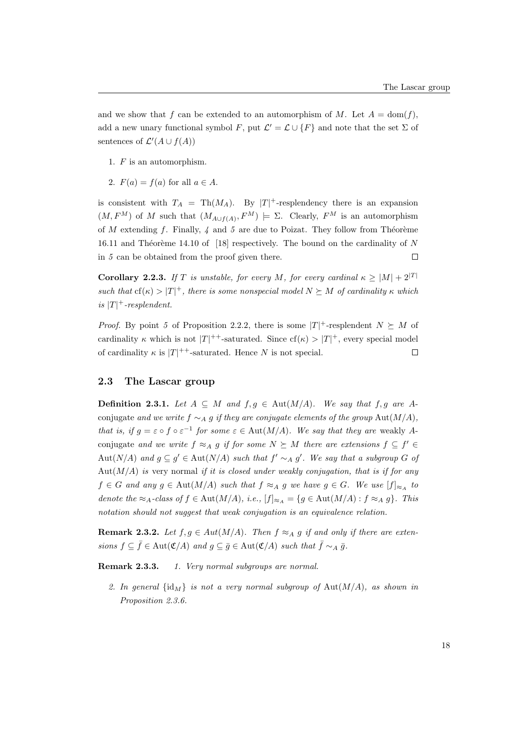and we show that $f$ can be extended to an automorphism of $M$. Let $A = \mathrm{dom}(f)$, add a new unary functional symbol $F$, put $\mathcal{L}' = \mathcal{L} \cup \{F\}$ and note that the set $\Sigma$ of sentences of $\mathcal{L}'(A \cup f(A))$

1. $F$ is an automorphism.
2. $F(a) = f(a)$ for all $a \in A$.

is consistent with $T_A = \mathrm{Th}(M_A)$. By $|T|^+$-resplendency there is an expansion $(M, F^M)$ of $M$ such that $(M_{A \cup f(A)}, F^M) \models \Sigma$. Clearly, $F^M$ is an automorphism of $M$ extending $f$. Finally, *4* and *5* are due to Poizat. They follow from Théorème 16.11 and Théorème 14.10 of [18] respectively. The bound on the cardinality of $N$ in *5* can be obtained from the proof given there. $\square$

**Corollary 2.2.3.** *If $T$ is unstable, for every $M$, for every cardinal $\kappa \geq |M| + 2^{|T|}$ such that $\mathrm{cf}(\kappa) > |T|^+$, there is some nonspecial model $N \succeq M$ of cardinality $\kappa$ which is $|T|^+$-resplendent.*

*Proof.* By point *5* of Proposition 2.2.2, there is some $|T|^+$-resplendent $N \succeq M$ of cardinality $\kappa$ which is not $|T|^{++}$-saturated. Since $\mathrm{cf}(\kappa) > |T|^+$, every special model of cardinality $\kappa$ is $|T|^{++}$-saturated. Hence $N$ is not special. $\square$

## 2.3 The Lascar group

**Definition 2.3.1.** *Let $A \subseteq M$ and $f, g \in \mathrm{Aut}(M/A)$. We say that $f, g$ are* $A$-conjugate *and we write $f \sim_A g$ if they are conjugate elements of the group $\mathrm{Aut}(M/A)$, that is, if $g = \varepsilon \circ f \circ \varepsilon^{-1}$ for some $\varepsilon \in \mathrm{Aut}(M/A)$. We say that they are* weakly $A$-conjugate *and we write $f \approx_A g$ if for some $N \succeq M$ there are extensions $f \subseteq f' \in \mathrm{Aut}(N/A)$ and $g \subseteq g' \in \mathrm{Aut}(N/A)$ such that $f' \sim_A g'$. We say that a subgroup $G$ of $\mathrm{Aut}(M/A)$ is* very normal *if it is closed under weakly conjugation, that is if for any $f \in G$ and any $g \in \mathrm{Aut}(M/A)$ such that $f \approx_A g$ we have $g \in G$. We use $[f]_{\approx_A}$ to denote the $\approx_A$-class of $f \in \mathrm{Aut}(M/A)$, i.e., $[f]_{\approx_A} = \{g \in \mathrm{Aut}(M/A) : f \approx_A g\}$. This notation should not suggest that weak conjugation is an equivalence relation.*

**Remark 2.3.2.** *Let $f, g \in Aut(M/A)$. Then $f \approx_A g$ if and only if there are extensions $f \subseteq \bar{f} \in \mathrm{Aut}(\mathfrak{C}/A)$ and $g \subseteq \bar{g} \in \mathrm{Aut}(\mathfrak{C}/A)$ such that $\bar{f} \sim_A \bar{g}$.*

**Remark 2.3.3.**

1. *Very normal subgroups are normal.*
2. *In general $\{\mathrm{id}_M\}$ is not a very normal subgroup of $\mathrm{Aut}(M/A)$, as shown in Proposition 2.3.6.*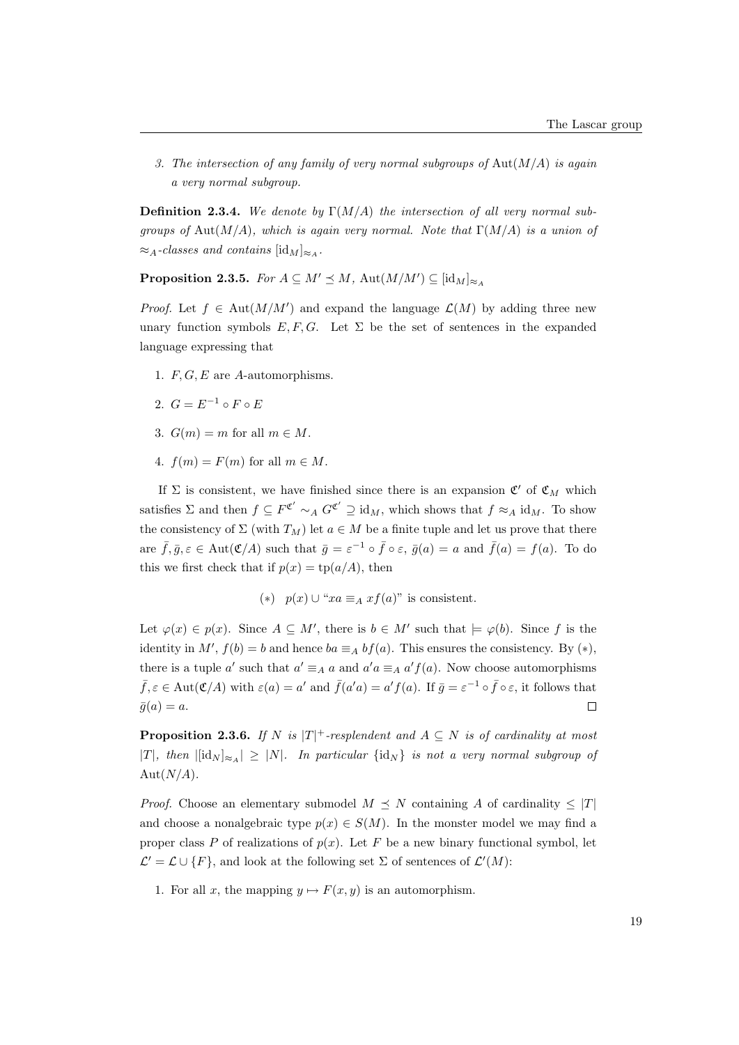3. *The intersection of any family of very normal subgroups of* $\mathrm{Aut}(M/A)$ *is again a very normal subgroup.*

**Definition 2.3.4.** *We denote by* $\Gamma(M/A)$ *the intersection of all very normal subgroups of* $\mathrm{Aut}(M/A)$*, which is again very normal. Note that* $\Gamma(M/A)$ *is a union of* $\approx_A$*-classes and contains* $[\mathrm{id}_M]_{\approx_A}$*.*

**Proposition 2.3.5.** *For* $A \subseteq M' \preceq M$*,* $\mathrm{Aut}(M/M') \subseteq [\mathrm{id}_M]_{\approx_A}$

*Proof.* Let $f \in \mathrm{Aut}(M/M')$ and expand the language $\mathcal{L}(M)$ by adding three new unary function symbols $E, F, G$. Let $\Sigma$ be the set of sentences in the expanded language expressing that

1. $F, G, E$ are $A$-automorphisms.
2. $G = E^{-1} \circ F \circ E$
3. $G(m) = m$ for all $m \in M$.
4. $f(m) = F(m)$ for all $m \in M$.

If $\Sigma$ is consistent, we have finished since there is an expansion $\mathfrak{C}'$ of $\mathfrak{C}_M$ which satisfies $\Sigma$ and then $f \subseteq F^{\mathfrak{C}'} \sim_A G^{\mathfrak{C}'} \supseteq \mathrm{id}_M$, which shows that $f \approx_A \mathrm{id}_M$. To show the consistency of $\Sigma$ (with $T_M$) let $a \in M$ be a finite tuple and let us prove that there are $\bar{f}, \bar{g}, \varepsilon \in \mathrm{Aut}(\mathfrak{C}/A)$ such that $\bar{g} = \varepsilon^{-1} \circ \bar{f} \circ \varepsilon$, $\bar{g}(a) = a$ and $\bar{f}(a) = f(a)$. To do this we first check that if $p(x) = \mathrm{tp}(a/A)$, then

$$(*) \quad p(x) \cup \text{“}xa \equiv_A xf(a)\text{” is consistent.}$$

Let $\varphi(x) \in p(x)$. Since $A \subseteq M'$, there is $b \in M'$ such that $\models \varphi(b)$. Since $f$ is the identity in $M'$, $f(b) = b$ and hence $ba \equiv_A bf(a)$. This ensures the consistency. By $(*)$, there is a tuple $a'$ such that $a' \equiv_A a$ and $a'a \equiv_A a'f(a)$. Now choose automorphisms $\bar{f}, \varepsilon \in \mathrm{Aut}(\mathfrak{C}/A)$ with $\varepsilon(a) = a'$ and $\bar{f}(a'a) = a'f(a)$. If $\bar{g} = \varepsilon^{-1} \circ \bar{f} \circ \varepsilon$, it follows that $\bar{g}(a) = a$. $\square$

**Proposition 2.3.6.** *If* $N$ *is* $|T|^+$*-resplendent and* $A \subseteq N$ *is of cardinality at most* $|T|$*, then* $|[\mathrm{id}_N]_{\approx_A}| \geq |N|$*. In particular* $\{\mathrm{id}_N\}$ *is not a very normal subgroup of* $\mathrm{Aut}(N/A)$*.*

*Proof.* Choose an elementary submodel $M \preceq N$ containing $A$ of cardinality $\leq |T|$ and choose a nonalgebraic type $p(x) \in S(M)$. In the monster model we may find a proper class $P$ of realizations of $p(x)$. Let $F$ be a new binary functional symbol, let $\mathcal{L}' = \mathcal{L} \cup \{F\}$, and look at the following set $\Sigma$ of sentences of $\mathcal{L}'(M)$:

1. For all $x$, the mapping $y \mapsto F(x, y)$ is an automorphism.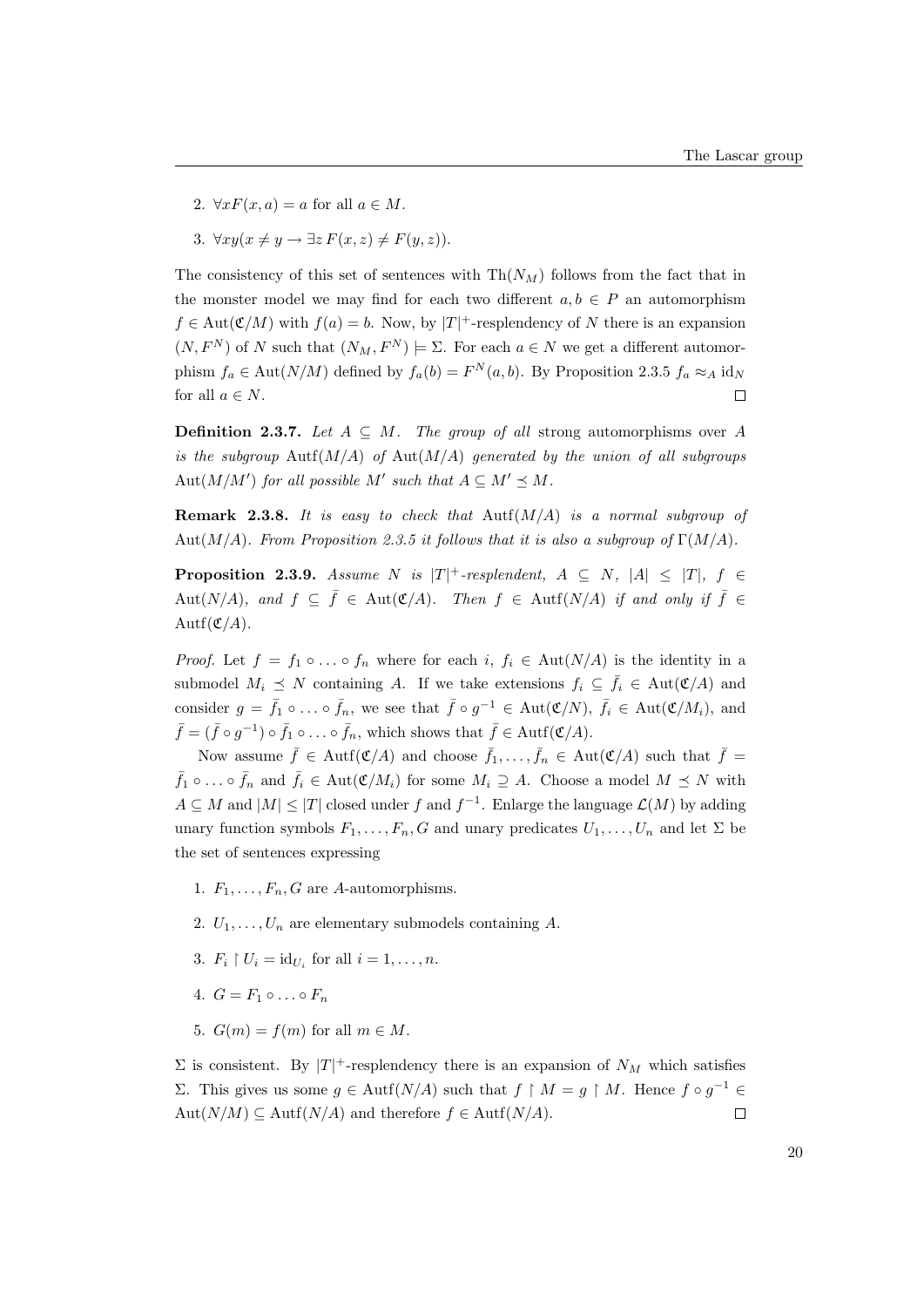2. $\forall x F(x, a) = a$ for all $a \in M$.

3. $\forall xy(x \neq y \rightarrow \exists z\, F(x, z) \neq F(y, z))$.

The consistency of this set of sentences with $\mathrm{Th}(N_M)$ follows from the fact that in the monster model we may find for each two different $a, b \in P$ an automorphism $f \in \mathrm{Aut}(\mathfrak{C}/M)$ with $f(a) = b$. Now, by $|T|^+$-resplendency of $N$ there is an expansion $(N, F^N)$ of $N$ such that $(N_M, F^N) \models \Sigma$. For each $a \in N$ we get a different automorphism $f_a \in \mathrm{Aut}(N/M)$ defined by $f_a(b) = F^N(a, b)$. By Proposition 2.3.5 $f_a \approx_A \mathrm{id}_N$ for all $a \in N$. □

**Definition 2.3.7.** *Let $A \subseteq M$. The group of all* strong automorphisms over $A$ *is the subgroup* $\mathrm{Autf}(M/A)$ *of* $\mathrm{Aut}(M/A)$ *generated by the union of all subgroups* $\mathrm{Aut}(M/M')$ *for all possible* $M'$ *such that* $A \subseteq M' \preceq M$.

**Remark 2.3.8.** *It is easy to check that* $\mathrm{Autf}(M/A)$ *is a normal subgroup of* $\mathrm{Aut}(M/A)$*. From Proposition 2.3.5 it follows that it is also a subgroup of* $\Gamma(M/A)$.

**Proposition 2.3.9.** *Assume $N$ is $|T|^+$-resplendent, $A \subseteq N$, $|A| \leq |T|$, $f \in \mathrm{Aut}(N/A)$, and $f \subseteq \bar{f} \in \mathrm{Aut}(\mathfrak{C}/A)$. Then $f \in \mathrm{Autf}(N/A)$ if and only if $\bar{f} \in \mathrm{Autf}(\mathfrak{C}/A)$.*

*Proof.* Let $f = f_1 \circ \ldots \circ f_n$ where for each $i$, $f_i \in \mathrm{Aut}(N/A)$ is the identity in a submodel $M_i \preceq N$ containing $A$. If we take extensions $f_i \subseteq \bar{f}_i \in \mathrm{Aut}(\mathfrak{C}/A)$ and consider $g = \bar{f}_1 \circ \ldots \circ \bar{f}_n$, we see that $\bar{f} \circ g^{-1} \in \mathrm{Aut}(\mathfrak{C}/N)$, $\bar{f}_i \in \mathrm{Aut}(\mathfrak{C}/M_i)$, and $\bar{f} = (\bar{f} \circ g^{-1}) \circ \bar{f}_1 \circ \ldots \circ \bar{f}_n$, which shows that $\bar{f} \in \mathrm{Autf}(\mathfrak{C}/A)$.

Now assume $\bar{f} \in \mathrm{Autf}(\mathfrak{C}/A)$ and choose $\bar{f}_1, \ldots, \bar{f}_n \in \mathrm{Aut}(\mathfrak{C}/A)$ such that $\bar{f} = \bar{f}_1 \circ \ldots \circ \bar{f}_n$ and $\bar{f}_i \in \mathrm{Aut}(\mathfrak{C}/M_i)$ for some $M_i \supseteq A$. Choose a model $M \preceq N$ with $A \subseteq M$ and $|M| \leq |T|$ closed under $f$ and $f^{-1}$. Enlarge the language $\mathcal{L}(M)$ by adding unary function symbols $F_1, \ldots, F_n, G$ and unary predicates $U_1, \ldots, U_n$ and let $\Sigma$ be the set of sentences expressing

1. $F_1, \ldots, F_n, G$ are $A$-automorphisms.

2. $U_1, \ldots, U_n$ are elementary submodels containing $A$.

3. $F_i \upharpoonright U_i = \mathrm{id}_{U_i}$ for all $i = 1, \ldots, n$.

4. $G = F_1 \circ \ldots \circ F_n$

5. $G(m) = f(m)$ for all $m \in M$.

$\Sigma$ is consistent. By $|T|^+$-resplendency there is an expansion of $N_M$ which satisfies $\Sigma$. This gives us some $g \in \mathrm{Autf}(N/A)$ such that $f \upharpoonright M = g \upharpoonright M$. Hence $f \circ g^{-1} \in \mathrm{Aut}(N/M) \subseteq \mathrm{Autf}(N/A)$ and therefore $f \in \mathrm{Autf}(N/A)$. □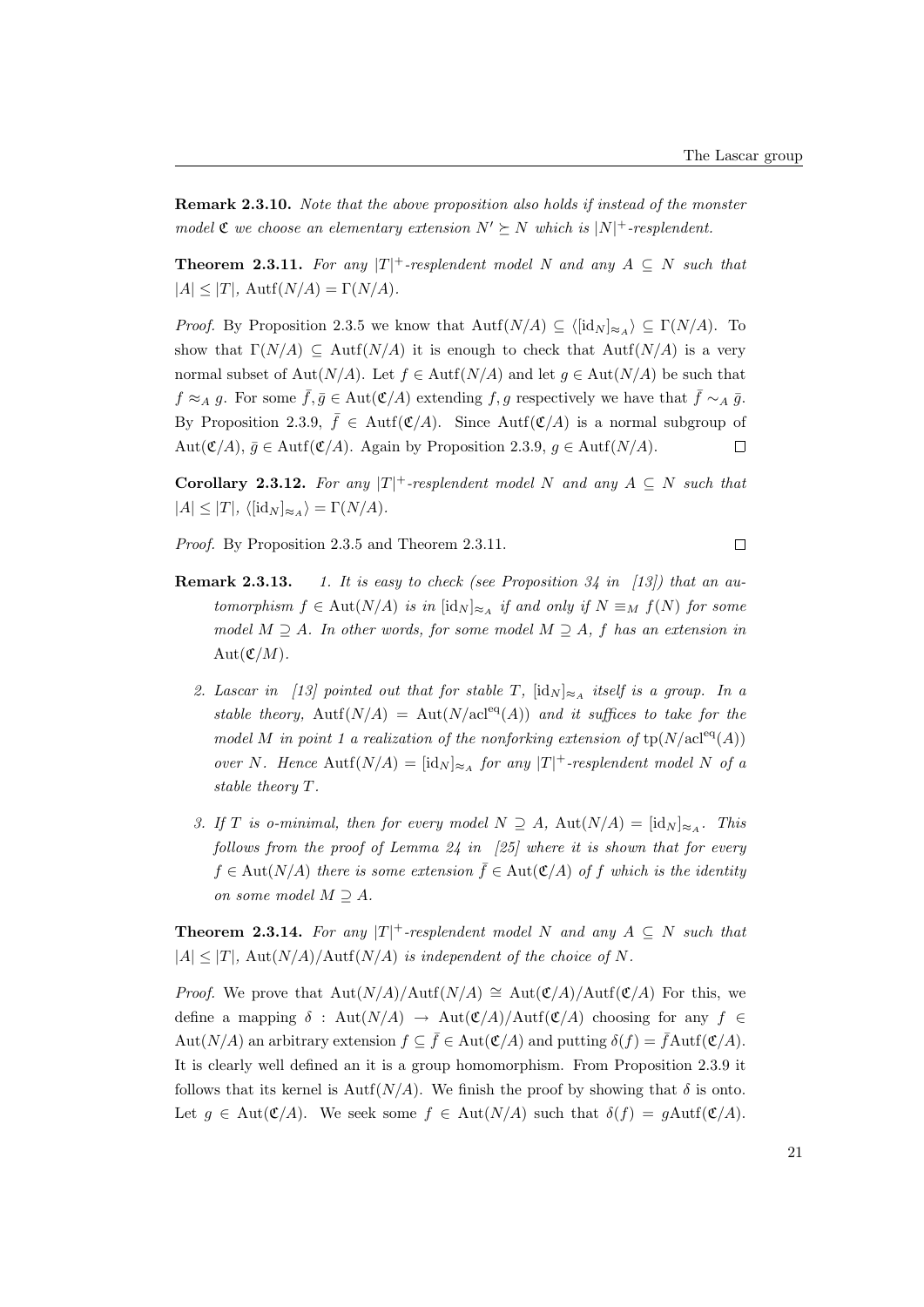**Remark 2.3.10.** *Note that the above proposition also holds if instead of the monster model $\mathfrak{C}$ we choose an elementary extension $N' \succeq N$ which is $|N|^+$-resplendent.*

**Theorem 2.3.11.** *For any $|T|^+$-resplendent model $N$ and any $A \subseteq N$ such that $|A| \leq |T|$, $\mathrm{Autf}(N/A) = \Gamma(N/A)$.*

*Proof.* By Proposition 2.3.5 we know that $\mathrm{Autf}(N/A) \subseteq \langle [\mathrm{id}_N]_{\approx_A} \rangle \subseteq \Gamma(N/A)$. To show that $\Gamma(N/A) \subseteq \mathrm{Autf}(N/A)$ it is enough to check that $\mathrm{Autf}(N/A)$ is a very normal subset of $\mathrm{Aut}(N/A)$. Let $f \in \mathrm{Autf}(N/A)$ and let $g \in \mathrm{Aut}(N/A)$ be such that $f \approx_A g$. For some $\bar{f}, \bar{g} \in \mathrm{Aut}(\mathfrak{C}/A)$ extending $f, g$ respectively we have that $\bar{f} \sim_A \bar{g}$. By Proposition 2.3.9, $\bar{f} \in \mathrm{Autf}(\mathfrak{C}/A)$. Since $\mathrm{Autf}(\mathfrak{C}/A)$ is a normal subgroup of $\mathrm{Aut}(\mathfrak{C}/A)$, $\bar{g} \in \mathrm{Autf}(\mathfrak{C}/A)$. Again by Proposition 2.3.9, $g \in \mathrm{Autf}(N/A)$. $\square$

**Corollary 2.3.12.** *For any $|T|^+$-resplendent model $N$ and any $A \subseteq N$ such that $|A| \leq |T|$, $\langle [\mathrm{id}_N]_{\approx_A} \rangle = \Gamma(N/A)$.*

*Proof.* By Proposition 2.3.5 and Theorem 2.3.11. $\square$

**Remark 2.3.13.**

1. *It is easy to check (see Proposition 34 in [13]) that an automorphism $f \in \mathrm{Aut}(N/A)$ is in $[\mathrm{id}_N]_{\approx_A}$ if and only if $N \equiv_M f(N)$ for some model $M \supseteq A$. In other words, for some model $M \supseteq A$, $f$ has an extension in $\mathrm{Aut}(\mathfrak{C}/M)$.*

2. *Lascar in [13] pointed out that for stable $T$, $[\mathrm{id}_N]_{\approx_A}$ itself is a group. In a stable theory, $\mathrm{Autf}(N/A) = \mathrm{Aut}(N/\mathrm{acl}^{\mathrm{eq}}(A))$ and it suffices to take for the model $M$ in point 1 a realization of the nonforking extension of $\mathrm{tp}(N/\mathrm{acl}^{\mathrm{eq}}(A))$ over $N$. Hence $\mathrm{Autf}(N/A) = [\mathrm{id}_N]_{\approx_A}$ for any $|T|^+$-resplendent model $N$ of a stable theory $T$.*

3. *If $T$ is o-minimal, then for every model $N \supseteq A$, $\mathrm{Aut}(N/A) = [\mathrm{id}_N]_{\approx_A}$. This follows from the proof of Lemma 24 in [25] where it is shown that for every $f \in \mathrm{Aut}(N/A)$ there is some extension $\bar{f} \in \mathrm{Aut}(\mathfrak{C}/A)$ of $f$ which is the identity on some model $M \supseteq A$.*

**Theorem 2.3.14.** *For any $|T|^+$-resplendent model $N$ and any $A \subseteq N$ such that $|A| \leq |T|$, $\mathrm{Aut}(N/A)/\mathrm{Autf}(N/A)$ is independent of the choice of $N$.*

*Proof.* We prove that $\mathrm{Aut}(N/A)/\mathrm{Autf}(N/A) \cong \mathrm{Aut}(\mathfrak{C}/A)/\mathrm{Autf}(\mathfrak{C}/A)$ For this, we define a mapping $\delta : \mathrm{Aut}(N/A) \to \mathrm{Aut}(\mathfrak{C}/A)/\mathrm{Autf}(\mathfrak{C}/A)$ choosing for any $f \in \mathrm{Aut}(N/A)$ an arbitrary extension $f \subseteq \bar{f} \in \mathrm{Aut}(\mathfrak{C}/A)$ and putting $\delta(f) = \bar{f}\mathrm{Autf}(\mathfrak{C}/A)$. It is clearly well defined an it is a group homomorphism. From Proposition 2.3.9 it follows that its kernel is $\mathrm{Autf}(N/A)$. We finish the proof by showing that $\delta$ is onto. Let $g \in \mathrm{Aut}(\mathfrak{C}/A)$. We seek some $f \in \mathrm{Aut}(N/A)$ such that $\delta(f) = g\mathrm{Autf}(\mathfrak{C}/A)$.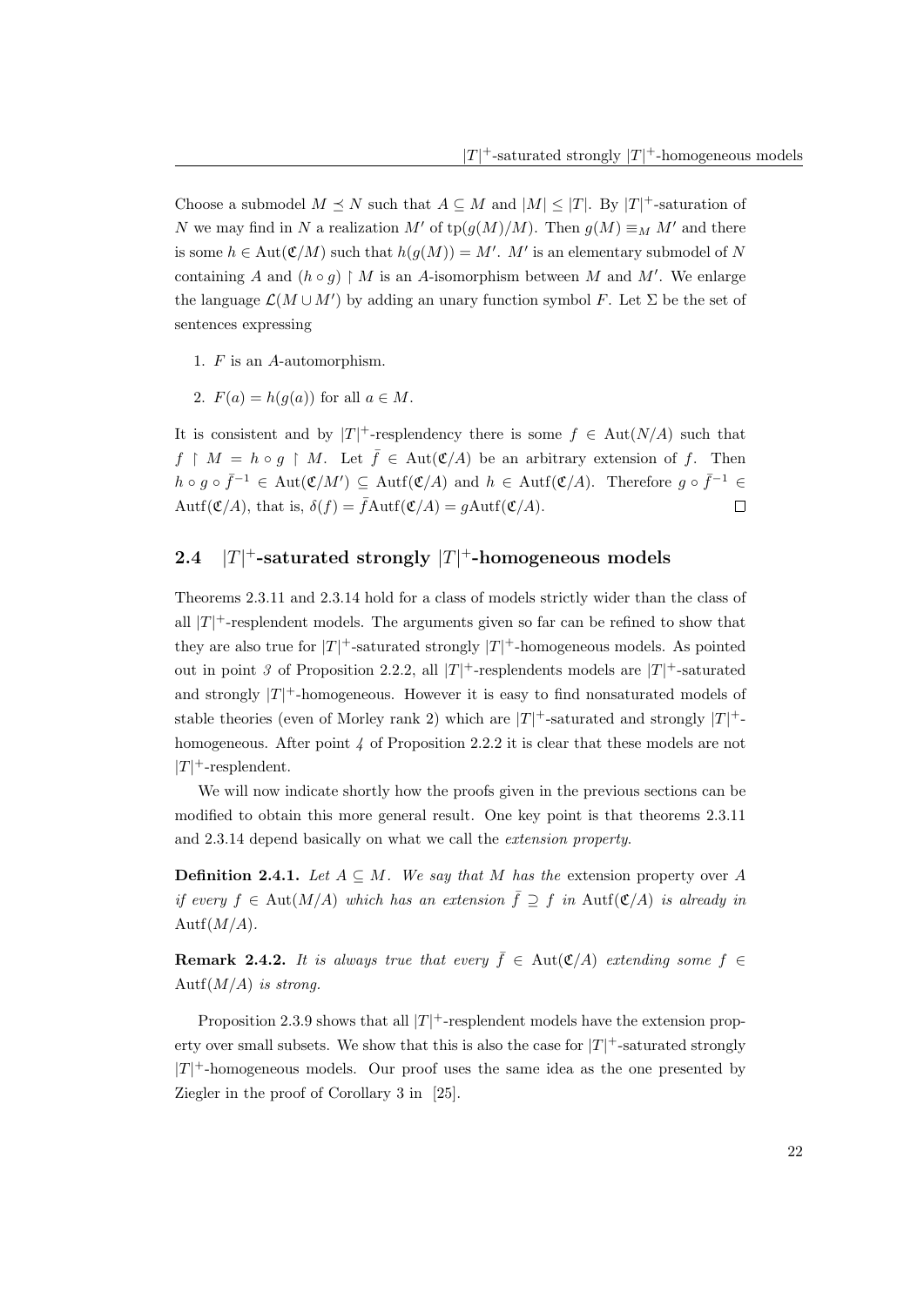Choose a submodel $M \preceq N$ such that $A \subseteq M$ and $|M| \leq |T|$. By $|T|^+$-saturation of $N$ we may find in $N$ a realization $M'$ of $\mathrm{tp}(g(M)/M)$. Then $g(M) \equiv_M M'$ and there is some $h \in \mathrm{Aut}(\mathfrak{C}/M)$ such that $h(g(M)) = M'$. $M'$ is an elementary submodel of $N$ containing $A$ and $(h \circ g) \restriction M$ is an $A$-isomorphism between $M$ and $M'$. We enlarge the language $\mathcal{L}(M \cup M')$ by adding an unary function symbol $F$. Let $\Sigma$ be the set of sentences expressing

1. $F$ is an $A$-automorphism.
2. $F(a) = h(g(a))$ for all $a \in M$.

It is consistent and by $|T|^+$-resplendency there is some $f \in \mathrm{Aut}(N/A)$ such that $f \restriction M = h \circ g \restriction M$. Let $\bar{f} \in \mathrm{Aut}(\mathfrak{C}/A)$ be an arbitrary extension of $f$. Then $h \circ g \circ \bar{f}^{-1} \in \mathrm{Aut}(\mathfrak{C}/M') \subseteq \mathrm{Autf}(\mathfrak{C}/A)$ and $h \in \mathrm{Autf}(\mathfrak{C}/A)$. Therefore $g \circ \bar{f}^{-1} \in \mathrm{Autf}(\mathfrak{C}/A)$, that is, $\delta(f) = \bar{f}\mathrm{Autf}(\mathfrak{C}/A) = g\mathrm{Autf}(\mathfrak{C}/A)$. ☐

## 2.4 $|T|^+$-saturated strongly $|T|^+$-homogeneous models

Theorems 2.3.11 and 2.3.14 hold for a class of models strictly wider than the class of all $|T|^+$-resplendent models. The arguments given so far can be refined to show that they are also true for $|T|^+$-saturated strongly $|T|^+$-homogeneous models. As pointed out in point *3* of Proposition 2.2.2, all $|T|^+$-resplendents models are $|T|^+$-saturated and strongly $|T|^+$-homogeneous. However it is easy to find nonsaturated models of stable theories (even of Morley rank 2) which are $|T|^+$-saturated and strongly $|T|^+$-homogeneous. After point *4* of Proposition 2.2.2 it is clear that these models are not $|T|^+$-resplendent.

We will now indicate shortly how the proofs given in the previous sections can be modified to obtain this more general result. One key point is that theorems 2.3.11 and 2.3.14 depend basically on what we call the *extension property*.

**Definition 2.4.1.** *Let $A \subseteq M$. We say that $M$ has the* extension property *over $A$ if every $f \in \mathrm{Aut}(M/A)$ which has an extension $\bar{f} \supseteq f$ in $\mathrm{Autf}(\mathfrak{C}/A)$ is already in $\mathrm{Autf}(M/A)$.*

**Remark 2.4.2.** *It is always true that every $\bar{f} \in \mathrm{Aut}(\mathfrak{C}/A)$ extending some $f \in \mathrm{Autf}(M/A)$ is strong.*

Proposition 2.3.9 shows that all $|T|^+$-resplendent models have the extension property over small subsets. We show that this is also the case for $|T|^+$-saturated strongly $|T|^+$-homogeneous models. Our proof uses the same idea as the one presented by Ziegler in the proof of Corollary 3 in [25].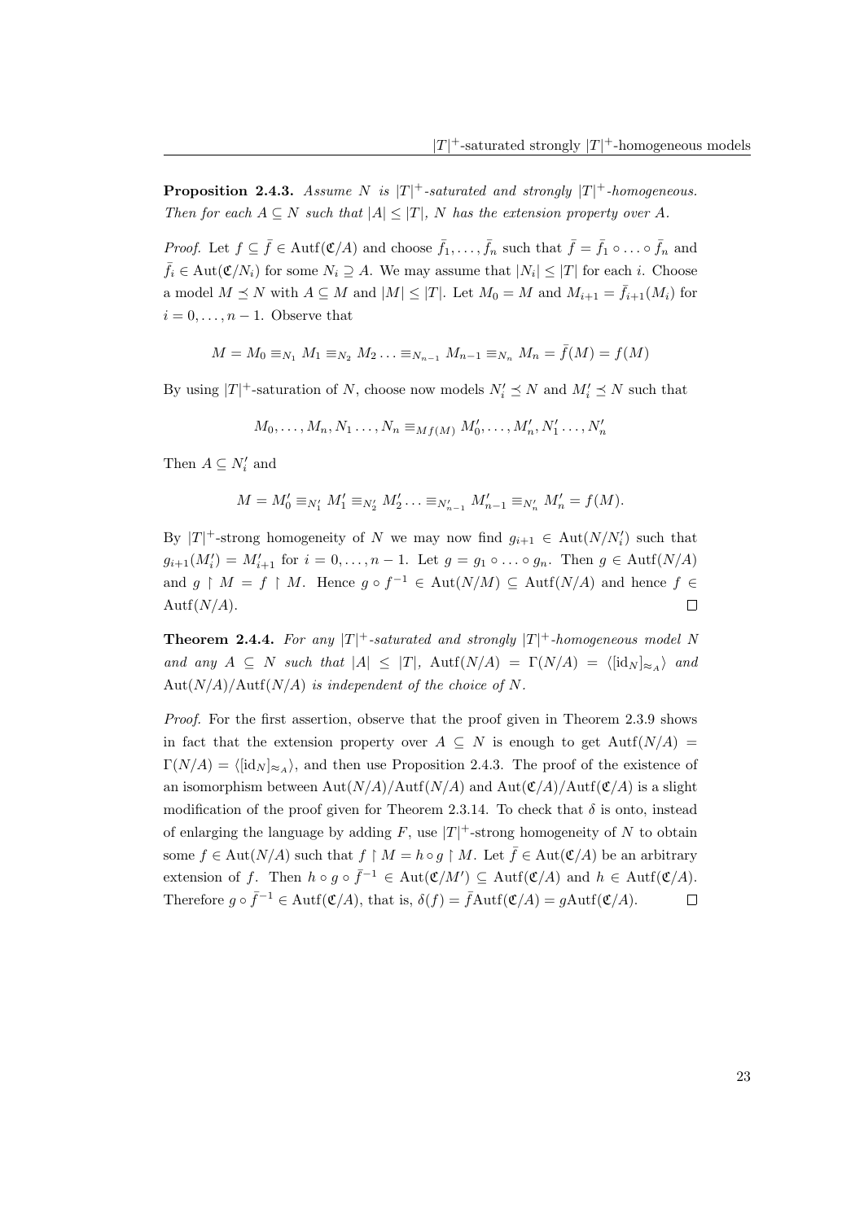**Proposition 2.4.3.** *Assume $N$ is $|T|^+$-saturated and strongly $|T|^+$-homogeneous. Then for each $A \subseteq N$ such that $|A| \leq |T|$, $N$ has the extension property over $A$.*

*Proof.* Let $f \subseteq \bar{f} \in \mathrm{Autf}(\mathfrak{C}/A)$ and choose $\bar{f}_1, \dots, \bar{f}_n$ such that $\bar{f} = \bar{f}_1 \circ \ldots \circ \bar{f}_n$ and $\bar{f}_i \in \mathrm{Aut}(\mathfrak{C}/N_i)$ for some $N_i \supseteq A$. We may assume that $|N_i| \leq |T|$ for each $i$. Choose a model $M \preceq N$ with $A \subseteq M$ and $|M| \leq |T|$. Let $M_0 = M$ and $M_{i+1} = \bar{f}_{i+1}(M_i)$ for $i = 0, \dots, n-1$. Observe that

$$M = M_0 \equiv_{N_1} M_1 \equiv_{N_2} M_2 \ldots \equiv_{N_{n-1}} M_{n-1} \equiv_{N_n} M_n = \bar{f}(M) = f(M)$$

By using $|T|^+$-saturation of $N$, choose now models $N_i' \preceq N$ and $M_i' \preceq N$ such that

$$M_0, \dots, M_n, N_1 \dots, N_n \equiv_{Mf(M)} M_0', \dots, M_n', N_1' \dots, N_n'$$

Then $A \subseteq N_i'$ and

$$M = M_0' \equiv_{N_1'} M_1' \equiv_{N_2'} M_2' \ldots \equiv_{N_{n-1}'} M_{n-1}' \equiv_{N_n'} M_n' = f(M).$$

By $|T|^+$-strong homogeneity of $N$ we may now find $g_{i+1} \in \mathrm{Aut}(N/N_i')$ such that $g_{i+1}(M_i') = M_{i+1}'$ for $i = 0, \dots, n-1$. Let $g = g_1 \circ \ldots \circ g_n$. Then $g \in \mathrm{Autf}(N/A)$ and $g \restriction M = f \restriction M$. Hence $g \circ f^{-1} \in \mathrm{Aut}(N/M) \subseteq \mathrm{Autf}(N/A)$ and hence $f \in \mathrm{Autf}(N/A)$. $\square$

**Theorem 2.4.4.** *For any $|T|^+$-saturated and strongly $|T|^+$-homogeneous model $N$ and any $A \subseteq N$ such that $|A| \leq |T|$, $\mathrm{Autf}(N/A) = \Gamma(N/A) = \langle [\mathrm{id}_N]_{\approx_A} \rangle$ and $\mathrm{Aut}(N/A)/\mathrm{Autf}(N/A)$ is independent of the choice of $N$.*

*Proof.* For the first assertion, observe that the proof given in Theorem 2.3.9 shows in fact that the extension property over $A \subseteq N$ is enough to get $\mathrm{Autf}(N/A) = \Gamma(N/A) = \langle [\mathrm{id}_N]_{\approx_A} \rangle$, and then use Proposition 2.4.3. The proof of the existence of an isomorphism between $\mathrm{Aut}(N/A)/\mathrm{Autf}(N/A)$ and $\mathrm{Aut}(\mathfrak{C}/A)/\mathrm{Autf}(\mathfrak{C}/A)$ is a slight modification of the proof given for Theorem 2.3.14. To check that $\delta$ is onto, instead of enlarging the language by adding $F$, use $|T|^+$-strong homogeneity of $N$ to obtain some $f \in \mathrm{Aut}(N/A)$ such that $f \restriction M = h \circ g \restriction M$. Let $\bar{f} \in \mathrm{Aut}(\mathfrak{C}/A)$ be an arbitrary extension of $f$. Then $h \circ g \circ \bar{f}^{-1} \in \mathrm{Aut}(\mathfrak{C}/M') \subseteq \mathrm{Autf}(\mathfrak{C}/A)$ and $h \in \mathrm{Autf}(\mathfrak{C}/A)$. Therefore $g \circ \bar{f}^{-1} \in \mathrm{Autf}(\mathfrak{C}/A)$, that is, $\delta(f) = \bar{f}\mathrm{Autf}(\mathfrak{C}/A) = g\mathrm{Autf}(\mathfrak{C}/A)$. $\square$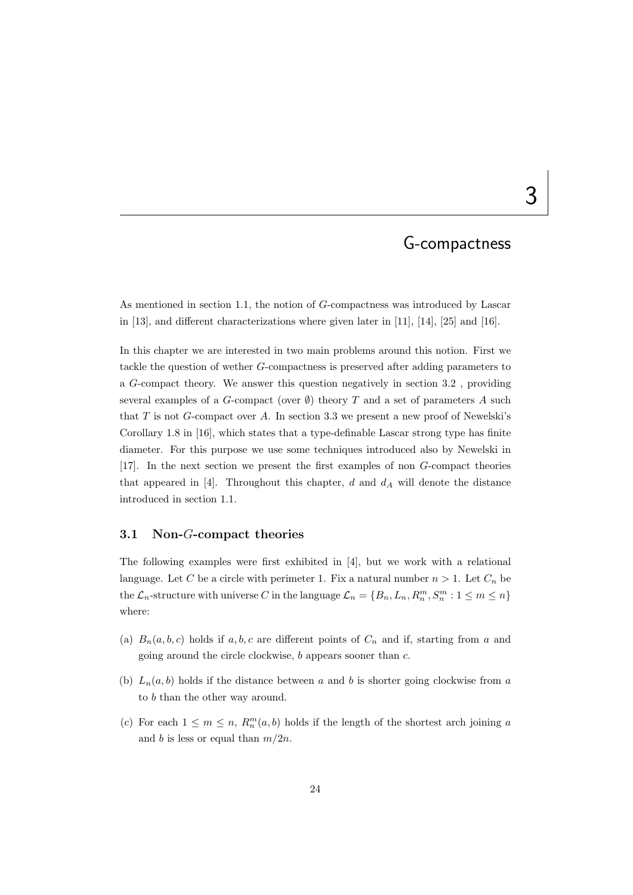# 3

# G-compactness

As mentioned in section 1.1, the notion of $G$-compactness was introduced by Lascar in [13], and different characterizations where given later in [11], [14], [25] and [16].

In this chapter we are interested in two main problems around this notion. First we tackle the question of wether $G$-compactness is preserved after adding parameters to a $G$-compact theory. We answer this question negatively in section 3.2 , providing several examples of a $G$-compact (over $\emptyset$) theory $T$ and a set of parameters $A$ such that $T$ is not $G$-compact over $A$. In section 3.3 we present a new proof of Newelski's Corollary 1.8 in [16], which states that a type-definable Lascar strong type has finite diameter. For this purpose we use some techniques introduced also by Newelski in [17]. In the next section we present the first examples of non $G$-compact theories that appeared in [4]. Throughout this chapter, $d$ and $d_A$ will denote the distance introduced in section 1.1.

## 3.1 Non-$G$-compact theories

The following examples were first exhibited in [4], but we work with a relational language. Let $C$ be a circle with perimeter 1. Fix a natural number $n > 1$. Let $C_n$ be the $\mathcal{L}_n$-structure with universe $C$ in the language $\mathcal{L}_n = \{B_n, L_n, R_n^m, S_n^m : 1 \leq m \leq n\}$ where:

(a) $B_n(a, b, c)$ holds if $a, b, c$ are different points of $C_n$ and if, starting from $a$ and going around the circle clockwise, $b$ appears sooner than $c$.

(b) $L_n(a, b)$ holds if the distance between $a$ and $b$ is shorter going clockwise from $a$ to $b$ than the other way around.

(c) For each $1 \leq m \leq n$, $R_n^m(a, b)$ holds if the length of the shortest arch joining $a$ and $b$ is less or equal than $m/2n$.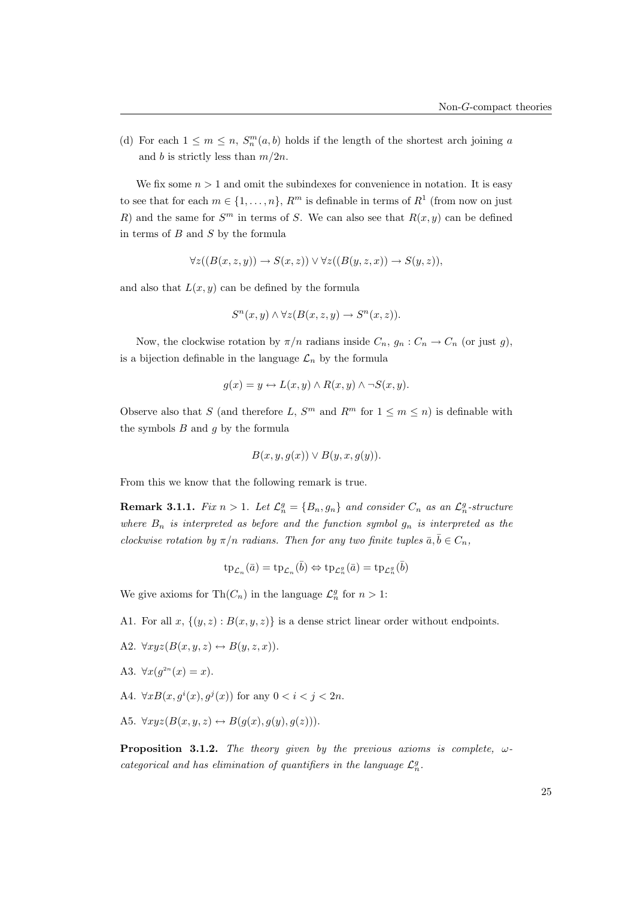(d) For each $1 \le m \le n$, $S_n^m(a,b)$ holds if the length of the shortest arch joining $a$ and $b$ is strictly less than $m/2n$.

We fix some $n > 1$ and omit the subindexes for convenience in notation. It is easy to see that for each $m \in \{1, \dots, n\}$, $R^m$ is definable in terms of $R^1$ (from now on just $R$) and the same for $S^m$ in terms of $S$. We can also see that $R(x,y)$ can be defined in terms of $B$ and $S$ by the formula

$$\forall z((B(x,z,y)) \to S(x,z)) \vee \forall z((B(y,z,x)) \to S(y,z)),$$

and also that $L(x,y)$ can be defined by the formula

$$S^n(x,y) \wedge \forall z(B(x,z,y) \to S^n(x,z)).$$

Now, the clockwise rotation by $\pi/n$ radians inside $C_n$, $g_n : C_n \to C_n$ (or just $g$), is a bijection definable in the language $\mathcal{L}_n$ by the formula

$$g(x) = y \leftrightarrow L(x,y) \wedge R(x,y) \wedge \neg S(x,y).$$

Observe also that $S$ (and therefore $L$, $S^m$ and $R^m$ for $1 \le m \le n$) is definable with the symbols $B$ and $g$ by the formula

$$B(x,y,g(x)) \vee B(y,x,g(y)).$$

From this we know that the following remark is true.

**Remark 3.1.1.** *Fix $n > 1$. Let $\mathcal{L}_n^g = \{B_n, g_n\}$ and consider $C_n$ as an $\mathcal{L}_n^g$-structure where $B_n$ is interpreted as before and the function symbol $g_n$ is interpreted as the clockwise rotation by $\pi/n$ radians. Then for any two finite tuples $\bar{a}, \bar{b} \in C_n$,*

$$\mathrm{tp}_{\mathcal{L}_n}(\bar{a}) = \mathrm{tp}_{\mathcal{L}_n}(\bar{b}) \Leftrightarrow \mathrm{tp}_{\mathcal{L}_n^g}(\bar{a}) = \mathrm{tp}_{\mathcal{L}_n^g}(\bar{b})$$

We give axioms for $\mathrm{Th}(C_n)$ in the language $\mathcal{L}_n^g$ for $n > 1$:

A1. For all $x$, $\{(y,z) : B(x,y,z)\}$ is a dense strict linear order without endpoints.

A2. $\forall xyz(B(x,y,z) \leftrightarrow B(y,z,x))$.

A3. $\forall x(g^{2n}(x) = x)$.

A4. $\forall x B(x, g^i(x), g^j(x))$ for any $0 < i < j < 2n$.

A5. $\forall xyz(B(x,y,z) \leftrightarrow B(g(x), g(y), g(z)))$.

**Proposition 3.1.2.** *The theory given by the previous axioms is complete, $\omega$-categorical and has elimination of quantifiers in the language $\mathcal{L}_n^g$.*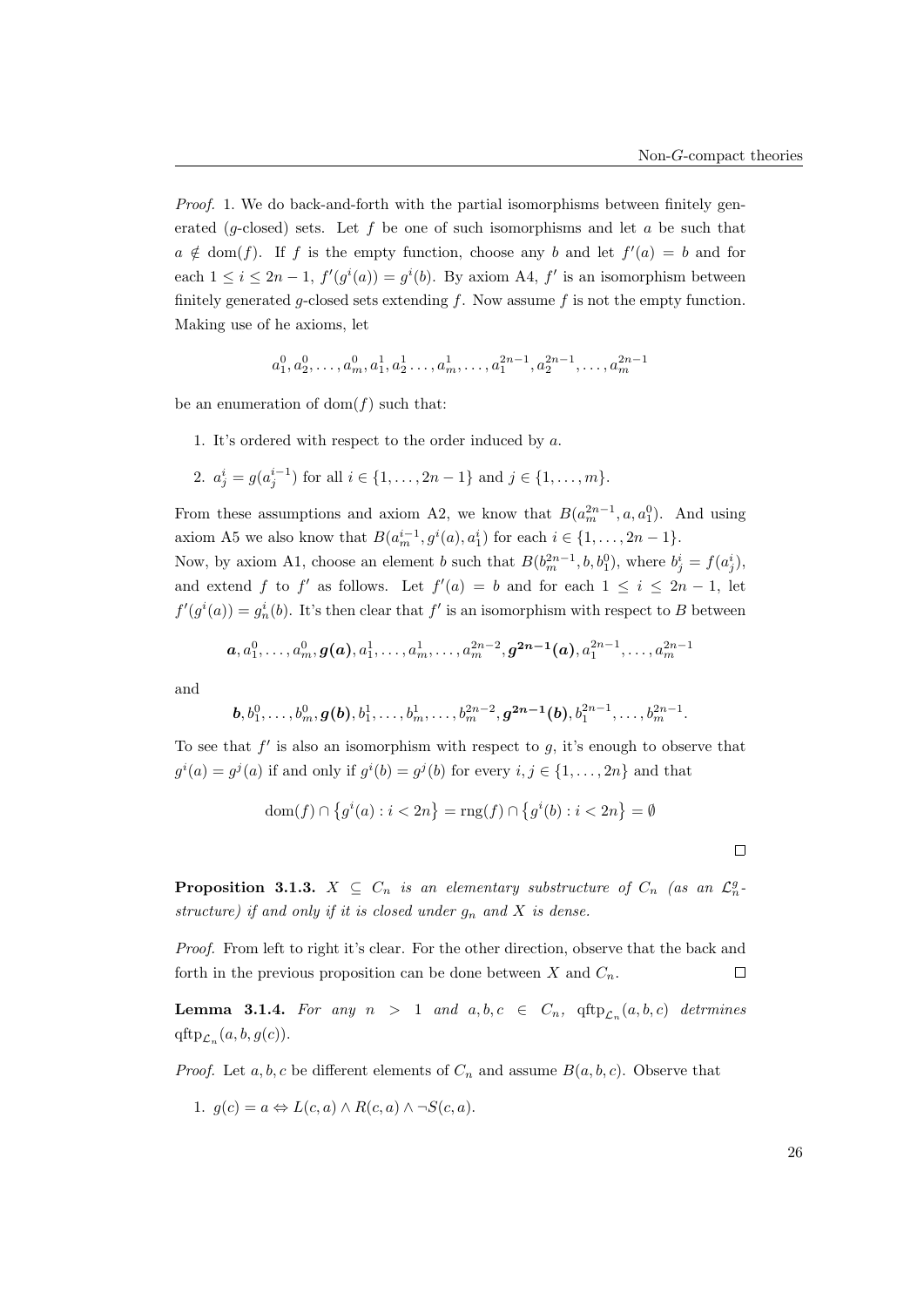*Proof.* 1. We do back-and-forth with the partial isomorphisms between finitely generated ($g$-closed) sets. Let $f$ be one of such isomorphisms and let $a$ be such that $a \notin \mathrm{dom}(f)$. If $f$ is the empty function, choose any $b$ and let $f'(a) = b$ and for each $1 \leq i \leq 2n-1$, $f'(g^i(a)) = g^i(b)$. By axiom A4, $f'$ is an isomorphism between finitely generated $g$-closed sets extending $f$. Now assume $f$ is not the empty function. Making use of he axioms, let

$$a_1^0, a_2^0, \ldots, a_m^0, a_1^1, a_2^1 \ldots, a_m^1, \ldots, a_1^{2n-1}, a_2^{2n-1}, \ldots, a_m^{2n-1}$$

be an enumeration of $\mathrm{dom}(f)$ such that:

1. It's ordered with respect to the order induced by $a$.
2. $a_j^i = g(a_j^{i-1})$ for all $i \in \{1, \ldots, 2n-1\}$ and $j \in \{1, \ldots, m\}$.

From these assumptions and axiom A2, we know that $B(a_m^{2n-1}, a, a_1^0)$. And using axiom A5 we also know that $B(a_m^{i-1}, g^i(a), a_1^i)$ for each $i \in \{1, \ldots, 2n-1\}$.
Now, by axiom A1, choose an element $b$ such that $B(b_m^{2n-1}, b, b_1^0)$, where $b_j^i = f(a_j^i)$, and extend $f$ to $f'$ as follows. Let $f'(a) = b$ and for each $1 \leq i \leq 2n-1$, let $f'(g^i(a)) = g_n^i(b)$. It's then clear that $f'$ is an isomorphism with respect to $B$ between

$$\boldsymbol{a}, a_1^0, \ldots, a_m^0, \boldsymbol{g(a)}, a_1^1, \ldots, a_m^1, \ldots, a_m^{2n-2}, \boldsymbol{g^{2n-1}(a)}, a_1^{2n-1}, \ldots, a_m^{2n-1}$$

and

$$\boldsymbol{b}, b_1^0, \ldots, b_m^0, \boldsymbol{g(b)}, b_1^1, \ldots, b_m^1, \ldots, b_m^{2n-2}, \boldsymbol{g^{2n-1}(b)}, b_1^{2n-1}, \ldots, b_m^{2n-1}.$$

To see that $f'$ is also an isomorphism with respect to $g$, it's enough to observe that $g^i(a) = g^j(a)$ if and only if $g^i(b) = g^j(b)$ for every $i, j \in \{1, \ldots, 2n\}$ and that

$$\mathrm{dom}(f) \cap \left\{g^i(a) : i < 2n\right\} = \mathrm{rng}(f) \cap \left\{g^i(b) : i < 2n\right\} = \emptyset$$

$\square$

**Proposition 3.1.3.** *$X \subseteq C_n$ is an elementary substructure of $C_n$ (as an $\mathcal{L}_n^g$-structure) if and only if it is closed under $g_n$ and $X$ is dense.*

*Proof.* From left to right it's clear. For the other direction, observe that the back and forth in the previous proposition can be done between $X$ and $C_n$. $\square$

**Lemma 3.1.4.** *For any $n > 1$ and $a, b, c \in C_n$, $\mathrm{qftp}_{\mathcal{L}_n}(a, b, c)$ detrmines $\mathrm{qftp}_{\mathcal{L}_n}(a, b, g(c))$.*

*Proof.* Let $a, b, c$ be different elements of $C_n$ and assume $B(a, b, c)$. Observe that

1. $g(c) = a \Leftrightarrow L(c, a) \wedge R(c, a) \wedge \neg S(c, a)$.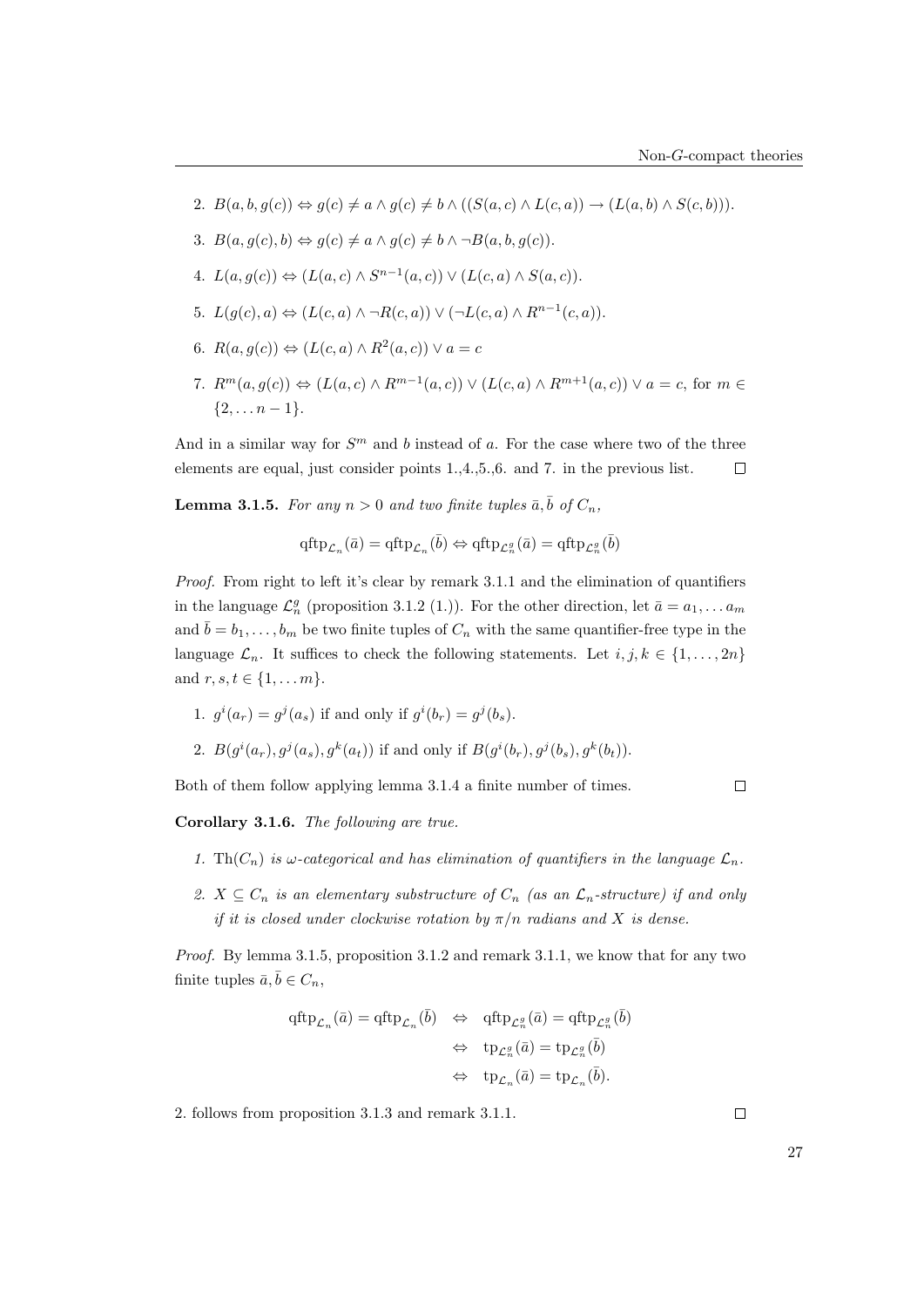2. $B(a, b, g(c)) \Leftrightarrow g(c) \neq a \wedge g(c) \neq b \wedge ((S(a, c) \wedge L(c, a)) \rightarrow (L(a, b) \wedge S(c, b)))$.

3. $B(a, g(c), b) \Leftrightarrow g(c) \neq a \wedge g(c) \neq b \wedge \neg B(a, b, g(c))$.

4. $L(a, g(c)) \Leftrightarrow (L(a, c) \wedge S^{n-1}(a, c)) \vee (L(c, a) \wedge S(a, c))$.

5. $L(g(c), a) \Leftrightarrow (L(c, a) \wedge \neg R(c, a)) \vee (\neg L(c, a) \wedge R^{n-1}(c, a))$.

6. $R(a, g(c)) \Leftrightarrow (L(c, a) \wedge R^2(a, c)) \vee a = c$

7. $R^m(a, g(c)) \Leftrightarrow (L(a, c) \wedge R^{m-1}(a, c)) \vee (L(c, a) \wedge R^{m+1}(a, c)) \vee a = c$, for $m \in \{2, \ldots n-1\}$.

And in a similar way for $S^m$ and $b$ instead of $a$. For the case where two of the three elements are equal, just consider points 1.,4.,5.,6. and 7. in the previous list. □

**Lemma 3.1.5.** *For any $n > 0$ and two finite tuples $\bar{a}, \bar{b}$ of $C_n$,*

$$\mathrm{qftp}_{\mathcal{L}_n}(\bar{a}) = \mathrm{qftp}_{\mathcal{L}_n}(\bar{b}) \Leftrightarrow \mathrm{qftp}_{\mathcal{L}_n^g}(\bar{a}) = \mathrm{qftp}_{\mathcal{L}_n^g}(\bar{b})$$

*Proof.* From right to left it's clear by remark 3.1.1 and the elimination of quantifiers in the language $\mathcal{L}_n^g$ (proposition 3.1.2 (1.)). For the other direction, let $\bar{a} = a_1, \ldots a_m$ and $\bar{b} = b_1, \ldots, b_m$ be two finite tuples of $C_n$ with the same quantifier-free type in the language $\mathcal{L}_n$. It suffices to check the following statements. Let $i, j, k \in \{1, \ldots, 2n\}$ and $r, s, t \in \{1, \ldots m\}$.

1. $g^i(a_r) = g^j(a_s)$ if and only if $g^i(b_r) = g^j(b_s)$.

2. $B(g^i(a_r), g^j(a_s), g^k(a_t))$ if and only if $B(g^i(b_r), g^j(b_s), g^k(b_t))$.

Both of them follow applying lemma 3.1.4 a finite number of times. □

**Corollary 3.1.6.** *The following are true.*

1. *$\mathrm{Th}(C_n)$ is $\omega$-categorical and has elimination of quantifiers in the language $\mathcal{L}_n$.*

2. *$X \subseteq C_n$ is an elementary substructure of $C_n$ (as an $\mathcal{L}_n$-structure) if and only if it is closed under clockwise rotation by $\pi/n$ radians and $X$ is dense.*

*Proof.* By lemma 3.1.5, proposition 3.1.2 and remark 3.1.1, we know that for any two finite tuples $\bar{a}, \bar{b} \in C_n$,

$$\begin{aligned} \mathrm{qftp}_{\mathcal{L}_n}(\bar{a}) = \mathrm{qftp}_{\mathcal{L}_n}(\bar{b}) &\Leftrightarrow \mathrm{qftp}_{\mathcal{L}_n^g}(\bar{a}) = \mathrm{qftp}_{\mathcal{L}_n^g}(\bar{b}) \\ &\Leftrightarrow \mathrm{tp}_{\mathcal{L}_n^g}(\bar{a}) = \mathrm{tp}_{\mathcal{L}_n^g}(\bar{b}) \\ &\Leftrightarrow \mathrm{tp}_{\mathcal{L}_n}(\bar{a}) = \mathrm{tp}_{\mathcal{L}_n}(\bar{b}). \end{aligned}$$

2. follows from proposition 3.1.3 and remark 3.1.1. □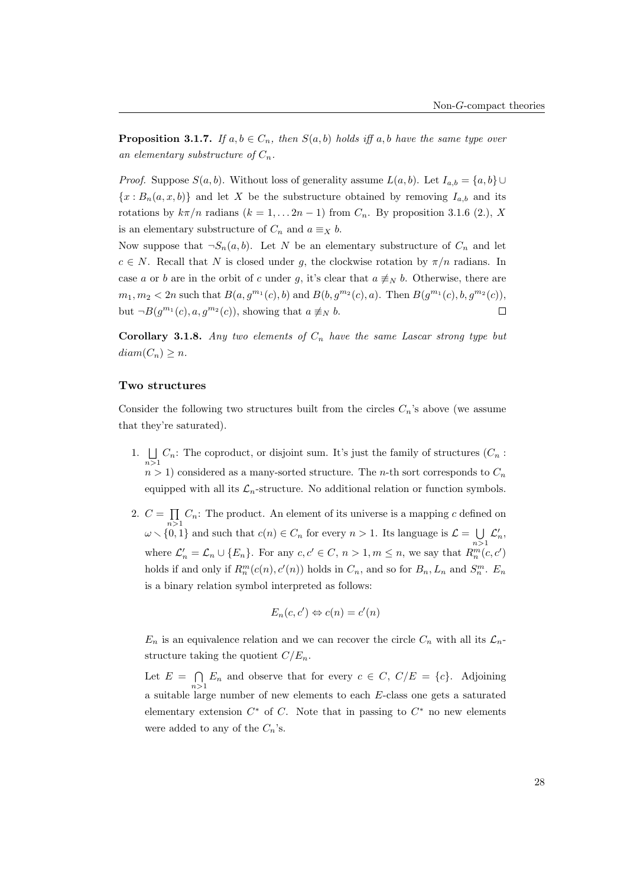**Proposition 3.1.7.** *If $a, b \in C_n$, then $S(a, b)$ holds iff $a, b$ have the same type over an elementary substructure of $C_n$.*

*Proof.* Suppose $S(a, b)$. Without loss of generality assume $L(a, b)$. Let $I_{a,b} = \{a, b\} \cup \{x : B_n(a, x, b)\}$ and let $X$ be the substructure obtained by removing $I_{a,b}$ and its rotations by $k\pi/n$ radians ($k = 1, \dots 2n - 1$) from $C_n$. By proposition 3.1.6 (2.), $X$ is an elementary substructure of $C_n$ and $a \equiv_X b$.

Now suppose that $\neg S_n(a, b)$. Let $N$ be an elementary substructure of $C_n$ and let $c \in N$. Recall that $N$ is closed under $g$, the clockwise rotation by $\pi/n$ radians. In case $a$ or $b$ are in the orbit of $c$ under $g$, it's clear that $a \not\equiv_N b$. Otherwise, there are $m_1, m_2 < 2n$ such that $B(a, g^{m_1}(c), b)$ and $B(b, g^{m_2}(c), a)$. Then $B(g^{m_1}(c), b, g^{m_2}(c))$, but $\neg B(g^{m_1}(c), a, g^{m_2}(c))$, showing that $a \not\equiv_N b$. $\square$

**Corollary 3.1.8.** *Any two elements of $C_n$ have the same Lascar strong type but $diam(C_n) \geq n$.*

### Two structures

Consider the following two structures built from the circles $C_n$'s above (we assume that they're saturated).

1. $\bigsqcup_{n>1} C_n$: The coproduct, or disjoint sum. It's just the family of structures $(C_n : n > 1)$ considered as a many-sorted structure. The $n$-th sort corresponds to $C_n$ equipped with all its $\mathcal{L}_n$-structure. No additional relation or function symbols.

2. $C = \prod_{n>1} C_n$: The product. An element of its universe is a mapping $c$ defined on $\omega \setminus \{0, 1\}$ and such that $c(n) \in C_n$ for every $n > 1$. Its language is $\mathcal{L} = \bigcup_{n>1} \mathcal{L}'_n$, where $\mathcal{L}'_n = \mathcal{L}_n \cup \{E_n\}$. For any $c, c' \in C$, $n > 1, m \leq n$, we say that $R^m_n(c, c')$ holds if and only if $R^m_n(c(n), c'(n))$ holds in $C_n$, and so for $B_n, L_n$ and $S^m_n$. $E_n$ is a binary relation symbol interpreted as follows:

$$E_n(c, c') \Leftrightarrow c(n) = c'(n)$$

   $E_n$ is an equivalence relation and we can recover the circle $C_n$ with all its $\mathcal{L}_n$-structure taking the quotient $C/E_n$.

   Let $E = \bigcap_{n>1} E_n$ and observe that for every $c \in C$, $C/E = \{c\}$. Adjoining a suitable large number of new elements to each $E$-class one gets a saturated elementary extension $C^*$ of $C$. Note that in passing to $C^*$ no new elements were added to any of the $C_n$'s.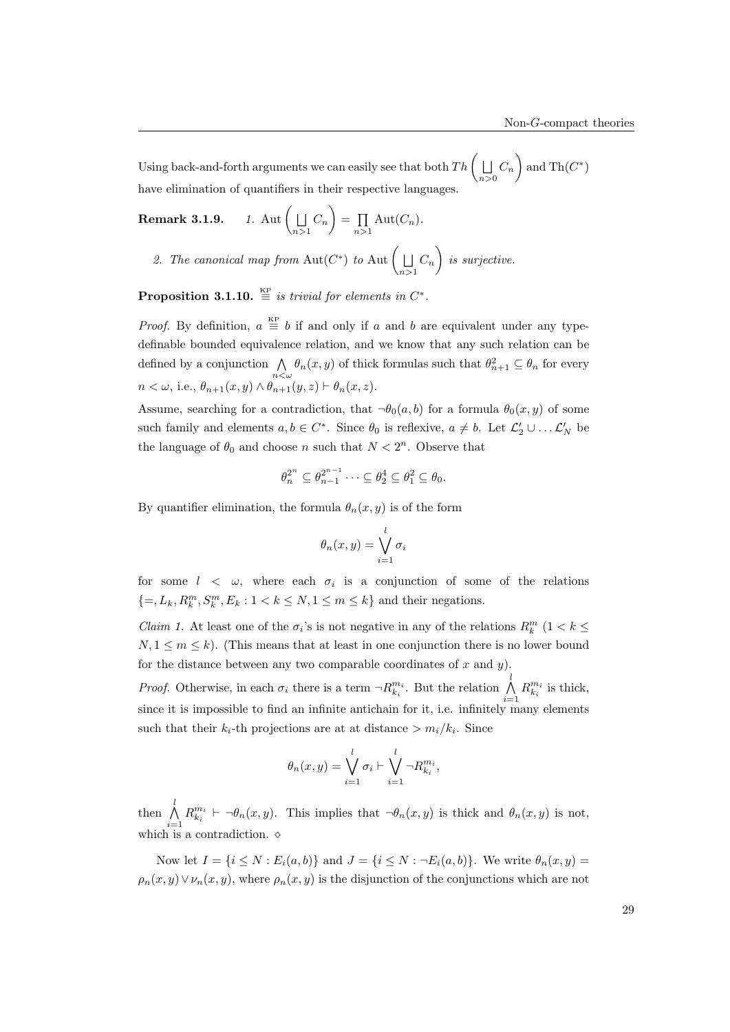Using back-and-forth arguments we can easily see that both $Th\left(\bigsqcup_{n>0} C_n\right)$ and $\mathrm{Th}(C^*)$ have elimination of quantifiers in their respective languages.

**Remark 3.1.9.** *1.* $\mathrm{Aut}\left(\bigsqcup_{n>1} C_n\right) = \prod_{n>1} \mathrm{Aut}(C_n)$.

*2. The canonical map from* $\mathrm{Aut}(C^*)$ *to* $\mathrm{Aut}\left(\bigsqcup_{n>1} C_n\right)$ *is surjective.*

**Proposition 3.1.10.** $\overset{\mathrm{KP}}{\equiv}$ *is trivial for elements in* $C^*$.

*Proof.* By definition, $a \overset{\mathrm{KP}}{\equiv} b$ if and only if $a$ and $b$ are equivalent under any type-definable bounded equivalence relation, and we know that any such relation can be defined by a conjunction $\bigwedge_{n<\omega} \theta_n(x,y)$ of thick formulas such that $\theta_{n+1}^2 \subseteq \theta_n$ for every $n < \omega$, i.e., $\theta_{n+1}(x,y) \wedge \theta_{n+1}(y,z) \vdash \theta_n(x,z)$.

Assume, searching for a contradiction, that $\neg\theta_0(a,b)$ for a formula $\theta_0(x,y)$ of some such family and elements $a,b \in C^*$. Since $\theta_0$ is reflexive, $a \neq b$. Let $\mathcal{L}'_2 \cup \ldots \mathcal{L}'_N$ be the language of $\theta_0$ and choose $n$ such that $N < 2^n$. Observe that

$$\theta_n^{2^n} \subseteq \theta_{n-1}^{2^{n-1}} \cdots \subseteq \theta_2^4 \subseteq \theta_1^2 \subseteq \theta_0.$$

By quantifier elimination, the formula $\theta_n(x,y)$ is of the form

$$\theta_n(x,y) = \bigvee_{i=1}^{l} \sigma_i$$

for some $l < \omega$, where each $\sigma_i$ is a conjunction of some of the relations $\{=, L_k, R_k^m, S_k^m, E_k : 1 < k \leq N, 1 \leq m \leq k\}$ and their negations.

*Claim 1.* At least one of the $\sigma_i$'s is not negative in any of the relations $R_k^m$ ($1 < k \leq N, 1 \leq m \leq k$). (This means that at least in one conjunction there is no lower bound for the distance between any two comparable coordinates of $x$ and $y$).

*Proof.* Otherwise, in each $\sigma_i$ there is a term $\neg R_{k_i}^{m_i}$. But the relation $\bigwedge_{i=1}^{l} R_{k_i}^{m_i}$ is thick, since it is impossible to find an infinite antichain for it, i.e. infinitely many elements such that their $k_i$-th projections are at at distance $> m_i/k_i$. Since

$$\theta_n(x,y) = \bigvee_{i=1}^{l} \sigma_i \vdash \bigvee_{i=1}^{l} \neg R_{k_i}^{m_i},$$

then $\bigwedge_{i=1}^{l} R_{k_i}^{m_i} \vdash \neg\theta_n(x,y)$. This implies that $\neg\theta_n(x,y)$ is thick and $\theta_n(x,y)$ is not, which is a contradiction. $\diamond$

Now let $I = \{i \leq N : E_i(a,b)\}$ and $J = \{i \leq N : \neg E_i(a,b)\}$. We write $\theta_n(x,y) = \rho_n(x,y) \vee \nu_n(x,y)$, where $\rho_n(x,y)$ is the disjunction of the conjunctions which are not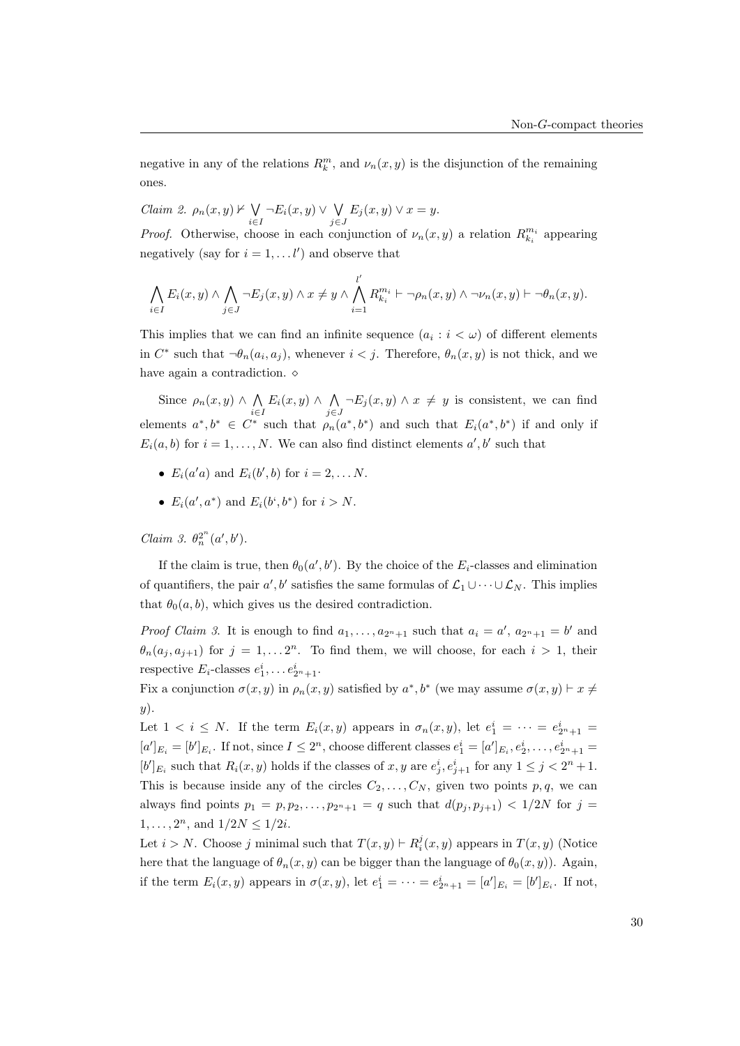negative in any of the relations $R^m_k$, and $\nu_n(x,y)$ is the disjunction of the remaining ones.

*Claim 2.* $\rho_n(x,y) \not\vdash \bigvee_{i\in I} \neg E_i(x,y) \vee \bigvee_{j\in J} E_j(x,y) \vee x = y$.

*Proof.* Otherwise, choose in each conjunction of $\nu_n(x,y)$ a relation $R^{m_i}_{k_i}$ appearing negatively (say for $i = 1,\dots l'$) and observe that

$$\bigwedge_{i\in I} E_i(x,y) \wedge \bigwedge_{j\in J} \neg E_j(x,y) \wedge x \neq y \wedge \bigwedge_{i=1}^{l'} R^{m_i}_{k_i} \vdash \neg\rho_n(x,y) \wedge \neg\nu_n(x,y) \vdash \neg\theta_n(x,y).$$

This implies that we can find an infinite sequence $(a_i : i < \omega)$ of different elements in $C^*$ such that $\neg\theta_n(a_i,a_j)$, whenever $i < j$. Therefore, $\theta_n(x,y)$ is not thick, and we have again a contradiction. $\diamond$

Since $\rho_n(x,y) \wedge \bigwedge_{i\in I} E_i(x,y) \wedge \bigwedge_{j\in J} \neg E_j(x,y) \wedge x \neq y$ is consistent, we can find elements $a^*, b^* \in C^*$ such that $\rho_n(a^*,b^*)$ and such that $E_i(a^*,b^*)$ if and only if $E_i(a,b)$ for $i = 1,\dots,N$. We can also find distinct elements $a', b'$ such that

- $E_i(a'a)$ and $E_i(b',b)$ for $i = 2,\dots N$.
- $E_i(a',a^*)$ and $E_i(b`,b^*)$ for $i > N$.

*Claim 3.* $\theta^{2^n}_n(a',b')$.

If the claim is true, then $\theta_0(a',b')$. By the choice of the $E_i$-classes and elimination of quantifiers, the pair $a', b'$ satisfies the same formulas of $\mathcal{L}_1 \cup \dots \cup \mathcal{L}_N$. This implies that $\theta_0(a,b)$, which gives us the desired contradiction.

*Proof Claim 3.* It is enough to find $a_1,\dots,a_{2^n+1}$ such that $a_i = a'$, $a_{2^n+1} = b'$ and $\theta_n(a_j,a_{j+1})$ for $j = 1,\dots 2^n$. To find them, we will choose, for each $i > 1$, their respective $E_i$-classes $e^i_1,\dots e^i_{2^n+1}$.

Fix a conjunction $\sigma(x,y)$ in $\rho_n(x,y)$ satisfied by $a^*, b^*$ (we may assume $\sigma(x,y) \vdash x \neq y$).

Let $1 < i \leq N$. If the term $E_i(x,y)$ appears in $\sigma_n(x,y)$, let $e^i_1 = \dots = e^i_{2^n+1} = [a']_{E_i} = [b']_{E_i}$. If not, since $I \leq 2^n$, choose different classes $e^i_1 = [a']_{E_i}, e^i_2, \dots, e^i_{2^n+1} = [b']_{E_i}$ such that $R_i(x,y)$ holds if the classes of $x, y$ are $e^i_j, e^i_{j+1}$ for any $1 \leq j < 2^n+1$. This is because inside any of the circles $C_2,\dots,C_N$, given two points $p, q$, we can always find points $p_1 = p, p_2, \dots, p_{2^n+1} = q$ such that $d(p_j,p_{j+1}) < 1/2N$ for $j = 1,\dots,2^n$, and $1/2N \leq 1/2i$.

Let $i > N$. Choose $j$ minimal such that $T(x,y) \vdash R^j_i(x,y)$ appears in $T(x,y)$ (Notice here that the language of $\theta_n(x,y)$ can be bigger than the language of $\theta_0(x,y)$). Again, if the term $E_i(x,y)$ appears in $\sigma(x,y)$, let $e^i_1 = \dots = e^i_{2^n+1} = [a']_{E_i} = [b']_{E_i}$. If not,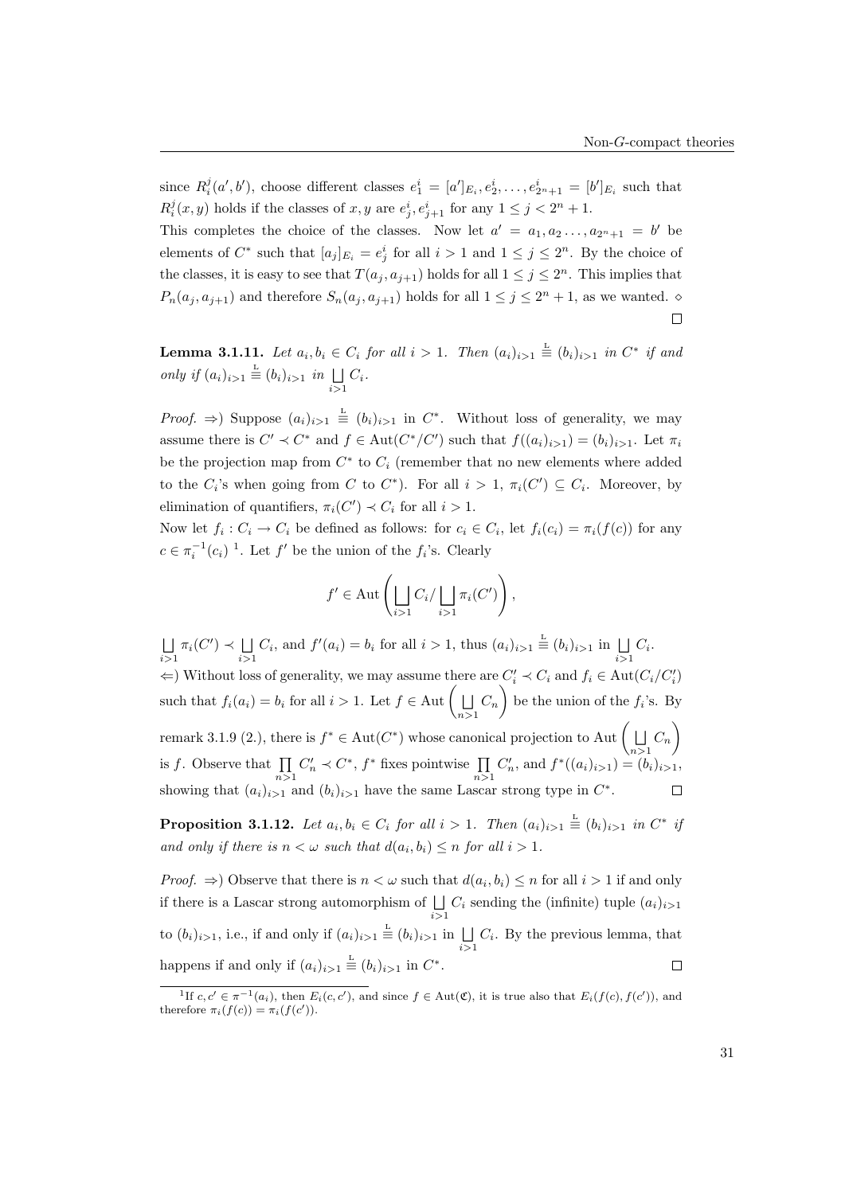since $R_i^j(a',b')$, choose different classes $e_1^i = [a']_{E_i}, e_2^i, \ldots, e_{2^n+1}^i = [b']_{E_i}$ such that $R_i^j(x,y)$ holds if the classes of $x, y$ are $e_j^i, e_{j+1}^i$ for any $1 \leq j < 2^n + 1$.

This completes the choice of the classes. Now let $a' = a_1, a_2 \ldots, a_{2^n+1} = b'$ be elements of $C^*$ such that $[a_j]_{E_i} = e_j^i$ for all $i > 1$ and $1 \leq j \leq 2^n$. By the choice of the classes, it is easy to see that $T(a_j, a_{j+1})$ holds for all $1 \leq j \leq 2^n$. This implies that $P_n(a_j, a_{j+1})$ and therefore $S_n(a_j, a_{j+1})$ holds for all $1 \leq j \leq 2^n + 1$, as we wanted. $\diamond$

$\square$

**Lemma 3.1.11.** *Let $a_i, b_i \in C_i$ for all $i > 1$. Then $(a_i)_{i>1} \overset{\text{L}}{\equiv} (b_i)_{i>1}$ in $C^*$ if and only if $(a_i)_{i>1} \overset{\text{L}}{\equiv} (b_i)_{i>1}$ in $\bigsqcup_{i>1} C_i$.*

*Proof.* $\Rightarrow$) Suppose $(a_i)_{i>1} \overset{\text{L}}{\equiv} (b_i)_{i>1}$ in $C^*$. Without loss of generality, we may assume there is $C' \prec C^*$ and $f \in \mathrm{Aut}(C^*/C')$ such that $f((a_i)_{i>1}) = (b_i)_{i>1}$. Let $\pi_i$ be the projection map from $C^*$ to $C_i$ (remember that no new elements where added to the $C_i$'s when going from $C$ to $C^*$). For all $i > 1$, $\pi_i(C') \subseteq C_i$. Moreover, by elimination of quantifiers, $\pi_i(C') \prec C_i$ for all $i > 1$.

Now let $f_i : C_i \to C_i$ be defined as follows: for $c_i \in C_i$, let $f_i(c_i) = \pi_i(f(c))$ for any $c \in \pi_i^{-1}(c_i)$ [1]. Let $f'$ be the union of the $f_i$'s. Clearly

$$f' \in \mathrm{Aut}\left(\bigsqcup_{i>1} C_i / \bigsqcup_{i>1} \pi_i(C')\right),$$

$\bigsqcup_{i>1} \pi_i(C') \prec \bigsqcup_{i>1} C_i$, and $f'(a_i) = b_i$ for all $i > 1$, thus $(a_i)_{i>1} \overset{\text{L}}{\equiv} (b_i)_{i>1}$ in $\bigsqcup_{i>1} C_i$.

$\Leftarrow$) Without loss of generality, we may assume there are $C_i' \prec C_i$ and $f_i \in \mathrm{Aut}(C_i/C_i')$ such that $f_i(a_i) = b_i$ for all $i > 1$. Let $f \in \mathrm{Aut}\left(\bigsqcup_{n>1} C_n\right)$ be the union of the $f_i$'s. By remark 3.1.9 (2.), there is $f^* \in \mathrm{Aut}(C^*)$ whose canonical projection to $\mathrm{Aut}\left(\bigsqcup_{n>1} C_n\right)$ is $f$. Observe that $\prod_{n>1} C_n' \prec C^*$, $f^*$ fixes pointwise $\prod_{n>1} C_n'$, and $f^*((a_i)_{i>1}) = (b_i)_{i>1}$, showing that $(a_i)_{i>1}$ and $(b_i)_{i>1}$ have the same Lascar strong type in $C^*$. $\square$

**Proposition 3.1.12.** *Let $a_i, b_i \in C_i$ for all $i > 1$. Then $(a_i)_{i>1} \overset{\text{L}}{\equiv} (b_i)_{i>1}$ in $C^*$ if and only if there is $n < \omega$ such that $d(a_i, b_i) \leq n$ for all $i > 1$.*

*Proof.* $\Rightarrow$) Observe that there is $n < \omega$ such that $d(a_i, b_i) \leq n$ for all $i > 1$ if and only if there is a Lascar strong automorphism of $\bigsqcup_{i>1} C_i$ sending the (infinite) tuple $(a_i)_{i>1}$ to $(b_i)_{i>1}$, i.e., if and only if $(a_i)_{i>1} \overset{\text{L}}{\equiv} (b_i)_{i>1}$ in $\bigsqcup_{i>1} C_i$. By the previous lemma, that happens if and only if $(a_i)_{i>1} \overset{\text{L}}{\equiv} (b_i)_{i>1}$ in $C^*$. $\square$

[1] If $c, c' \in \pi^{-1}(a_i)$, then $E_i(c, c')$, and since $f \in \mathrm{Aut}(\mathfrak{C})$, it is true also that $E_i(f(c), f(c'))$, and therefore $\pi_i(f(c)) = \pi_i(f(c'))$.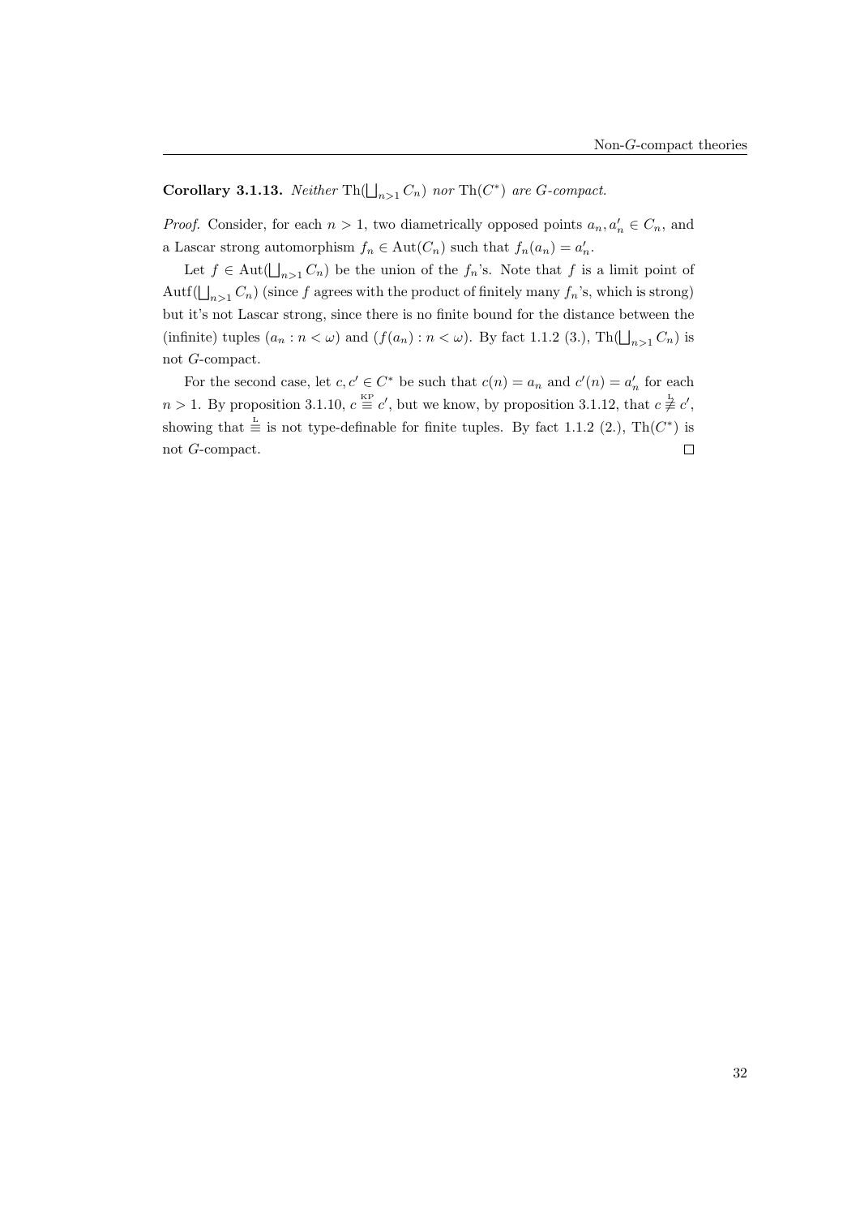**Corollary 3.1.13.** *Neither* $\mathrm{Th}(\bigsqcup_{n>1} C_n)$ *nor* $\mathrm{Th}(C^*)$ *are G-compact.*

*Proof.* Consider, for each $n > 1$, two diametrically opposed points $a_n, a'_n \in C_n$, and a Lascar strong automorphism $f_n \in \mathrm{Aut}(C_n)$ such that $f_n(a_n) = a'_n$.

Let $f \in \mathrm{Aut}(\bigsqcup_{n>1} C_n)$ be the union of the $f_n$'s. Note that $f$ is a limit point of $\mathrm{Autf}(\bigsqcup_{n>1} C_n)$ (since $f$ agrees with the product of finitely many $f_n$'s, which is strong) but it's not Lascar strong, since there is no finite bound for the distance between the (infinite) tuples $(a_n : n < \omega)$ and $(f(a_n) : n < \omega)$. By fact 1.1.2 (3.), $\mathrm{Th}(\bigsqcup_{n>1} C_n)$ is not $G$-compact.

For the second case, let $c, c' \in C^*$ be such that $c(n) = a_n$ and $c'(n) = a'_n$ for each $n > 1$. By proposition 3.1.10, $c \overset{\mathrm{KP}}{\equiv} c'$, but we know, by proposition 3.1.12, that $c \overset{\mathrm{L}}{\not\equiv} c'$, showing that $\overset{\mathrm{L}}{\equiv}$ is not type-definable for finite tuples. By fact 1.1.2 (2.), $\mathrm{Th}(C^*)$ is not $G$-compact. $\square$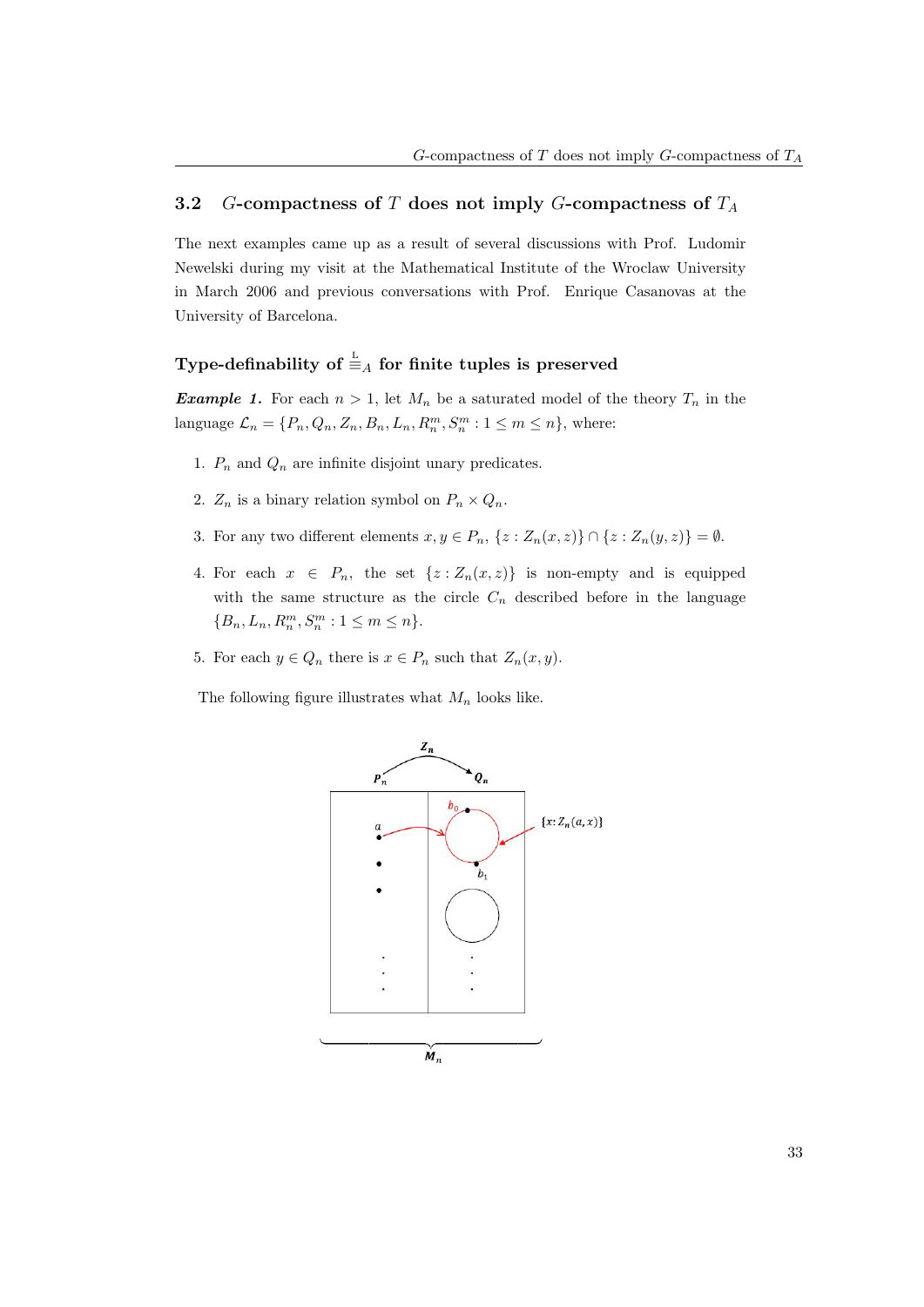## 3.2 $G$-compactness of $T$ does not imply $G$-compactness of $T_A$

The next examples came up as a result of several discussions with Prof. Ludomir Newelski during my visit at the Mathematical Institute of the Wroclaw University in March 2006 and previous conversations with Prof. Enrique Casanovas at the University of Barcelona.

### Type-definability of $\overset{\text{L}}{\equiv}_A$ for finite tuples is preserved

***Example 1.*** For each $n > 1$, let $M_n$ be a saturated model of the theory $T_n$ in the language $\mathcal{L}_n = \{P_n, Q_n, Z_n, B_n, L_n, R_n^m, S_n^m : 1 \leq m \leq n\}$, where:

1. $P_n$ and $Q_n$ are infinite disjoint unary predicates.
2. $Z_n$ is a binary relation symbol on $P_n \times Q_n$.
3. For any two different elements $x, y \in P_n$, $\{z : Z_n(x, z)\} \cap \{z : Z_n(y, z)\} = \emptyset$.
4. For each $x \in P_n$, the set $\{z : Z_n(x, z)\}$ is non-empty and is equipped with the same structure as the circle $C_n$ described before in the language $\{B_n, L_n, R_n^m, S_n^m : 1 \leq m \leq n\}$.
5. For each $y \in Q_n$ there is $x \in P_n$ such that $Z_n(x, y)$.

The following figure illustrates what $M_n$ looks like.

$Z_n$

$P_n$ $Q_n$

$a$

$b_0$

$b_1$

$\{x : Z_n(a, x)\}$

$M_n$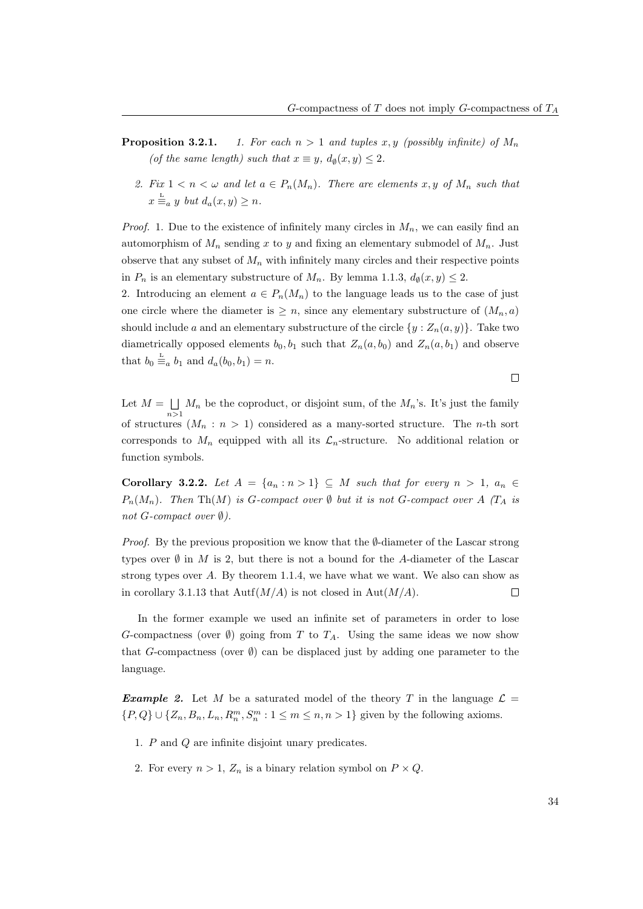**Proposition 3.2.1.** *1. For each $n > 1$ and tuples $x, y$ (possibly infinite) of $M_n$ (of the same length) such that $x \equiv y$, $d_\emptyset(x, y) \leq 2$.*

*2. Fix $1 < n < \omega$ and let $a \in P_n(M_n)$. There are elements $x, y$ of $M_n$ such that $x \stackrel{\text{L}}{\equiv}_a y$ but $d_a(x, y) \geq n$.*

*Proof.* 1. Due to the existence of infinitely many circles in $M_n$, we can easily find an automorphism of $M_n$ sending $x$ to $y$ and fixing an elementary submodel of $M_n$. Just observe that any subset of $M_n$ with infinitely many circles and their respective points in $P_n$ is an elementary substructure of $M_n$. By lemma 1.1.3, $d_\emptyset(x, y) \leq 2$.

2. Introducing an element $a \in P_n(M_n)$ to the language leads us to the case of just one circle where the diameter is $\geq n$, since any elementary substructure of $(M_n, a)$ should include $a$ and an elementary substructure of the circle $\{y : Z_n(a, y)\}$. Take two diametrically opposed elements $b_0, b_1$ such that $Z_n(a, b_0)$ and $Z_n(a, b_1)$ and observe that $b_0 \stackrel{\text{L}}{\equiv}_a b_1$ and $d_a(b_0, b_1) = n$.

$\square$

Let $M = \bigsqcup_{n>1} M_n$ be the coproduct, or disjoint sum, of the $M_n$'s. It's just the family of structures $(M_n : n > 1)$ considered as a many-sorted structure. The $n$-th sort corresponds to $M_n$ equipped with all its $\mathcal{L}_n$-structure. No additional relation or function symbols.

**Corollary 3.2.2.** *Let $A = \{a_n : n > 1\} \subseteq M$ such that for every $n > 1$, $a_n \in P_n(M_n)$. Then $\text{Th}(M)$ is G-compact over $\emptyset$ but it is not G-compact over $A$ ($T_A$ is not G-compact over $\emptyset$).*

*Proof.* By the previous proposition we know that the $\emptyset$-diameter of the Lascar strong types over $\emptyset$ in $M$ is 2, but there is not a bound for the $A$-diameter of the Lascar strong types over $A$. By theorem 1.1.4, we have what we want. We also can show as in corollary 3.1.13 that $\text{Autf}(M/A)$ is not closed in $\text{Aut}(M/A)$. $\square$

In the former example we used an infinite set of parameters in order to lose G-compactness (over $\emptyset$) going from $T$ to $T_A$. Using the same ideas we now show that G-compactness (over $\emptyset$) can be displaced just by adding one parameter to the language.

***Example 2.*** Let $M$ be a saturated model of the theory $T$ in the language $\mathcal{L} = \{P, Q\} \cup \{Z_n, B_n, L_n, R_n^m, S_n^m : 1 \leq m \leq n, n > 1\}$ given by the following axioms.

1. $P$ and $Q$ are infinite disjoint unary predicates.

2. For every $n > 1$, $Z_n$ is a binary relation symbol on $P \times Q$.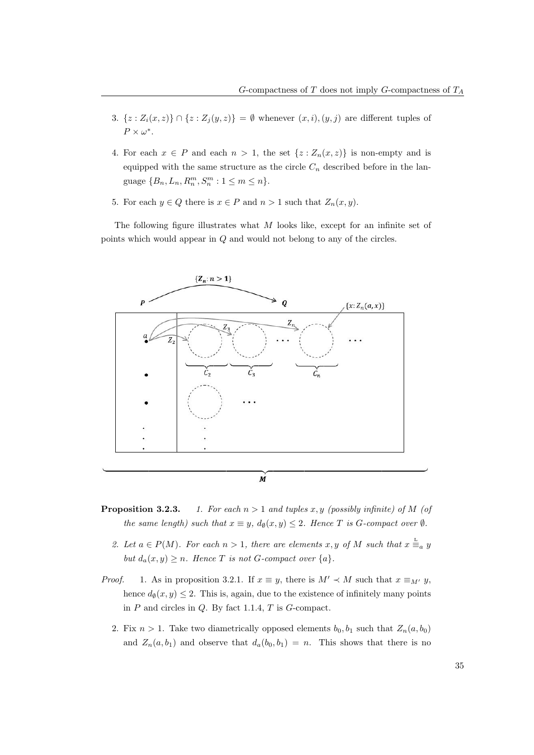3. $\{z : Z_i(x, z)\} \cap \{z : Z_j(y, z)\} = \emptyset$ whenever $(x, i), (y, j)$ are different tuples of $P \times \omega^*$.

4. For each $x \in P$ and each $n > 1$, the set $\{z : Z_n(x, z)\}$ is non-empty and is equipped with the same structure as the circle $C_n$ described before in the language $\{B_n, L_n, R_n^m, S_n^m : 1 \leq m \leq n\}$.

5. For each $y \in Q$ there is $x \in P$ and $n > 1$ such that $Z_n(x, y)$.

The following figure illustrates what $M$ looks like, except for an infinite set of points which would appear in $Q$ and would not belong to any of the circles.

$\{Z_n : n > 1\}$

$P$

$Q$

$\{x : Z_n(a, x)\}$

$a$

$Z_2$

$Z_3$

$Z_n$

$C_2$

$C_3$

$C_n$

$M$

**Proposition 3.2.3.** *1. For each $n > 1$ and tuples $x, y$ (possibly infinite) of $M$ (of the same length) such that $x \equiv y$, $d_\emptyset(x, y) \leq 2$. Hence $T$ is G-compact over $\emptyset$.*

*2. Let $a \in P(M)$. For each $n > 1$, there are elements $x, y$ of $M$ such that $x \overset{\text{L}}{\equiv}_a y$ but $d_a(x, y) \geq n$. Hence $T$ is not G-compact over $\{a\}$.*

*Proof.* 1. As in proposition 3.2.1. If $x \equiv y$, there is $M' \prec M$ such that $x \equiv_{M'} y$, hence $d_\emptyset(x, y) \leq 2$. This is, again, due to the existence of infinitely many points in $P$ and circles in $Q$. By fact 1.1.4, $T$ is G-compact.

2. Fix $n > 1$. Take two diametrically opposed elements $b_0, b_1$ such that $Z_n(a, b_0)$ and $Z_n(a, b_1)$ and observe that $d_a(b_0, b_1) = n$. This shows that there is no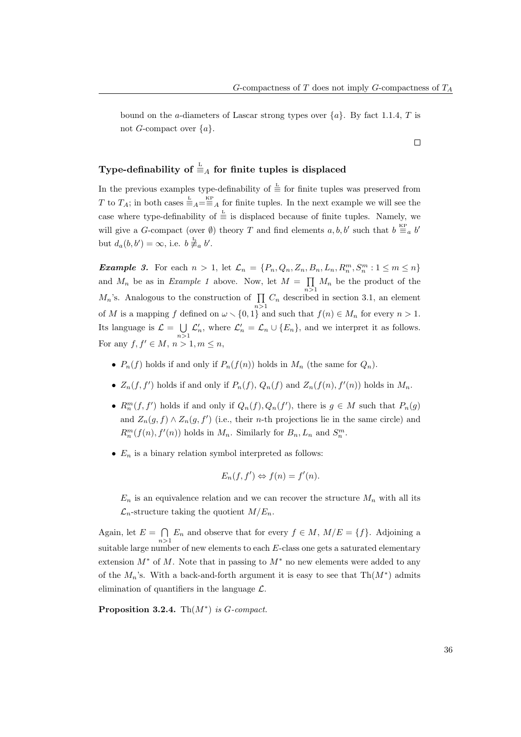bound on the $a$-diameters of Lascar strong types over $\{a\}$. By fact 1.1.4, $T$ is not $G$-compact over $\{a\}$.

$\square$

### Type-definability of $\stackrel{\text{L}}{\equiv}_A$ for finite tuples is displaced

In the previous examples type-definability of $\stackrel{\text{L}}{\equiv}$ for finite tuples was preserved from $T$ to $T_A$; in both cases $\stackrel{\text{L}}{\equiv}_A = \stackrel{\text{KP}}{\equiv}_A$ for finite tuples. In the next example we will see the case where type-definability of $\stackrel{\text{L}}{\equiv}$ is displaced because of finite tuples. Namely, we will give a $G$-compact (over $\emptyset$) theory $T$ and find elements $a, b, b'$ such that $b \stackrel{\text{KP}}{\equiv}_a b'$ but $d_a(b, b') = \infty$, i.e. $b \stackrel{\text{L}}{\not\equiv}_a b'$.

***Example 3.*** For each $n > 1$, let $\mathcal{L}_n = \{P_n, Q_n, Z_n, B_n, L_n, R_n^m, S_n^m : 1 \leq m \leq n\}$ and $M_n$ be as in *Example 1* above. Now, let $M = \prod_{n>1} M_n$ be the product of the $M_n$'s. Analogous to the construction of $\prod_{n>1} C_n$ described in section 3.1, an element of $M$ is a mapping $f$ defined on $\omega \setminus \{0, 1\}$ and such that $f(n) \in M_n$ for every $n > 1$. Its language is $\mathcal{L} = \bigcup_{n>1} \mathcal{L}'_n$, where $\mathcal{L}'_n = \mathcal{L}_n \cup \{E_n\}$, and we interpret it as follows. For any $f, f' \in M$, $n > 1, m \leq n$,

- $P_n(f)$ holds if and only if $P_n(f(n))$ holds in $M_n$ (the same for $Q_n$).
- $Z_n(f, f')$ holds if and only if $P_n(f)$, $Q_n(f)$ and $Z_n(f(n), f'(n))$ holds in $M_n$.
- $R_n^m(f, f')$ holds if and only if $Q_n(f), Q_n(f')$, there is $g \in M$ such that $P_n(g)$ and $Z_n(g, f) \wedge Z_n(g, f')$ (i.e., their $n$-th projections lie in the same circle) and $R_n^m(f(n), f'(n))$ holds in $M_n$. Similarly for $B_n, L_n$ and $S_n^m$.
- $E_n$ is a binary relation symbol interpreted as follows:

$$E_n(f, f') \Leftrightarrow f(n) = f'(n).$$

  $E_n$ is an equivalence relation and we can recover the structure $M_n$ with all its $\mathcal{L}_n$-structure taking the quotient $M/E_n$.

Again, let $E = \bigcap_{n>1} E_n$ and observe that for every $f \in M$, $M/E = \{f\}$. Adjoining a suitable large number of new elements to each $E$-class one gets a saturated elementary extension $M^*$ of $M$. Note that in passing to $M^*$ no new elements were added to any of the $M_n$'s. With a back-and-forth argument it is easy to see that $\text{Th}(M^*)$ admits elimination of quantifiers in the language $\mathcal{L}$.

**Proposition 3.2.4.** *$\text{Th}(M^*)$ is $G$-compact.*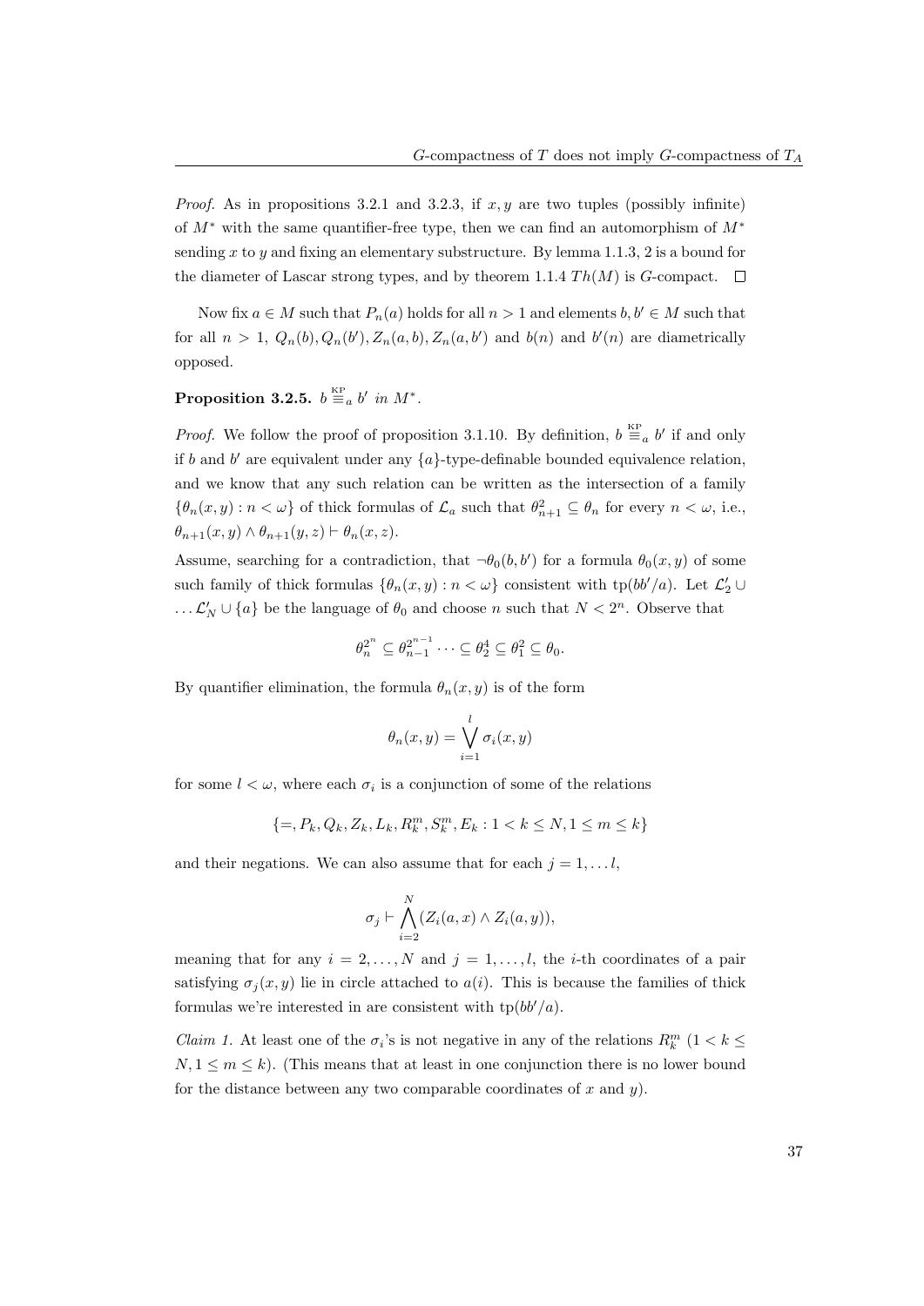*Proof.* As in propositions 3.2.1 and 3.2.3, if $x, y$ are two tuples (possibly infinite) of $M^*$ with the same quantifier-free type, then we can find an automorphism of $M^*$ sending $x$ to $y$ and fixing an elementary substructure. By lemma 1.1.3, 2 is a bound for the diameter of Lascar strong types, and by theorem 1.1.4 $Th(M)$ is $G$-compact. $\square$

Now fix $a \in M$ such that $P_n(a)$ holds for all $n > 1$ and elements $b, b' \in M$ such that for all $n > 1$, $Q_n(b), Q_n(b'), Z_n(a, b), Z_n(a, b')$ and $b(n)$ and $b'(n)$ are diametrically opposed.

**Proposition 3.2.5.** *$b \overset{\text{KP}}{\equiv}_a b'$ in $M^*$.*

*Proof.* We follow the proof of proposition 3.1.10. By definition, $b \overset{\text{KP}}{\equiv}_a b'$ if and only if $b$ and $b'$ are equivalent under any $\{a\}$-type-definable bounded equivalence relation, and we know that any such relation can be written as the intersection of a family $\{\theta_n(x, y) : n < \omega\}$ of thick formulas of $\mathcal{L}_a$ such that $\theta_{n+1}^2 \subseteq \theta_n$ for every $n < \omega$, i.e., $\theta_{n+1}(x, y) \wedge \theta_{n+1}(y, z) \vdash \theta_n(x, z)$.

Assume, searching for a contradiction, that $\neg\theta_0(b, b')$ for a formula $\theta_0(x, y)$ of some such family of thick formulas $\{\theta_n(x, y) : n < \omega\}$ consistent with $\text{tp}(bb'/a)$. Let $\mathcal{L}'_2 \cup \ldots \mathcal{L}'_N \cup \{a\}$ be the language of $\theta_0$ and choose $n$ such that $N < 2^n$. Observe that

$$\theta_n^{2^n} \subseteq \theta_{n-1}^{2^{n-1}} \cdots \subseteq \theta_2^4 \subseteq \theta_1^2 \subseteq \theta_0.$$

By quantifier elimination, the formula $\theta_n(x, y)$ is of the form

$$\theta_n(x, y) = \bigvee_{i=1}^{l} \sigma_i(x, y)$$

for some $l < \omega$, where each $\sigma_i$ is a conjunction of some of the relations

$$\{=, P_k, Q_k, Z_k, L_k, R_k^m, S_k^m, E_k : 1 < k \leq N, 1 \leq m \leq k\}$$

and their negations. We can also assume that for each $j = 1, \ldots l$,

$$\sigma_j \vdash \bigwedge_{i=2}^{N} (Z_i(a, x) \wedge Z_i(a, y)),$$

meaning that for any $i = 2, \ldots, N$ and $j = 1, \ldots, l$, the $i$-th coordinates of a pair satisfying $\sigma_j(x, y)$ lie in circle attached to $a(i)$. This is because the families of thick formulas we're interested in are consistent with $\text{tp}(bb'/a)$.

*Claim 1.* At least one of the $\sigma_i$'s is not negative in any of the relations $R_k^m$ $(1 < k \leq N, 1 \leq m \leq k)$. (This means that at least in one conjunction there is no lower bound for the distance between any two comparable coordinates of $x$ and $y$).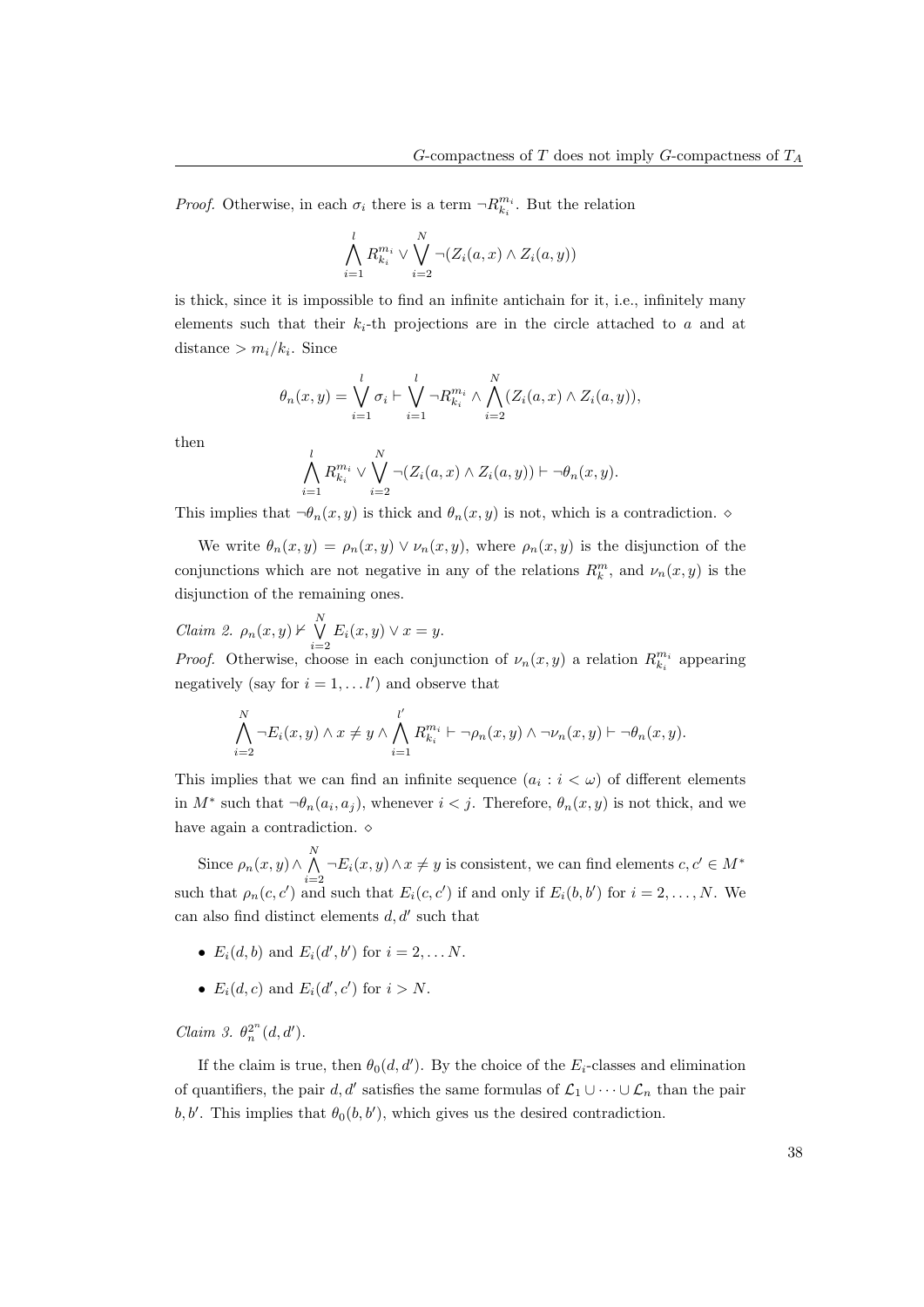*Proof.* Otherwise, in each $\sigma_i$ there is a term $\neg R_{k_i}^{m_i}$. But the relation

$$\bigwedge_{i=1}^{l} R_{k_i}^{m_i} \vee \bigvee_{i=2}^{N} \neg(Z_i(a,x) \wedge Z_i(a,y))$$

is thick, since it is impossible to find an infinite antichain for it, i.e., infinitely many elements such that their $k_i$-th projections are in the circle attached to $a$ and at distance $> m_i/k_i$. Since

$$\theta_n(x,y) = \bigvee_{i=1}^{l} \sigma_i \vdash \bigvee_{i=1}^{l} \neg R_{k_i}^{m_i} \wedge \bigwedge_{i=2}^{N} (Z_i(a,x) \wedge Z_i(a,y)),$$

then

$$\bigwedge_{i=1}^{l} R_{k_i}^{m_i} \vee \bigvee_{i=2}^{N} \neg(Z_i(a,x) \wedge Z_i(a,y)) \vdash \neg\theta_n(x,y).$$

This implies that $\neg\theta_n(x,y)$ is thick and $\theta_n(x,y)$ is not, which is a contradiction. $\diamond$

We write $\theta_n(x,y) = \rho_n(x,y) \vee \nu_n(x,y)$, where $\rho_n(x,y)$ is the disjunction of the conjunctions which are not negative in any of the relations $R_k^m$, and $\nu_n(x,y)$ is the disjunction of the remaining ones.

*Claim 2.* $\rho_n(x,y) \nvdash \bigvee_{i=2}^{N} E_i(x,y) \vee x = y$.

*Proof.* Otherwise, choose in each conjunction of $\nu_n(x,y)$ a relation $R_{k_i}^{m_i}$ appearing negatively (say for $i = 1, \dots l'$) and observe that

$$\bigwedge_{i=2}^{N} \neg E_i(x,y) \wedge x \neq y \wedge \bigwedge_{i=1}^{l'} R_{k_i}^{m_i} \vdash \neg\rho_n(x,y) \wedge \neg\nu_n(x,y) \vdash \neg\theta_n(x,y).$$

This implies that we can find an infinite sequence $(a_i : i < \omega)$ of different elements in $M^*$ such that $\neg\theta_n(a_i, a_j)$, whenever $i < j$. Therefore, $\theta_n(x,y)$ is not thick, and we have again a contradiction. $\diamond$

Since $\rho_n(x,y) \wedge \bigwedge_{i=2}^{N} \neg E_i(x,y) \wedge x \neq y$ is consistent, we can find elements $c, c' \in M^*$ such that $\rho_n(c,c')$ and such that $E_i(c,c')$ if and only if $E_i(b,b')$ for $i = 2, \dots, N$. We can also find distinct elements $d, d'$ such that

- $E_i(d,b)$ and $E_i(d',b')$ for $i = 2, \dots N$.
- $E_i(d,c)$ and $E_i(d',c')$ for $i > N$.

*Claim 3.* $\theta_n^{2^n}(d,d')$.

If the claim is true, then $\theta_0(d,d')$. By the choice of the $E_i$-classes and elimination of quantifiers, the pair $d, d'$ satisfies the same formulas of $\mathcal{L}_1 \cup \dots \cup \mathcal{L}_n$ than the pair $b, b'$. This implies that $\theta_0(b,b')$, which gives us the desired contradiction.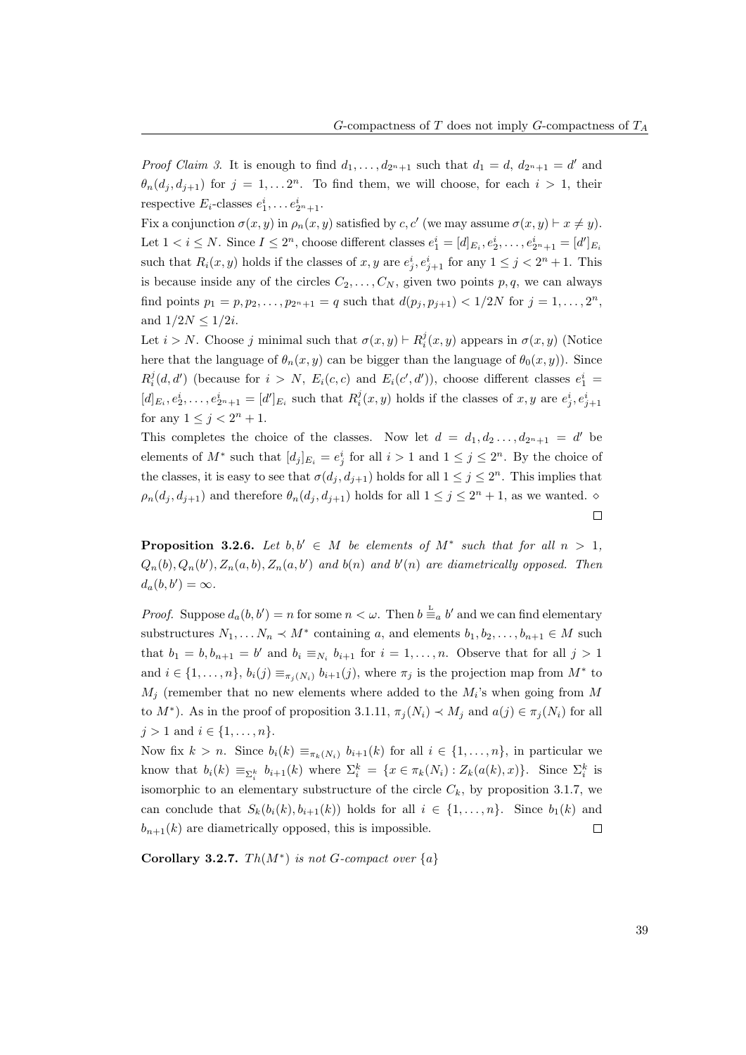*Proof Claim 3.* It is enough to find $d_1, \ldots, d_{2^n+1}$ such that $d_1 = d$, $d_{2^n+1} = d'$ and $\theta_n(d_j, d_{j+1})$ for $j = 1, \ldots 2^n$. To find them, we will choose, for each $i > 1$, their respective $E_i$-classes $e^i_1, \ldots e^i_{2^n+1}$.

Fix a conjunction $\sigma(x, y)$ in $\rho_n(x, y)$ satisfied by $c, c'$ (we may assume $\sigma(x, y) \vdash x \neq y$). Let $1 < i \leq N$. Since $I \leq 2^n$, choose different classes $e^i_1 = [d]_{E_i}, e^i_2, \ldots, e^i_{2^n+1} = [d']_{E_i}$ such that $R_i(x, y)$ holds if the classes of $x, y$ are $e^i_j, e^i_{j+1}$ for any $1 \leq j < 2^n + 1$. This is because inside any of the circles $C_2, \ldots, C_N$, given two points $p, q$, we can always find points $p_1 = p, p_2, \ldots, p_{2^n+1} = q$ such that $d(p_j, p_{j+1}) < 1/2N$ for $j = 1, \ldots, 2^n$, and $1/2N \leq 1/2i$.

Let $i > N$. Choose $j$ minimal such that $\sigma(x, y) \vdash R^j_i(x, y)$ appears in $\sigma(x, y)$ (Notice here that the language of $\theta_n(x, y)$ can be bigger than the language of $\theta_0(x, y)$). Since $R^j_i(d, d')$ (because for $i > N$, $E_i(c, c)$ and $E_i(c', d')$), choose different classes $e^i_1 = [d]_{E_i}, e^i_2, \ldots, e^i_{2^n+1} = [d']_{E_i}$ such that $R^j_i(x, y)$ holds if the classes of $x, y$ are $e^i_j, e^i_{j+1}$ for any $1 \leq j < 2^n + 1$.

This completes the choice of the classes. Now let $d = d_1, d_2 \ldots, d_{2^n+1} = d'$ be elements of $M^*$ such that $[d_j]_{E_i} = e^i_j$ for all $i > 1$ and $1 \leq j \leq 2^n$. By the choice of the classes, it is easy to see that $\sigma(d_j, d_{j+1})$ holds for all $1 \leq j \leq 2^n$. This implies that $\rho_n(d_j, d_{j+1})$ and therefore $\theta_n(d_j, d_{j+1})$ holds for all $1 \leq j \leq 2^n + 1$, as we wanted. $\diamond$

$\square$

**Proposition 3.2.6.** *Let $b, b' \in M$ be elements of $M^*$ such that for all $n > 1$, $Q_n(b), Q_n(b'), Z_n(a, b), Z_n(a, b')$ and $b(n)$ and $b'(n)$ are diametrically opposed. Then $d_a(b, b') = \infty$.*

*Proof.* Suppose $d_a(b, b') = n$ for some $n < \omega$. Then $b \overset{\text{L}}{\equiv}_a b'$ and we can find elementary substructures $N_1, \ldots N_n \prec M^*$ containing $a$, and elements $b_1, b_2, \ldots, b_{n+1} \in M$ such that $b_1 = b, b_{n+1} = b'$ and $b_i \equiv_{N_i} b_{i+1}$ for $i = 1, \ldots, n$. Observe that for all $j > 1$ and $i \in \{1, \ldots, n\}$, $b_i(j) \equiv_{\pi_j(N_i)} b_{i+1}(j)$, where $\pi_j$ is the projection map from $M^*$ to $M_j$ (remember that no new elements where added to the $M_i$'s when going from $M$ to $M^*$). As in the proof of proposition 3.1.11, $\pi_j(N_i) \prec M_j$ and $a(j) \in \pi_j(N_i)$ for all $j > 1$ and $i \in \{1, \ldots, n\}$.

Now fix $k > n$. Since $b_i(k) \equiv_{\pi_k(N_i)} b_{i+1}(k)$ for all $i \in \{1, \ldots, n\}$, in particular we know that $b_i(k) \equiv_{\Sigma^k_i} b_{i+1}(k)$ where $\Sigma^k_i = \{x \in \pi_k(N_i) : Z_k(a(k), x)\}$. Since $\Sigma^k_i$ is isomorphic to an elementary substructure of the circle $C_k$, by proposition 3.1.7, we can conclude that $S_k(b_i(k), b_{i+1}(k))$ holds for all $i \in \{1, \ldots, n\}$. Since $b_1(k)$ and $b_{n+1}(k)$ are diametrically opposed, this is impossible. $\square$

**Corollary 3.2.7.** *$Th(M^*)$ is not G-compact over $\{a\}$*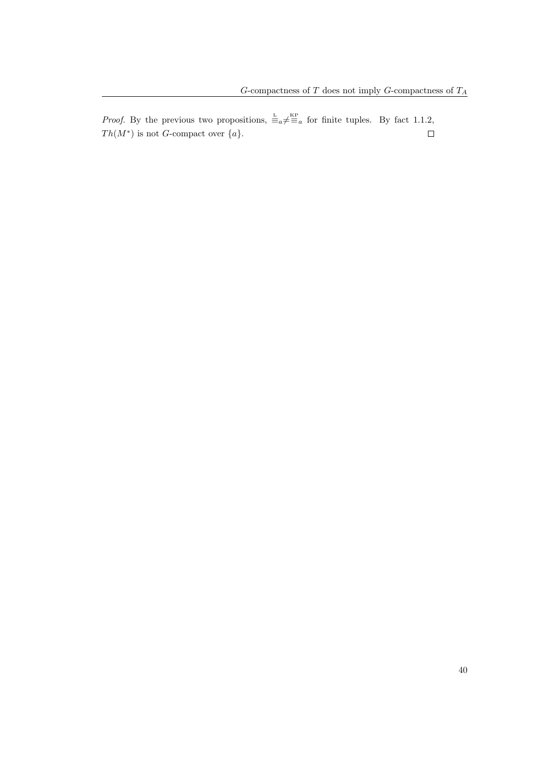*Proof.* By the previous two propositions, $\overset{\mathrm{L}}{\equiv}_a \neq \overset{\mathrm{KP}}{\equiv}_a$ for finite tuples. By fact 1.1.2, $Th(M^*)$ is not $G$-compact over $\{a\}$. □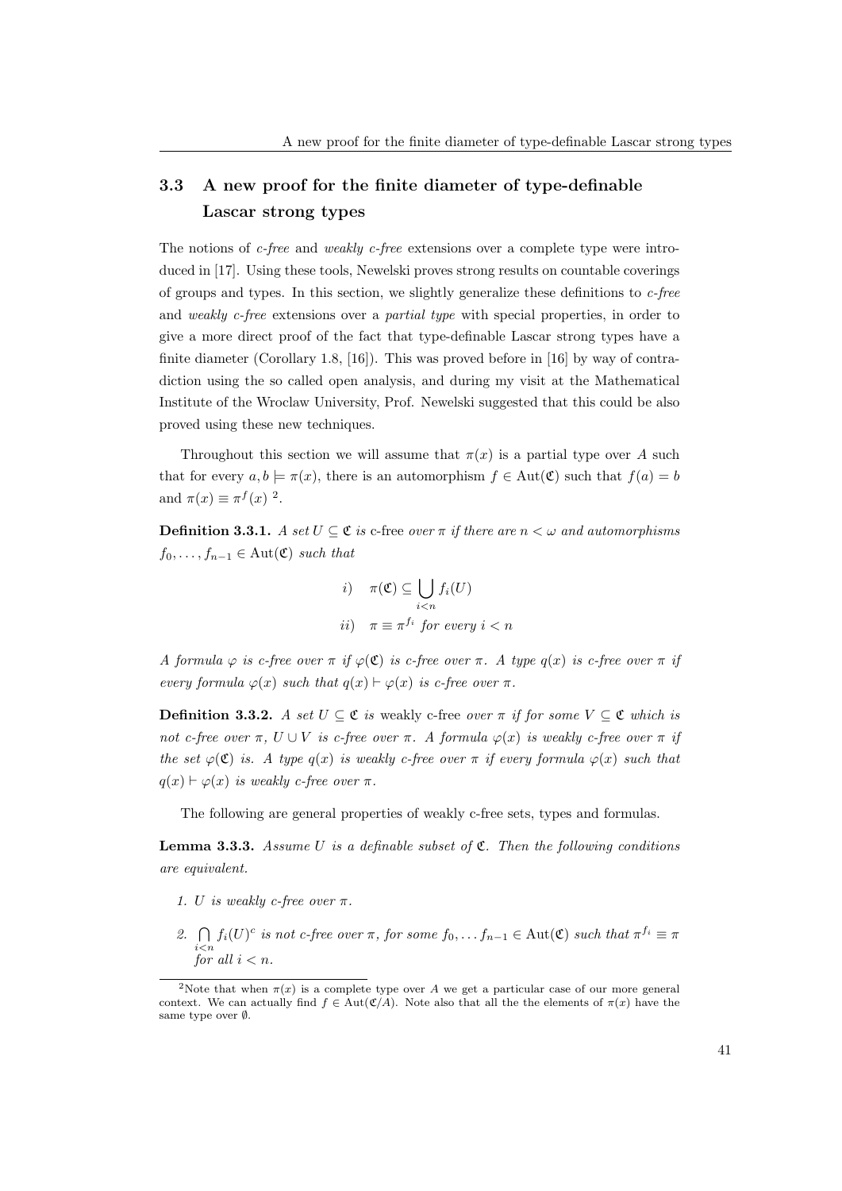## 3.3 A new proof for the finite diameter of type-definable Lascar strong types

The notions of *c-free* and *weakly c-free* extensions over a complete type were introduced in [17]. Using these tools, Newelski proves strong results on countable coverings of groups and types. In this section, we slightly generalize these definitions to *c-free* and *weakly c-free* extensions over a *partial type* with special properties, in order to give a more direct proof of the fact that type-definable Lascar strong types have a finite diameter (Corollary 1.8, [16]). This was proved before in [16] by way of contradiction using the so called open analysis, and during my visit at the Mathematical Institute of the Wroclaw University, Prof. Newelski suggested that this could be also proved using these new techniques.

Throughout this section we will assume that $\pi(x)$ is a partial type over $A$ such that for every $a, b \models \pi(x)$, there is an automorphism $f \in \mathrm{Aut}(\mathfrak{C})$ such that $f(a) = b$ and $\pi(x) \equiv \pi^f(x)$ [2].

**Definition 3.3.1.** *A set $U \subseteq \mathfrak{C}$ is* c-free *over $\pi$ if there are $n < \omega$ and automorphisms $f_0, \ldots, f_{n-1} \in \mathrm{Aut}(\mathfrak{C})$ such that*

$$i) \quad \pi(\mathfrak{C}) \subseteq \bigcup_{i<n} f_i(U)$$

$$ii) \quad \pi \equiv \pi^{f_i} \text{ for every } i < n$$

*A formula $\varphi$ is c-free over $\pi$ if $\varphi(\mathfrak{C})$ is c-free over $\pi$. A type $q(x)$ is c-free over $\pi$ if every formula $\varphi(x)$ such that $q(x) \vdash \varphi(x)$ is c-free over $\pi$.*

**Definition 3.3.2.** *A set $U \subseteq \mathfrak{C}$ is* weakly c-free *over $\pi$ if for some $V \subseteq \mathfrak{C}$ which is not c-free over $\pi$, $U \cup V$ is c-free over $\pi$. A formula $\varphi(x)$ is weakly c-free over $\pi$ if the set $\varphi(\mathfrak{C})$ is. A type $q(x)$ is weakly c-free over $\pi$ if every formula $\varphi(x)$ such that $q(x) \vdash \varphi(x)$ is weakly c-free over $\pi$.*

The following are general properties of weakly c-free sets, types and formulas.

**Lemma 3.3.3.** *Assume $U$ is a definable subset of $\mathfrak{C}$. Then the following conditions are equivalent.*

1. *$U$ is weakly c-free over $\pi$.*
2. *$\bigcap_{i<n} f_i(U)^c$ is not c-free over $\pi$, for some $f_0, \ldots f_{n-1} \in \mathrm{Aut}(\mathfrak{C})$ such that $\pi^{f_i} \equiv \pi$ for all $i < n$.*

[2] Note that when $\pi(x)$ is a complete type over $A$ we get a particular case of our more general context. We can actually find $f \in \mathrm{Aut}(\mathfrak{C}/A)$. Note also that all the the elements of $\pi(x)$ have the same type over $\emptyset$.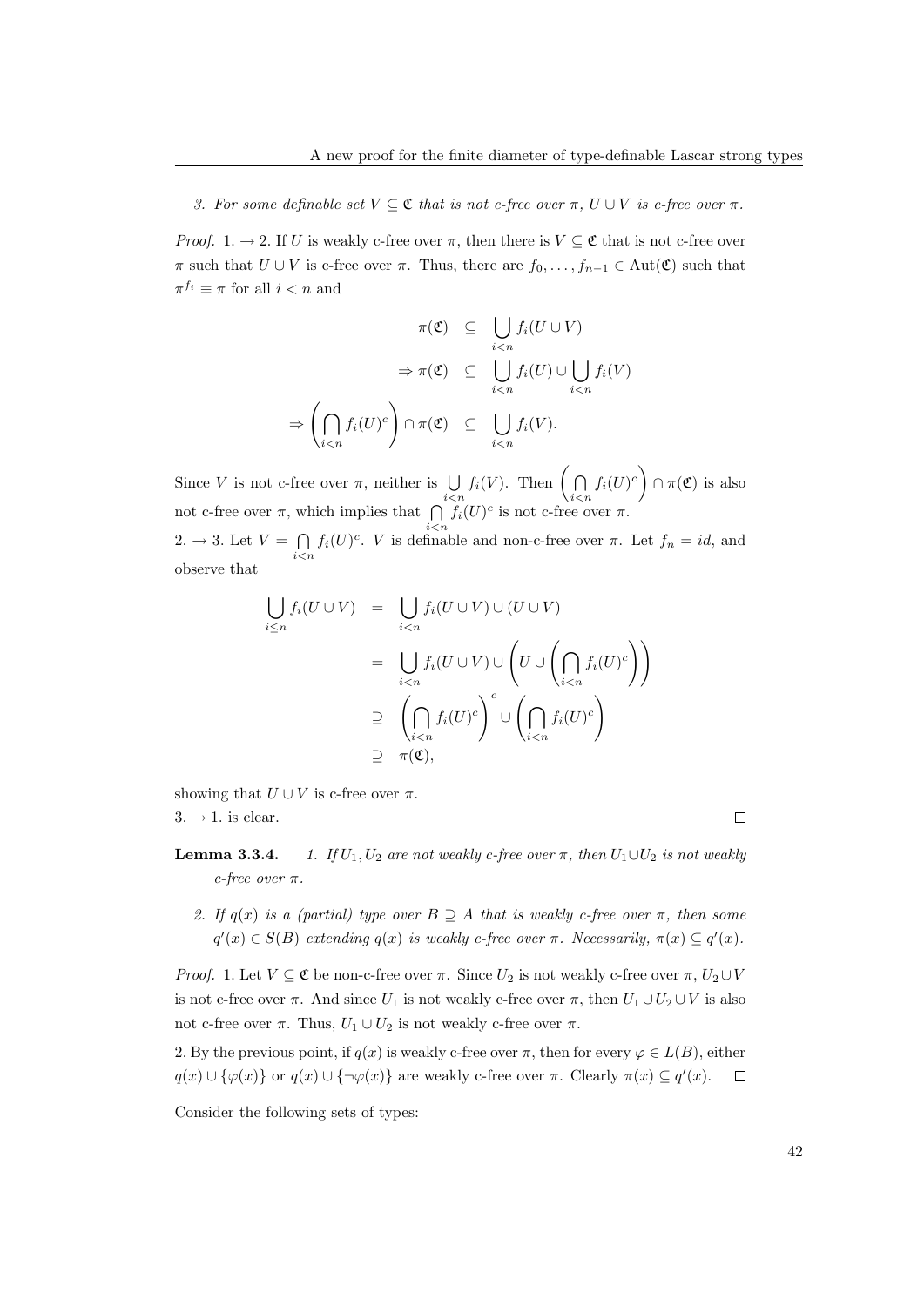*3. For some definable set $V \subseteq \mathfrak{C}$ that is not c-free over $\pi$, $U \cup V$ is c-free over $\pi$.*

*Proof.* 1. $\to$ 2. If $U$ is weakly c-free over $\pi$, then there is $V \subseteq \mathfrak{C}$ that is not c-free over $\pi$ such that $U \cup V$ is c-free over $\pi$. Thus, there are $f_0, \ldots, f_{n-1} \in \mathrm{Aut}(\mathfrak{C})$ such that $\pi^{f_i} \equiv \pi$ for all $i < n$ and

$$\begin{aligned}
\pi(\mathfrak{C}) &\subseteq \bigcup_{i<n} f_i(U \cup V) \\
\Rightarrow \pi(\mathfrak{C}) &\subseteq \bigcup_{i<n} f_i(U) \cup \bigcup_{i<n} f_i(V) \\
\Rightarrow \left(\bigcap_{i<n} f_i(U)^c\right) \cap \pi(\mathfrak{C}) &\subseteq \bigcup_{i<n} f_i(V).
\end{aligned}$$

Since $V$ is not c-free over $\pi$, neither is $\bigcup_{i<n} f_i(V)$. Then $\left(\bigcap_{i<n} f_i(U)^c\right) \cap \pi(\mathfrak{C})$ is also not c-free over $\pi$, which implies that $\bigcap_{i<n} f_i(U)^c$ is not c-free over $\pi$.

2. $\to$ 3. Let $V = \bigcap_{i<n} f_i(U)^c$. $V$ is definable and non-c-free over $\pi$. Let $f_n = id$, and observe that

$$\begin{aligned}
\bigcup_{i \leq n} f_i(U \cup V) &= \bigcup_{i<n} f_i(U \cup V) \cup (U \cup V) \\
&= \bigcup_{i<n} f_i(U \cup V) \cup \left(U \cup \left(\bigcap_{i<n} f_i(U)^c\right)\right) \\
&\supseteq \left(\bigcap_{i<n} f_i(U)^c\right)^c \cup \left(\bigcap_{i<n} f_i(U)^c\right) \\
&\supseteq \pi(\mathfrak{C}),
\end{aligned}$$

showing that $U \cup V$ is c-free over $\pi$.

3. $\to$ 1. is clear. $\square$

**Lemma 3.3.4.** *1. If $U_1, U_2$ are not weakly c-free over $\pi$, then $U_1 \cup U_2$ is not weakly c-free over $\pi$.*

*2. If $q(x)$ is a (partial) type over $B \supseteq A$ that is weakly c-free over $\pi$, then some $q'(x) \in S(B)$ extending $q(x)$ is weakly c-free over $\pi$. Necessarily, $\pi(x) \subseteq q'(x)$.*

*Proof.* 1. Let $V \subseteq \mathfrak{C}$ be non-c-free over $\pi$. Since $U_2$ is not weakly c-free over $\pi$, $U_2 \cup V$ is not c-free over $\pi$. And since $U_1$ is not weakly c-free over $\pi$, then $U_1 \cup U_2 \cup V$ is also not c-free over $\pi$. Thus, $U_1 \cup U_2$ is not weakly c-free over $\pi$.

2. By the previous point, if $q(x)$ is weakly c-free over $\pi$, then for every $\varphi \in L(B)$, either $q(x) \cup \{\varphi(x)\}$ or $q(x) \cup \{\neg\varphi(x)\}$ are weakly c-free over $\pi$. Clearly $\pi(x) \subseteq q'(x)$. $\square$

Consider the following sets of types: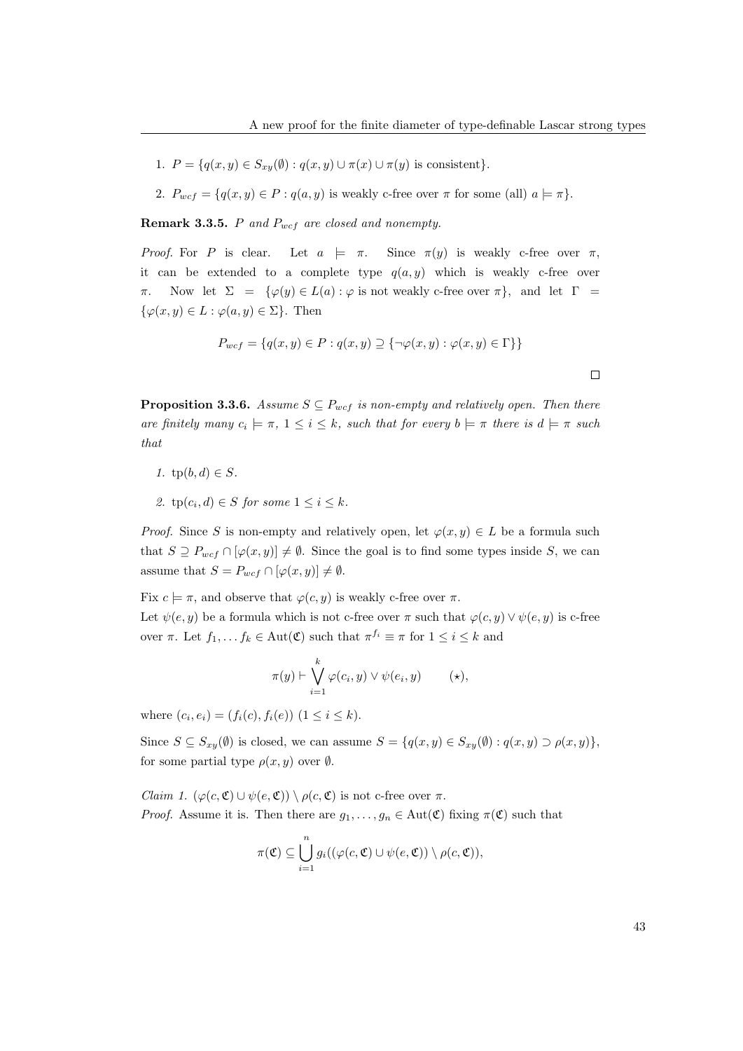1. $P = \{q(x, y) \in S_{xy}(\emptyset) : q(x, y) \cup \pi(x) \cup \pi(y) \text{ is consistent}\}$.
2. $P_{wcf} = \{q(x, y) \in P : q(a, y) \text{ is weakly c-free over } \pi \text{ for some (all) } a \models \pi\}$.

**Remark 3.3.5.** *$P$ and $P_{wcf}$ are closed and nonempty.*

*Proof.* For $P$ is clear. Let $a \models \pi$. Since $\pi(y)$ is weakly c-free over $\pi$, it can be extended to a complete type $q(a, y)$ which is weakly c-free over $\pi$. Now let $\Sigma = \{\varphi(y) \in L(a) : \varphi \text{ is not weakly c-free over } \pi\}$, and let $\Gamma = \{\varphi(x, y) \in L : \varphi(a, y) \in \Sigma\}$. Then

$$P_{wcf} = \{q(x, y) \in P : q(x, y) \supseteq \{\neg\varphi(x, y) : \varphi(x, y) \in \Gamma\}\}$$

□

**Proposition 3.3.6.** *Assume $S \subseteq P_{wcf}$ is non-empty and relatively open. Then there are finitely many $c_i \models \pi$, $1 \leq i \leq k$, such that for every $b \models \pi$ there is $d \models \pi$ such that*

1. *$\text{tp}(b, d) \in S$.*
2. *$\text{tp}(c_i, d) \in S$ for some $1 \leq i \leq k$.*

*Proof.* Since $S$ is non-empty and relatively open, let $\varphi(x, y) \in L$ be a formula such that $S \supseteq P_{wcf} \cap [\varphi(x, y)] \neq \emptyset$. Since the goal is to find some types inside $S$, we can assume that $S = P_{wcf} \cap [\varphi(x, y)] \neq \emptyset$.

Fix $c \models \pi$, and observe that $\varphi(c, y)$ is weakly c-free over $\pi$.
Let $\psi(e, y)$ be a formula which is not c-free over $\pi$ such that $\varphi(c, y) \vee \psi(e, y)$ is c-free over $\pi$. Let $f_1, \ldots f_k \in \text{Aut}(\mathfrak{C})$ such that $\pi^{f_i} \equiv \pi$ for $1 \leq i \leq k$ and

$$\pi(y) \vdash \bigvee_{i=1}^{k} \varphi(c_i, y) \vee \psi(e_i, y) \qquad (\star),$$

where $(c_i, e_i) = (f_i(c), f_i(e))$ $(1 \leq i \leq k)$.

Since $S \subseteq S_{xy}(\emptyset)$ is closed, we can assume $S = \{q(x, y) \in S_{xy}(\emptyset) : q(x, y) \supset \rho(x, y)\}$, for some partial type $\rho(x, y)$ over $\emptyset$.

*Claim 1.* $(\varphi(c, \mathfrak{C}) \cup \psi(e, \mathfrak{C})) \setminus \rho(c, \mathfrak{C})$ is not c-free over $\pi$.
*Proof.* Assume it is. Then there are $g_1, \ldots, g_n \in \text{Aut}(\mathfrak{C})$ fixing $\pi(\mathfrak{C})$ such that

$$\pi(\mathfrak{C}) \subseteq \bigcup_{i=1}^{n} g_i((\varphi(c, \mathfrak{C}) \cup \psi(e, \mathfrak{C})) \setminus \rho(c, \mathfrak{C})),$$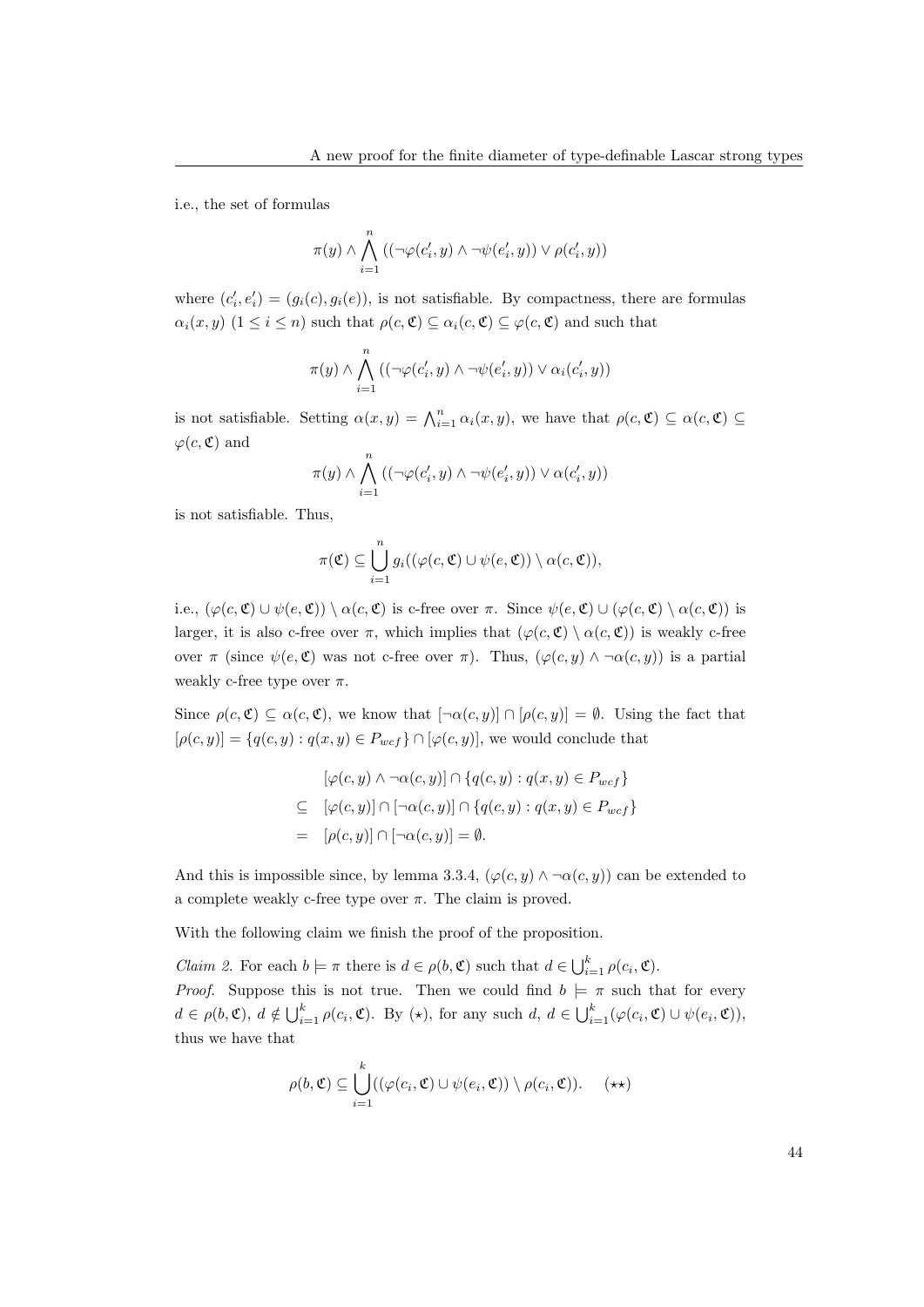i.e., the set of formulas

$$\pi(y) \wedge \bigwedge_{i=1}^{n} ((\neg\varphi(c'_i, y) \wedge \neg\psi(e'_i, y)) \vee \rho(c'_i, y))$$

where $(c'_i, e'_i) = (g_i(c), g_i(e))$, is not satisfiable. By compactness, there are formulas $\alpha_i(x, y)$ $(1 \leq i \leq n)$ such that $\rho(c, \mathfrak{C}) \subseteq \alpha_i(c, \mathfrak{C}) \subseteq \varphi(c, \mathfrak{C})$ and such that

$$\pi(y) \wedge \bigwedge_{i=1}^{n} ((\neg\varphi(c'_i, y) \wedge \neg\psi(e'_i, y)) \vee \alpha_i(c'_i, y))$$

is not satisfiable. Setting $\alpha(x, y) = \bigwedge_{i=1}^{n} \alpha_i(x, y)$, we have that $\rho(c, \mathfrak{C}) \subseteq \alpha(c, \mathfrak{C}) \subseteq \varphi(c, \mathfrak{C})$ and

$$\pi(y) \wedge \bigwedge_{i=1}^{n} ((\neg\varphi(c'_i, y) \wedge \neg\psi(e'_i, y)) \vee \alpha(c'_i, y))$$

is not satisfiable. Thus,

$$\pi(\mathfrak{C}) \subseteq \bigcup_{i=1}^{n} g_i((\varphi(c, \mathfrak{C}) \cup \psi(e, \mathfrak{C})) \setminus \alpha(c, \mathfrak{C})),$$

i.e., $(\varphi(c, \mathfrak{C}) \cup \psi(e, \mathfrak{C})) \setminus \alpha(c, \mathfrak{C})$ is c-free over $\pi$. Since $\psi(e, \mathfrak{C}) \cup (\varphi(c, \mathfrak{C}) \setminus \alpha(c, \mathfrak{C}))$ is larger, it is also c-free over $\pi$, which implies that $(\varphi(c, \mathfrak{C}) \setminus \alpha(c, \mathfrak{C}))$ is weakly c-free over $\pi$ (since $\psi(e, \mathfrak{C})$ was not c-free over $\pi$). Thus, $(\varphi(c, y) \wedge \neg\alpha(c, y))$ is a partial weakly c-free type over $\pi$.

Since $\rho(c, \mathfrak{C}) \subseteq \alpha(c, \mathfrak{C})$, we know that $[\neg\alpha(c, y)] \cap [\rho(c, y)] = \emptyset$. Using the fact that $[\rho(c, y)] = \{q(c, y) : q(x, y) \in P_{wcf}\} \cap [\varphi(c, y)]$, we would conclude that

$$\begin{aligned}
& [\varphi(c, y) \wedge \neg\alpha(c, y)] \cap \{q(c, y) : q(x, y) \in P_{wcf}\} \\
\subseteq \quad & [\varphi(c, y)] \cap [\neg\alpha(c, y)] \cap \{q(c, y) : q(x, y) \in P_{wcf}\} \\
= \quad & [\rho(c, y)] \cap [\neg\alpha(c, y)] = \emptyset.
\end{aligned}$$

And this is impossible since, by lemma 3.3.4, $(\varphi(c, y) \wedge \neg\alpha(c, y))$ can be extended to a complete weakly c-free type over $\pi$. The claim is proved.

With the following claim we finish the proof of the proposition.

*Claim 2.* For each $b \models \pi$ there is $d \in \rho(b, \mathfrak{C})$ such that $d \in \bigcup_{i=1}^{k} \rho(c_i, \mathfrak{C})$.

*Proof.* Suppose this is not true. Then we could find $b \models \pi$ such that for every $d \in \rho(b, \mathfrak{C})$, $d \notin \bigcup_{i=1}^{k} \rho(c_i, \mathfrak{C})$. By $(\star)$, for any such $d$, $d \in \bigcup_{i=1}^{k} (\varphi(c_i, \mathfrak{C}) \cup \psi(e_i, \mathfrak{C}))$, thus we have that

$$\rho(b, \mathfrak{C}) \subseteq \bigcup_{i=1}^{k} ((\varphi(c_i, \mathfrak{C}) \cup \psi(e_i, \mathfrak{C})) \setminus \rho(c_i, \mathfrak{C})). \quad (\star\star)$$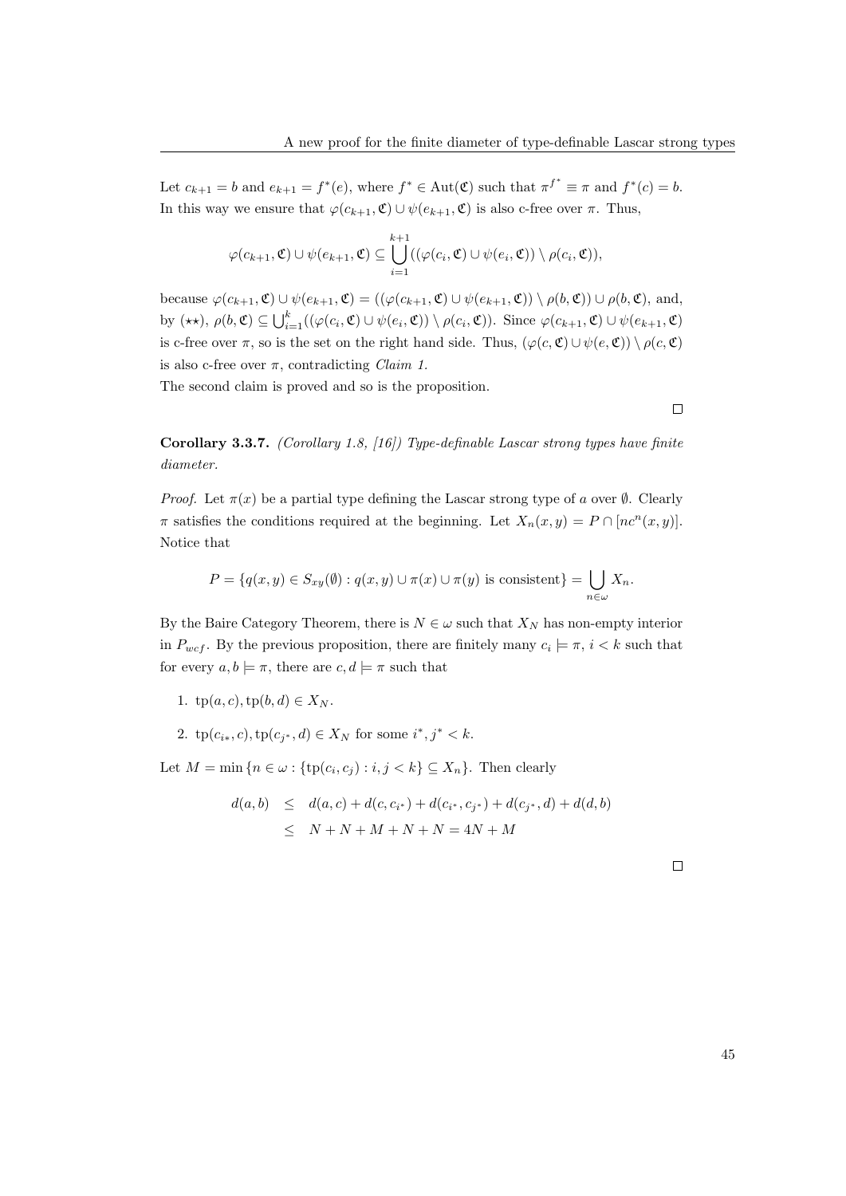Let $c_{k+1} = b$ and $e_{k+1} = f^*(e)$, where $f^* \in \mathrm{Aut}(\mathfrak{C})$ such that $\pi^{f^*} \equiv \pi$ and $f^*(c) = b$. In this way we ensure that $\varphi(c_{k+1}, \mathfrak{C}) \cup \psi(e_{k+1}, \mathfrak{C})$ is also c-free over $\pi$. Thus,

$$\varphi(c_{k+1}, \mathfrak{C}) \cup \psi(e_{k+1}, \mathfrak{C}) \subseteq \bigcup_{i=1}^{k+1} ((\varphi(c_i, \mathfrak{C}) \cup \psi(e_i, \mathfrak{C})) \setminus \rho(c_i, \mathfrak{C})),$$

because $\varphi(c_{k+1}, \mathfrak{C}) \cup \psi(e_{k+1}, \mathfrak{C}) = ((\varphi(c_{k+1}, \mathfrak{C}) \cup \psi(e_{k+1}, \mathfrak{C})) \setminus \rho(b, \mathfrak{C})) \cup \rho(b, \mathfrak{C})$, and, by $(\star\star)$, $\rho(b, \mathfrak{C}) \subseteq \bigcup_{i=1}^{k} ((\varphi(c_i, \mathfrak{C}) \cup \psi(e_i, \mathfrak{C})) \setminus \rho(c_i, \mathfrak{C}))$. Since $\varphi(c_{k+1}, \mathfrak{C}) \cup \psi(e_{k+1}, \mathfrak{C})$ is c-free over $\pi$, so is the set on the right hand side. Thus, $(\varphi(c, \mathfrak{C}) \cup \psi(e, \mathfrak{C})) \setminus \rho(c, \mathfrak{C})$ is also c-free over $\pi$, contradicting *Claim 1*.

The second claim is proved and so is the proposition.

□

**Corollary 3.3.7.** *(Corollary 1.8, [16]) Type-definable Lascar strong types have finite diameter.*

*Proof.* Let $\pi(x)$ be a partial type defining the Lascar strong type of $a$ over $\emptyset$. Clearly $\pi$ satisfies the conditions required at the beginning. Let $X_n(x, y) = P \cap [nc^n(x, y)]$. Notice that

$$P = \{q(x, y) \in S_{xy}(\emptyset) : q(x, y) \cup \pi(x) \cup \pi(y) \text{ is consistent}\} = \bigcup_{n \in \omega} X_n.$$

By the Baire Category Theorem, there is $N \in \omega$ such that $X_N$ has non-empty interior in $P_{wcf}$. By the previous proposition, there are finitely many $c_i \models \pi$, $i < k$ such that for every $a, b \models \pi$, there are $c, d \models \pi$ such that

1. $\mathrm{tp}(a, c), \mathrm{tp}(b, d) \in X_N$.
2. $\mathrm{tp}(c_{i*}, c), \mathrm{tp}(c_{j^*}, d) \in X_N$ for some $i^*, j^* < k$.

Let $M = \min \{n \in \omega : \{\mathrm{tp}(c_i, c_j) : i, j < k\} \subseteq X_n\}$. Then clearly

$$\begin{aligned} d(a, b) &\leq d(a, c) + d(c, c_{i^*}) + d(c_{i^*}, c_{j^*}) + d(c_{j^*}, d) + d(d, b) \\ &\leq N + N + M + N + N = 4N + M \end{aligned}$$

□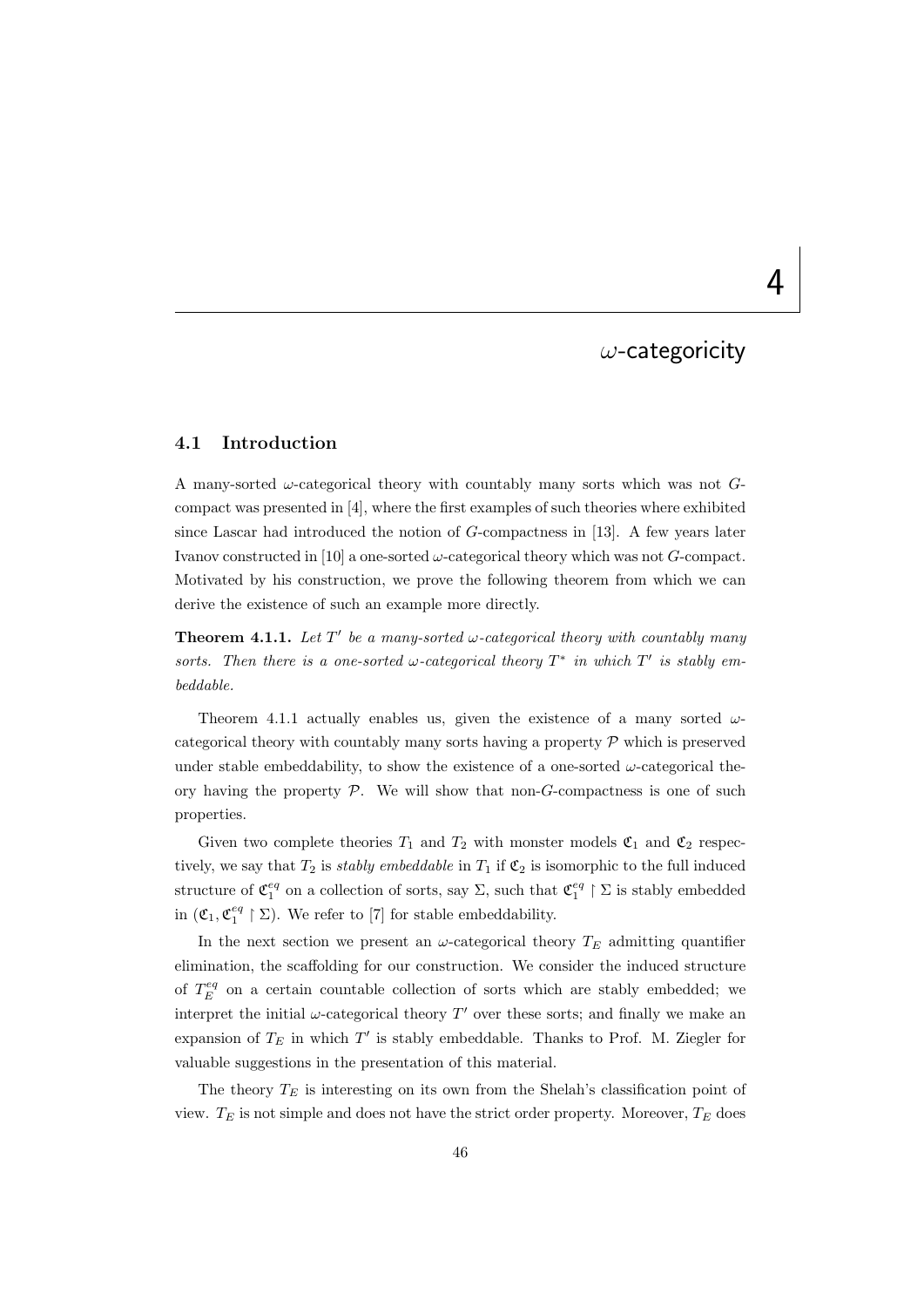# 4

# $\omega$-categoricity

## 4.1 Introduction

A many-sorted $\omega$-categorical theory with countably many sorts which was not $G$-compact was presented in [4], where the first examples of such theories where exhibited since Lascar had introduced the notion of $G$-compactness in [13]. A few years later Ivanov constructed in [10] a one-sorted $\omega$-categorical theory which was not $G$-compact. Motivated by his construction, we prove the following theorem from which we can derive the existence of such an example more directly.

**Theorem 4.1.1.** *Let $T'$ be a many-sorted $\omega$-categorical theory with countably many sorts. Then there is a one-sorted $\omega$-categorical theory $T^*$ in which $T'$ is stably embeddable.*

Theorem 4.1.1 actually enables us, given the existence of a many sorted $\omega$-categorical theory with countably many sorts having a property $\mathcal{P}$ which is preserved under stable embeddability, to show the existence of a one-sorted $\omega$-categorical theory having the property $\mathcal{P}$. We will show that non-$G$-compactness is one of such properties.

Given two complete theories $T_1$ and $T_2$ with monster models $\mathfrak{C}_1$ and $\mathfrak{C}_2$ respectively, we say that $T_2$ is *stably embeddable* in $T_1$ if $\mathfrak{C}_2$ is isomorphic to the full induced structure of $\mathfrak{C}_1^{eq}$ on a collection of sorts, say $\Sigma$, such that $\mathfrak{C}_1^{eq} \upharpoonright \Sigma$ is stably embedded in $(\mathfrak{C}_1, \mathfrak{C}_1^{eq} \upharpoonright \Sigma)$. We refer to [7] for stable embeddability.

In the next section we present an $\omega$-categorical theory $T_E$ admitting quantifier elimination, the scaffolding for our construction. We consider the induced structure of $T_E^{eq}$ on a certain countable collection of sorts which are stably embedded; we interpret the initial $\omega$-categorical theory $T'$ over these sorts; and finally we make an expansion of $T_E$ in which $T'$ is stably embeddable. Thanks to Prof. M. Ziegler for valuable suggestions in the presentation of this material.

The theory $T_E$ is interesting on its own from the Shelah's classification point of view. $T_E$ is not simple and does not have the strict order property. Moreover, $T_E$ does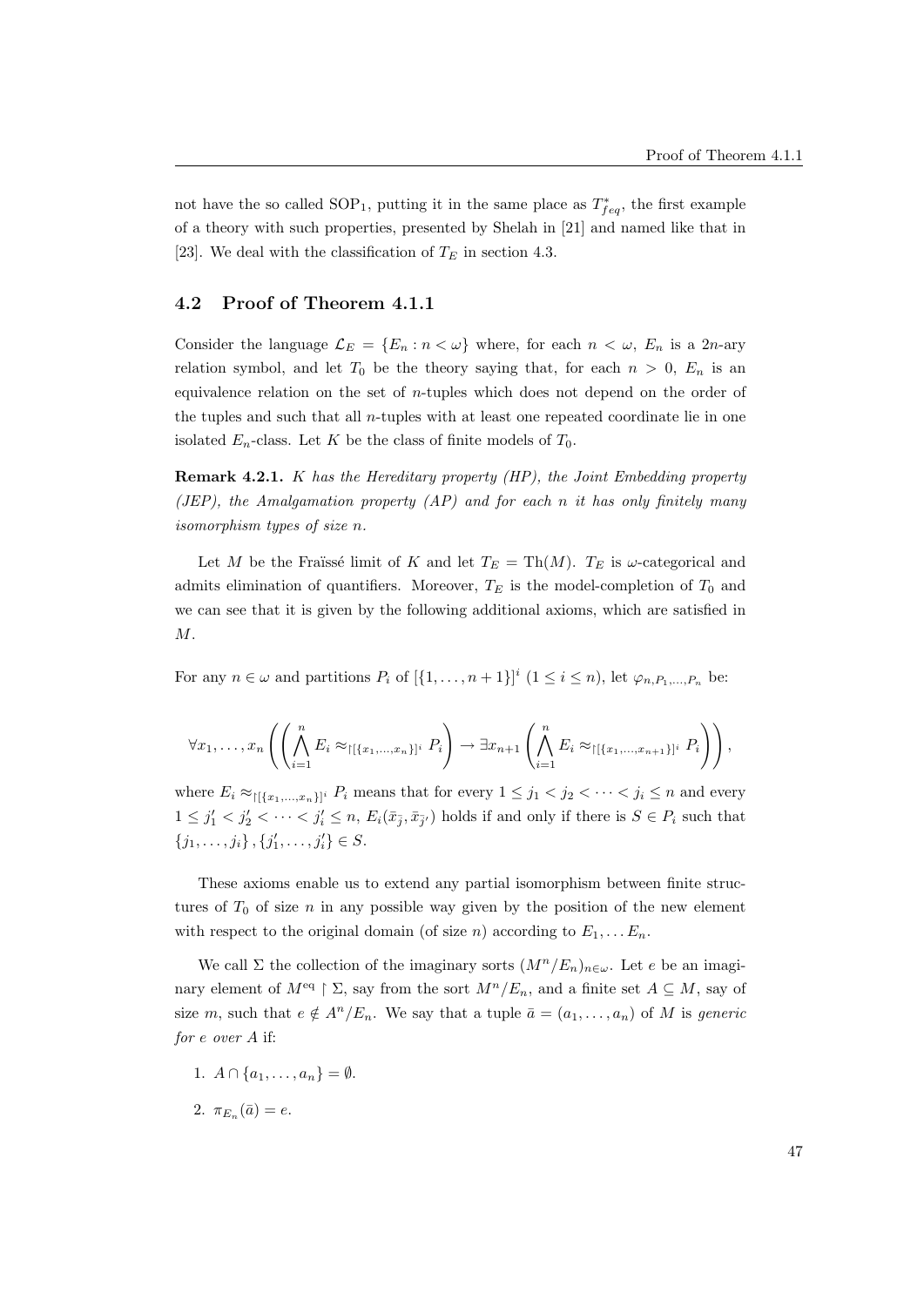not have the so called $\mathrm{SOP}_1$, putting it in the same place as $T^*_{feq}$, the first example of a theory with such properties, presented by Shelah in [21] and named like that in [23]. We deal with the classification of $T_E$ in section 4.3.

## 4.2 Proof of Theorem 4.1.1

Consider the language $\mathcal{L}_E = \{E_n : n < \omega\}$ where, for each $n < \omega$, $E_n$ is a $2n$-ary relation symbol, and let $T_0$ be the theory saying that, for each $n > 0$, $E_n$ is an equivalence relation on the set of $n$-tuples which does not depend on the order of the tuples and such that all $n$-tuples with at least one repeated coordinate lie in one isolated $E_n$-class. Let $K$ be the class of finite models of $T_0$.

**Remark 4.2.1.** *$K$ has the Hereditary property (HP), the Joint Embedding property (JEP), the Amalgamation property (AP) and for each $n$ it has only finitely many isomorphism types of size $n$.*

Let $M$ be the Fraïssé limit of $K$ and let $T_E = \mathrm{Th}(M)$. $T_E$ is $\omega$-categorical and admits elimination of quantifiers. Moreover, $T_E$ is the model-completion of $T_0$ and we can see that it is given by the following additional axioms, which are satisfied in $M$.

For any $n \in \omega$ and partitions $P_i$ of $[\{1,\ldots,n+1\}]^i$ $(1 \leq i \leq n)$, let $\varphi_{n,P_1,\ldots,P_n}$ be:

$$\forall x_1,\ldots,x_n \left( \left( \bigwedge_{i=1}^{n} E_i \approx_{\restriction [\{x_1,\ldots,x_n\}]^i} P_i \right) \rightarrow \exists x_{n+1} \left( \bigwedge_{i=1}^{n} E_i \approx_{\restriction [\{x_1,\ldots,x_{n+1}\}]^i} P_i \right) \right),$$

where $E_i \approx_{\restriction [\{x_1,\ldots,x_n\}]^i} P_i$ means that for every $1 \leq j_1 < j_2 < \cdots < j_i \leq n$ and every $1 \leq j'_1 < j'_2 < \cdots < j'_i \leq n$, $E_i(\bar{x}_{\bar{j}}, \bar{x}_{\bar{j}'})$ holds if and only if there is $S \in P_i$ such that $\{j_1,\ldots,j_i\}, \{j'_1,\ldots,j'_i\} \in S$.

These axioms enable us to extend any partial isomorphism between finite structures of $T_0$ of size $n$ in any possible way given by the position of the new element with respect to the original domain (of size $n$) according to $E_1, \ldots E_n$.

We call $\Sigma$ the collection of the imaginary sorts $(M^n/E_n)_{n\in\omega}$. Let $e$ be an imaginary element of $M^{\mathrm{eq}} \restriction \Sigma$, say from the sort $M^n/E_n$, and a finite set $A \subseteq M$, say of size $m$, such that $e \notin A^n/E_n$. We say that a tuple $\bar{a} = (a_1,\ldots,a_n)$ of $M$ is *generic for $e$ over $A$* if:

1. $A \cap \{a_1,\ldots,a_n\} = \emptyset$.
2. $\pi_{E_n}(\bar{a}) = e$.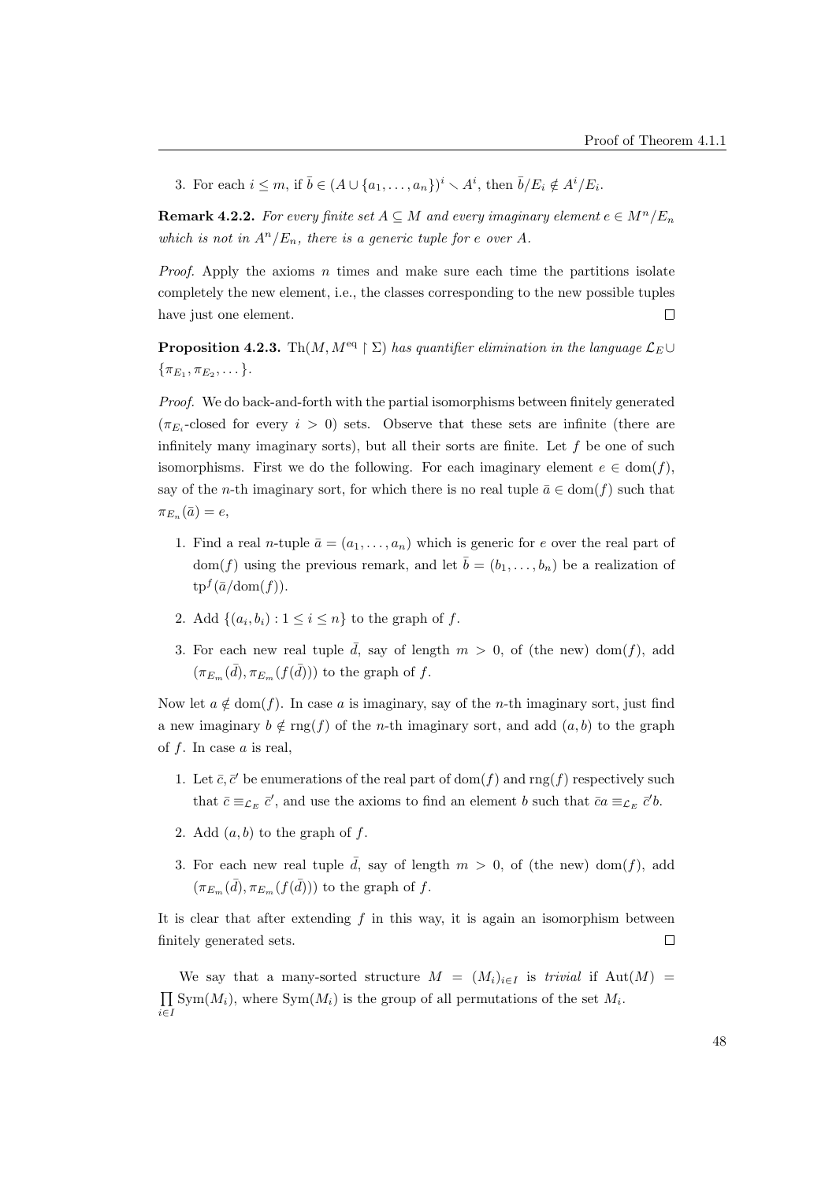3. For each $i \leq m$, if $\bar{b} \in (A \cup \{a_1, \dots, a_n\})^i \setminus A^i$, then $\bar{b}/E_i \notin A^i/E_i$.

**Remark 4.2.2.** *For every finite set $A \subseteq M$ and every imaginary element $e \in M^n/E_n$ which is not in $A^n/E_n$, there is a generic tuple for $e$ over $A$.*

*Proof.* Apply the axioms $n$ times and make sure each time the partitions isolate completely the new element, i.e., the classes corresponding to the new possible tuples have just one element. $\square$

**Proposition 4.2.3.** *$\mathrm{Th}(M, M^{\mathrm{eq}} \restriction \Sigma)$ has quantifier elimination in the language $\mathcal{L}_E \cup \{\pi_{E_1}, \pi_{E_2}, \dots\}$.*

*Proof.* We do back-and-forth with the partial isomorphisms between finitely generated ($\pi_{E_i}$-closed for every $i > 0$) sets. Observe that these sets are infinite (there are infinitely many imaginary sorts), but all their sorts are finite. Let $f$ be one of such isomorphisms. First we do the following. For each imaginary element $e \in \mathrm{dom}(f)$, say of the $n$-th imaginary sort, for which there is no real tuple $\bar{a} \in \mathrm{dom}(f)$ such that $\pi_{E_n}(\bar{a}) = e$,

1. Find a real $n$-tuple $\bar{a} = (a_1, \dots, a_n)$ which is generic for $e$ over the real part of $\mathrm{dom}(f)$ using the previous remark, and let $\bar{b} = (b_1, \dots, b_n)$ be a realization of $\mathrm{tp}^f(\bar{a}/\mathrm{dom}(f))$.
2. Add $\{(a_i, b_i) : 1 \leq i \leq n\}$ to the graph of $f$.
3. For each new real tuple $\bar{d}$, say of length $m > 0$, of (the new) $\mathrm{dom}(f)$, add $(\pi_{E_m}(\bar{d}), \pi_{E_m}(f(\bar{d})))$ to the graph of $f$.

Now let $a \notin \mathrm{dom}(f)$. In case $a$ is imaginary, say of the $n$-th imaginary sort, just find a new imaginary $b \notin \mathrm{rng}(f)$ of the $n$-th imaginary sort, and add $(a, b)$ to the graph of $f$. In case $a$ is real,

1. Let $\bar{c}, \bar{c}'$ be enumerations of the real part of $\mathrm{dom}(f)$ and $\mathrm{rng}(f)$ respectively such that $\bar{c} \equiv_{\mathcal{L}_E} \bar{c}'$, and use the axioms to find an element $b$ such that $\bar{c}a \equiv_{\mathcal{L}_E} \bar{c}'b$.
2. Add $(a, b)$ to the graph of $f$.
3. For each new real tuple $\bar{d}$, say of length $m > 0$, of (the new) $\mathrm{dom}(f)$, add $(\pi_{E_m}(\bar{d}), \pi_{E_m}(f(\bar{d})))$ to the graph of $f$.

It is clear that after extending $f$ in this way, it is again an isomorphism between finitely generated sets. $\square$

We say that a many-sorted structure $M = (M_i)_{i \in I}$ is *trivial* if $\mathrm{Aut}(M) = \prod_{i \in I} \mathrm{Sym}(M_i)$, where $\mathrm{Sym}(M_i)$ is the group of all permutations of the set $M_i$.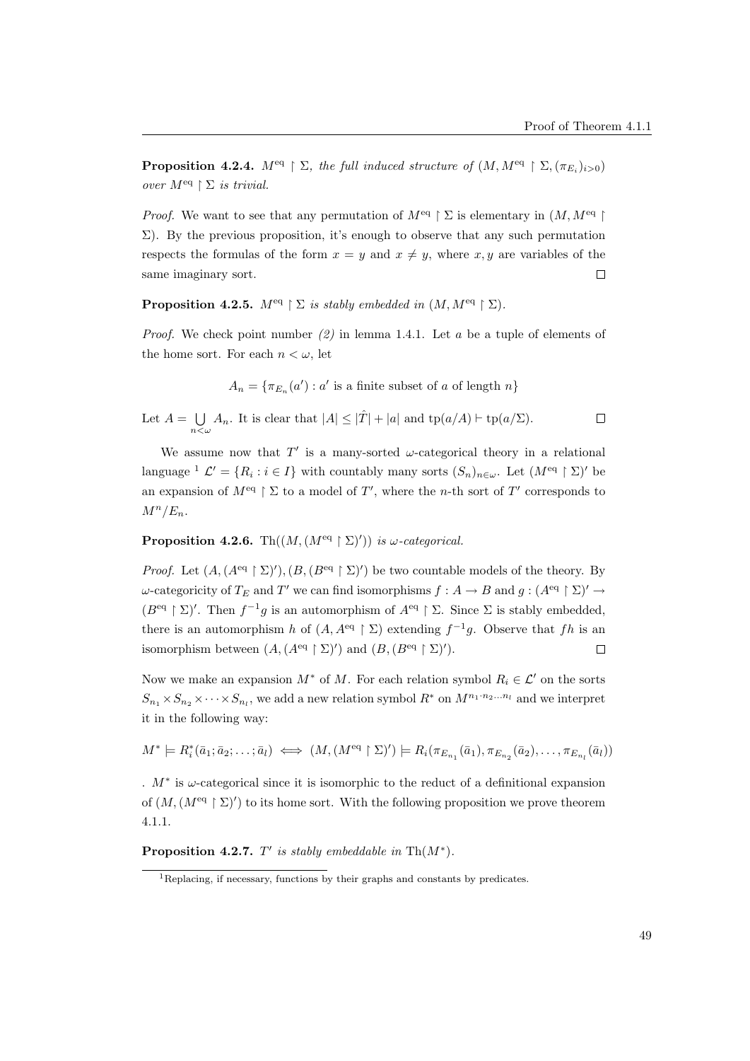**Proposition 4.2.4.** *$M^{\mathrm{eq}} \restriction \Sigma$, the full induced structure of $(M, M^{\mathrm{eq}} \restriction \Sigma, (\pi_{E_i})_{i>0})$ over $M^{\mathrm{eq}} \restriction \Sigma$ is trivial.*

*Proof.* We want to see that any permutation of $M^{\mathrm{eq}} \restriction \Sigma$ is elementary in $(M, M^{\mathrm{eq}} \restriction \Sigma)$. By the previous proposition, it's enough to observe that any such permutation respects the formulas of the form $x = y$ and $x \neq y$, where $x, y$ are variables of the same imaginary sort. $\square$

**Proposition 4.2.5.** *$M^{\mathrm{eq}} \restriction \Sigma$ is stably embedded in $(M, M^{\mathrm{eq}} \restriction \Sigma)$.*

*Proof.* We check point number *(2)* in lemma 1.4.1. Let $a$ be a tuple of elements of the home sort. For each $n < \omega$, let

$$A_n = \{\pi_{E_n}(a') : a' \text{ is a finite subset of } a \text{ of length } n\}$$

Let $A = \bigcup_{n<\omega} A_n$. It is clear that $|A| \leq |\hat{T}| + |a|$ and $\mathrm{tp}(a/A) \vdash \mathrm{tp}(a/\Sigma)$. $\square$

We assume now that $T'$ is a many-sorted $\omega$-categorical theory in a relational language [1] $\mathcal{L}' = \{R_i : i \in I\}$ with countably many sorts $(S_n)_{n \in \omega}$. Let $(M^{\mathrm{eq}} \restriction \Sigma)'$ be an expansion of $M^{\mathrm{eq}} \restriction \Sigma$ to a model of $T'$, where the $n$-th sort of $T'$ corresponds to $M^n/E_n$.

**Proposition 4.2.6.** *$\mathrm{Th}((M, (M^{\mathrm{eq}} \restriction \Sigma)'))$ is $\omega$-categorical.*

*Proof.* Let $(A, (A^{\mathrm{eq}} \restriction \Sigma)'), (B, (B^{\mathrm{eq}} \restriction \Sigma)')$ be two countable models of the theory. By $\omega$-categoricity of $T_E$ and $T'$ we can find isomorphisms $f : A \to B$ and $g : (A^{\mathrm{eq}} \restriction \Sigma)' \to (B^{\mathrm{eq}} \restriction \Sigma)'$. Then $f^{-1}g$ is an automorphism of $A^{\mathrm{eq}} \restriction \Sigma$. Since $\Sigma$ is stably embedded, there is an automorphism $h$ of $(A, A^{\mathrm{eq}} \restriction \Sigma)$ extending $f^{-1}g$. Observe that $fh$ is an isomorphism between $(A, (A^{\mathrm{eq}} \restriction \Sigma)')$ and $(B, (B^{\mathrm{eq}} \restriction \Sigma)')$. $\square$

Now we make an expansion $M^*$ of $M$. For each relation symbol $R_i \in \mathcal{L}'$ on the sorts $S_{n_1} \times S_{n_2} \times \cdots \times S_{n_l}$, we add a new relation symbol $R^*$ on $M^{n_1 \cdot n_2 \dots n_l}$ and we interpret it in the following way:

$$M^* \models R_i^*(\bar{a}_1; \bar{a}_2; \dots; \bar{a}_l) \iff (M, (M^{\mathrm{eq}} \restriction \Sigma)') \models R_i(\pi_{E_{n_1}}(\bar{a}_1), \pi_{E_{n_2}}(\bar{a}_2), \dots, \pi_{E_{n_l}}(\bar{a}_l))$$

. $M^*$ is $\omega$-categorical since it is isomorphic to the reduct of a definitional expansion of $(M, (M^{\mathrm{eq}} \restriction \Sigma)')$ to its home sort. With the following proposition we prove theorem 4.1.1.

**Proposition 4.2.7.** *$T'$ is stably embeddable in $\mathrm{Th}(M^*)$.*

[1] Replacing, if necessary, functions by their graphs and constants by predicates.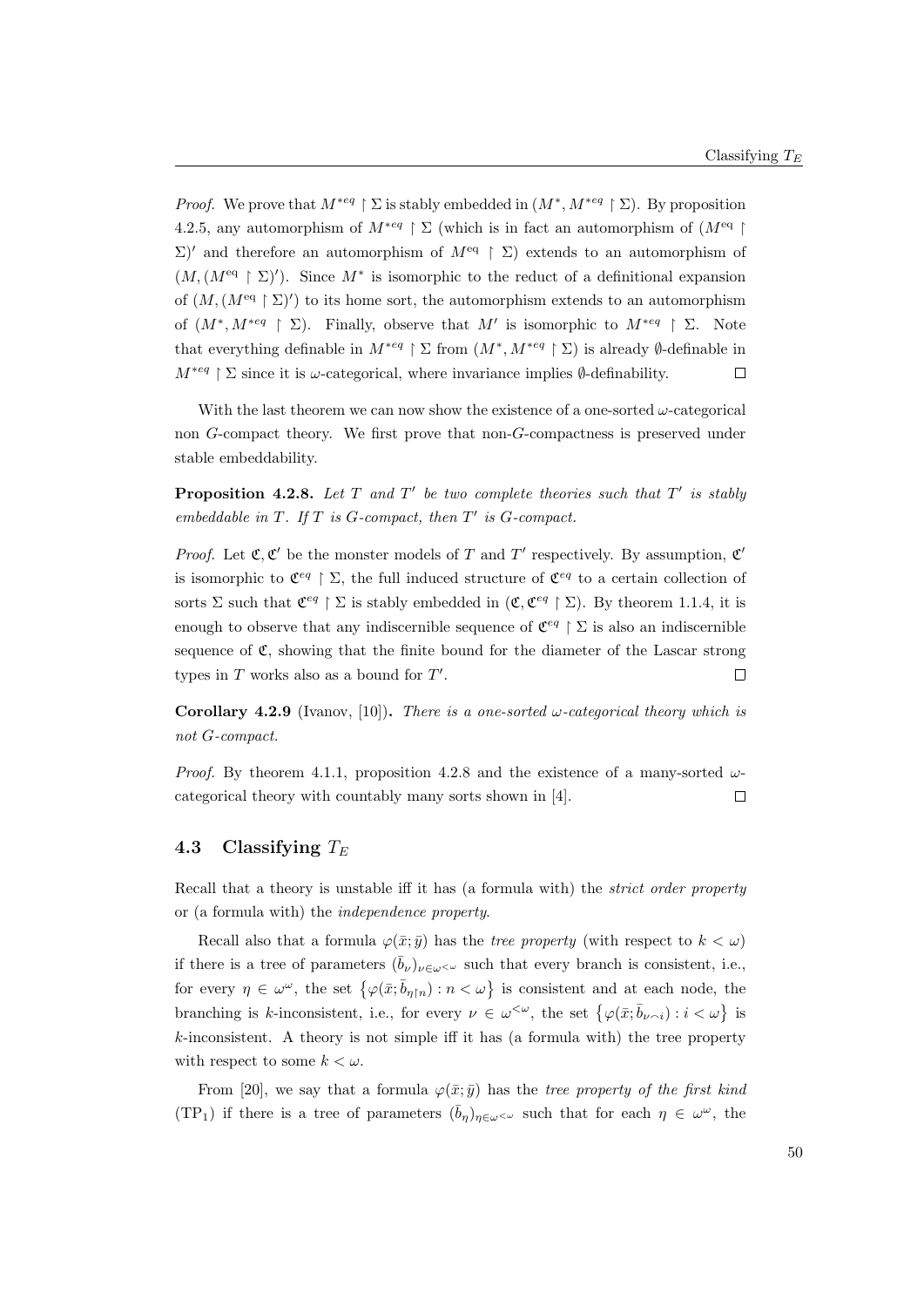*Proof.* We prove that $M^{*eq} \upharpoonright \Sigma$ is stably embedded in $(M^*, M^{*eq} \upharpoonright \Sigma)$. By proposition 4.2.5, any automorphism of $M^{*eq} \upharpoonright \Sigma$ (which is in fact an automorphism of $(M^{\text{eq}} \upharpoonright \Sigma)'$ and therefore an automorphism of $M^{\text{eq}} \upharpoonright \Sigma$) extends to an automorphism of $(M, (M^{\text{eq}} \upharpoonright \Sigma)')$. Since $M^*$ is isomorphic to the reduct of a definitional expansion of $(M, (M^{\text{eq}} \upharpoonright \Sigma)')$ to its home sort, the automorphism extends to an automorphism of $(M^*, M^{*eq} \upharpoonright \Sigma)$. Finally, observe that $M'$ is isomorphic to $M^{*eq} \upharpoonright \Sigma$. Note that everything definable in $M^{*eq} \upharpoonright \Sigma$ from $(M^*, M^{*eq} \upharpoonright \Sigma)$ is already $\emptyset$-definable in $M^{*eq} \upharpoonright \Sigma$ since it is $\omega$-categorical, where invariance implies $\emptyset$-definability. □

With the last theorem we can now show the existence of a one-sorted $\omega$-categorical non $G$-compact theory. We first prove that non-$G$-compactness is preserved under stable embeddability.

**Proposition 4.2.8.** *Let $T$ and $T'$ be two complete theories such that $T'$ is stably embeddable in $T$. If $T$ is $G$-compact, then $T'$ is $G$-compact.*

*Proof.* Let $\mathfrak{C}, \mathfrak{C}'$ be the monster models of $T$ and $T'$ respectively. By assumption, $\mathfrak{C}'$ is isomorphic to $\mathfrak{C}^{eq} \upharpoonright \Sigma$, the full induced structure of $\mathfrak{C}^{eq}$ to a certain collection of sorts $\Sigma$ such that $\mathfrak{C}^{eq} \upharpoonright \Sigma$ is stably embedded in $(\mathfrak{C}, \mathfrak{C}^{eq} \upharpoonright \Sigma)$. By theorem 1.1.4, it is enough to observe that any indiscernible sequence of $\mathfrak{C}^{eq} \upharpoonright \Sigma$ is also an indiscernible sequence of $\mathfrak{C}$, showing that the finite bound for the diameter of the Lascar strong types in $T$ works also as a bound for $T'$. □

**Corollary 4.2.9** (Ivanov, [10])**.** *There is a one-sorted $\omega$-categorical theory which is not $G$-compact.*

*Proof.* By theorem 4.1.1, proposition 4.2.8 and the existence of a many-sorted $\omega$-categorical theory with countably many sorts shown in [4]. □

## 4.3 Classifying $T_E$

Recall that a theory is unstable iff it has (a formula with) the *strict order property* or (a formula with) the *independence property*.

Recall also that a formula $\varphi(\bar{x}; \bar{y})$ has the *tree property* (with respect to $k < \omega$) if there is a tree of parameters $(\bar{b}_\nu)_{\nu \in \omega^{<\omega}}$ such that every branch is consistent, i.e., for every $\eta \in \omega^\omega$, the set $\{\varphi(\bar{x}; \bar{b}_{\eta \upharpoonright n}) : n < \omega\}$ is consistent and at each node, the branching is $k$-inconsistent, i.e., for every $\nu \in \omega^{<\omega}$, the set $\{\varphi(\bar{x}; \bar{b}_{\nu \frown i}) : i < \omega\}$ is $k$-inconsistent. A theory is not simple iff it has (a formula with) the tree property with respect to some $k < \omega$.

From [20], we say that a formula $\varphi(\bar{x}; \bar{y})$ has the *tree property of the first kind* ($\text{TP}_1$) if there is a tree of parameters $(\bar{b}_\eta)_{\eta \in \omega^{<\omega}}$ such that for each $\eta \in \omega^\omega$, the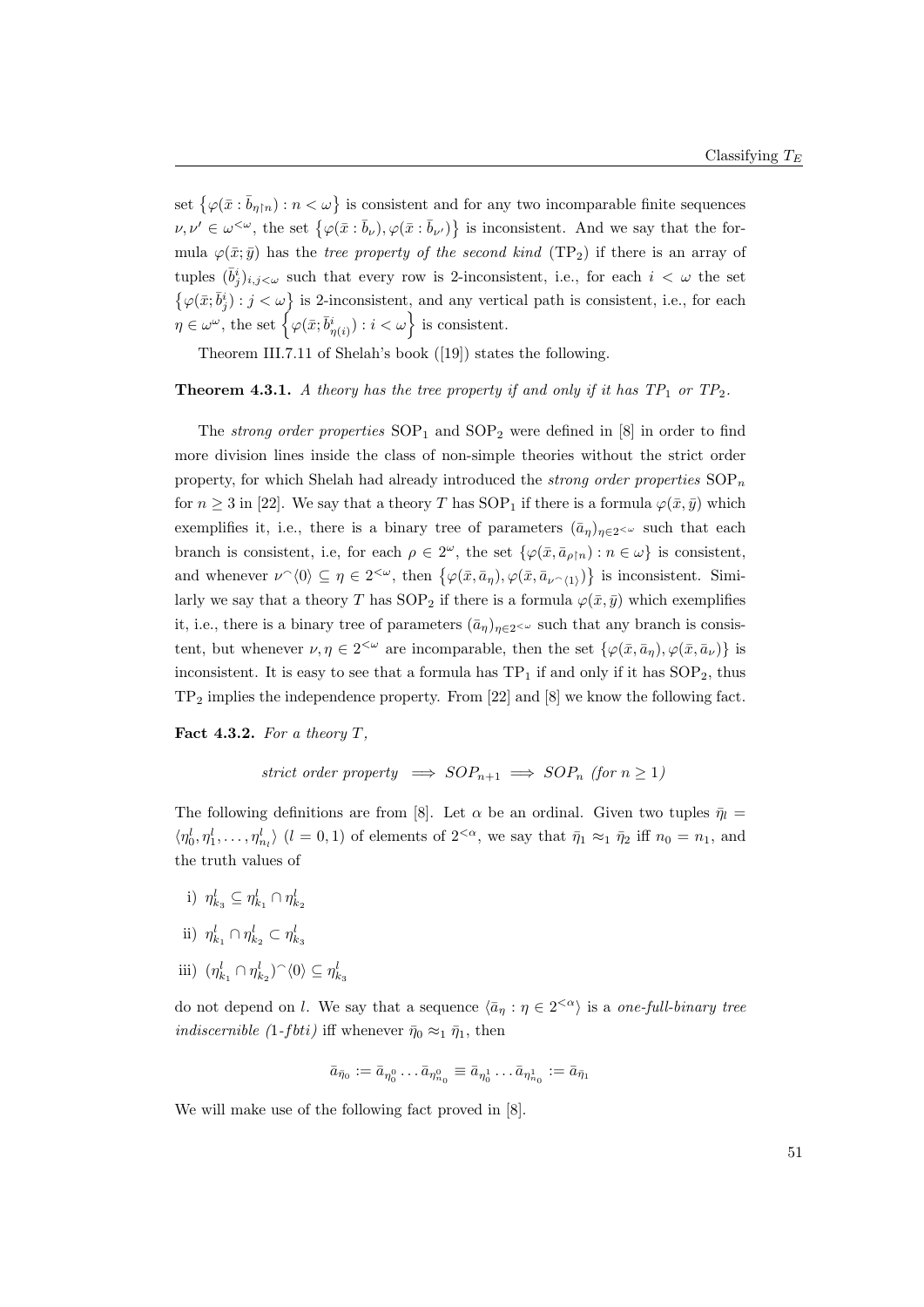set $\{\varphi(\bar{x} : \bar{b}_{\eta\restriction n}) : n < \omega\}$ is consistent and for any two incomparable finite sequences $\nu, \nu' \in \omega^{<\omega}$, the set $\{\varphi(\bar{x} : \bar{b}_{\nu}), \varphi(\bar{x} : \bar{b}_{\nu'})\}$ is inconsistent. And we say that the formula $\varphi(\bar{x}; \bar{y})$ has the *tree property of the second kind* ($\mathrm{TP}_2$) if there is an array of tuples $(\bar{b}^i_j)_{i,j<\omega}$ such that every row is 2-inconsistent, i.e., for each $i < \omega$ the set $\{\varphi(\bar{x}; \bar{b}^i_j) : j < \omega\}$ is 2-inconsistent, and any vertical path is consistent, i.e., for each $\eta \in \omega^\omega$, the set $\left\{\varphi(\bar{x}; \bar{b}^i_{\eta(i)}) : i < \omega\right\}$ is consistent.

Theorem III.7.11 of Shelah's book ([19]) states the following.

**Theorem 4.3.1.** *A theory has the tree property if and only if it has $TP_1$ or $TP_2$.*

The *strong order properties* $\mathrm{SOP}_1$ and $\mathrm{SOP}_2$ were defined in [8] in order to find more division lines inside the class of non-simple theories without the strict order property, for which Shelah had already introduced the *strong order properties* $\mathrm{SOP}_n$ for $n \geq 3$ in [22]. We say that a theory $T$ has $\mathrm{SOP}_1$ if there is a formula $\varphi(\bar{x}, \bar{y})$ which exemplifies it, i.e., there is a binary tree of parameters $(\bar{a}_\eta)_{\eta \in 2^{<\omega}}$ such that each branch is consistent, i.e, for each $\rho \in 2^\omega$, the set $\{\varphi(\bar{x}, \bar{a}_{\rho\restriction n}) : n \in \omega\}$ is consistent, and whenever $\nu^\frown\langle 0\rangle \subseteq \eta \in 2^{<\omega}$, then $\{\varphi(\bar{x}, \bar{a}_\eta), \varphi(\bar{x}, \bar{a}_{\nu^\frown\langle 1\rangle})\}$ is inconsistent. Similarly we say that a theory $T$ has $\mathrm{SOP}_2$ if there is a formula $\varphi(\bar{x}, \bar{y})$ which exemplifies it, i.e., there is a binary tree of parameters $(\bar{a}_\eta)_{\eta \in 2^{<\omega}}$ such that any branch is consistent, but whenever $\nu, \eta \in 2^{<\omega}$ are incomparable, then the set $\{\varphi(\bar{x}, \bar{a}_\eta), \varphi(\bar{x}, \bar{a}_\nu)\}$ is inconsistent. It is easy to see that a formula has $\mathrm{TP}_1$ if and only if it has $\mathrm{SOP}_2$, thus $\mathrm{TP}_2$ implies the independence property. From [22] and [8] we know the following fact.

**Fact 4.3.2.** *For a theory $T$,*

$$\textit{strict order property} \implies SOP_{n+1} \implies SOP_n \ (\textit{for } n \geq 1)$$

The following definitions are from [8]. Let $\alpha$ be an ordinal. Given two tuples $\bar{\eta}_l = \langle \eta^l_0, \eta^l_1, \ldots, \eta^l_{n_l}\rangle$ $(l = 0, 1)$ of elements of $2^{<\alpha}$, we say that $\bar{\eta}_1 \approx_1 \bar{\eta}_2$ iff $n_0 = n_1$, and the truth values of

i) $\eta^l_{k_3} \subseteq \eta^l_{k_1} \cap \eta^l_{k_2}$

ii) $\eta^l_{k_1} \cap \eta^l_{k_2} \subset \eta^l_{k_3}$

iii) $(\eta^l_{k_1} \cap \eta^l_{k_2})^\frown\langle 0\rangle \subseteq \eta^l_{k_3}$

do not depend on $l$. We say that a sequence $\langle \bar{a}_\eta : \eta \in 2^{<\alpha}\rangle$ is a *one-full-binary tree indiscernible (1-fbti)* iff whenever $\bar{\eta}_0 \approx_1 \bar{\eta}_1$, then

$$\bar{a}_{\bar{\eta}_0} := \bar{a}_{\eta^0_0} \ldots \bar{a}_{\eta^0_{n_0}} \equiv \bar{a}_{\eta^1_0} \ldots \bar{a}_{\eta^1_{n_0}} := \bar{a}_{\bar{\eta}_1}$$

We will make use of the following fact proved in [8].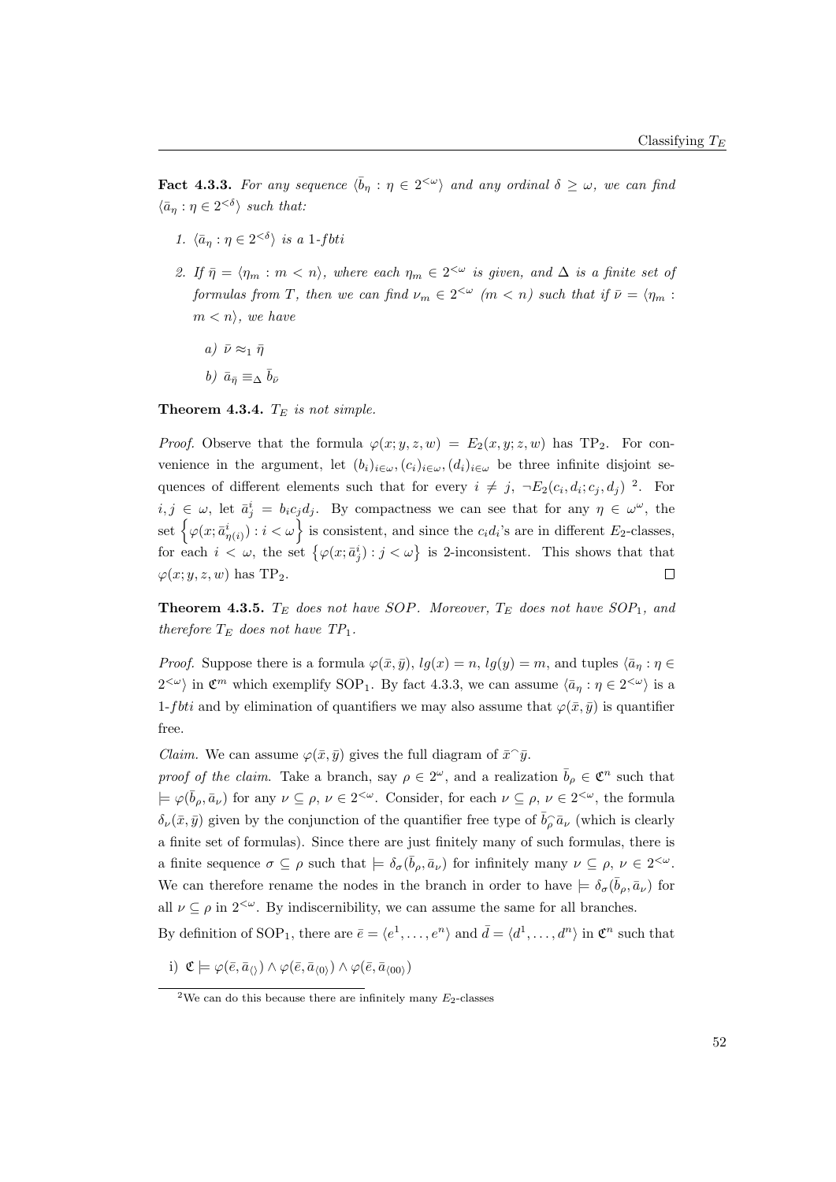**Fact 4.3.3.** *For any sequence $\langle \bar{b}_\eta : \eta \in 2^{<\omega} \rangle$ and any ordinal $\delta \geq \omega$, we can find $\langle \bar{a}_\eta : \eta \in 2^{<\delta} \rangle$ such that:*

1. *$\langle \bar{a}_\eta : \eta \in 2^{<\delta} \rangle$ is a 1-fbti*
2. *If $\bar{\eta} = \langle \eta_m : m < n \rangle$, where each $\eta_m \in 2^{<\omega}$ is given, and $\Delta$ is a finite set of formulas from $T$, then we can find $\nu_m \in 2^{<\omega}$ $(m < n)$ such that if $\bar{\nu} = \langle \eta_m : m < n \rangle$, we have*
   *a) $\bar{\nu} \approx_1 \bar{\eta}$*
   *b) $\bar{a}_{\bar{\eta}} \equiv_\Delta \bar{b}_{\bar{\nu}}$*

**Theorem 4.3.4.** *$T_E$ is not simple.*

*Proof.* Observe that the formula $\varphi(x; y, z, w) = E_2(x, y; z, w)$ has $\mathrm{TP}_2$. For convenience in the argument, let $(b_i)_{i\in\omega}, (c_i)_{i\in\omega}, (d_i)_{i\in\omega}$ be three infinite disjoint sequences of different elements such that for every $i \neq j$, $\neg E_2(c_i, d_i; c_j, d_j)$ [2]. For $i, j \in \omega$, let $\bar{a}^i_j = b_i c_j d_j$. By compactness we can see that for any $\eta \in \omega^\omega$, the set $\left\{ \varphi(x; \bar{a}^i_{\eta(i)}) : i < \omega \right\}$ is consistent, and since the $c_i d_i$'s are in different $E_2$-classes, for each $i < \omega$, the set $\left\{ \varphi(x; \bar{a}^i_j) : j < \omega \right\}$ is 2-inconsistent. This shows that that $\varphi(x; y, z, w)$ has $\mathrm{TP}_2$. $\square$

**Theorem 4.3.5.** *$T_E$ does not have SOP. Moreover, $T_E$ does not have $SOP_1$, and therefore $T_E$ does not have $TP_1$.*

*Proof.* Suppose there is a formula $\varphi(\bar{x}, \bar{y})$, $lg(x) = n$, $lg(y) = m$, and tuples $\langle \bar{a}_\eta : \eta \in 2^{<\omega} \rangle$ in $\mathfrak{C}^m$ which exemplify $\mathrm{SOP}_1$. By fact 4.3.3, we can assume $\langle \bar{a}_\eta : \eta \in 2^{<\omega} \rangle$ is a 1-*fbti* and by elimination of quantifiers we may also assume that $\varphi(\bar{x}, \bar{y})$ is quantifier free.

*Claim.* We can assume $\varphi(\bar{x}, \bar{y})$ gives the full diagram of $\bar{x}^\frown \bar{y}$.

*proof of the claim.* Take a branch, say $\rho \in 2^\omega$, and a realization $\bar{b}_\rho \in \mathfrak{C}^n$ such that $\models \varphi(\bar{b}_\rho, \bar{a}_\nu)$ for any $\nu \subseteq \rho$, $\nu \in 2^{<\omega}$. Consider, for each $\nu \subseteq \rho$, $\nu \in 2^{<\omega}$, the formula $\delta_\nu(\bar{x}, \bar{y})$ given by the conjunction of the quantifier free type of $\bar{b}_\rho^\frown \bar{a}_\nu$ (which is clearly a finite set of formulas). Since there are just finitely many of such formulas, there is a finite sequence $\sigma \subseteq \rho$ such that $\models \delta_\sigma(\bar{b}_\rho, \bar{a}_\nu)$ for infinitely many $\nu \subseteq \rho$, $\nu \in 2^{<\omega}$. We can therefore rename the nodes in the branch in order to have $\models \delta_\sigma(\bar{b}_\rho, \bar{a}_\nu)$ for all $\nu \subseteq \rho$ in $2^{<\omega}$. By indiscernibility, we can assume the same for all branches.

By definition of $\mathrm{SOP}_1$, there are $\bar{e} = \langle e^1, \ldots, e^n \rangle$ and $\bar{d} = \langle d^1, \ldots, d^n \rangle$ in $\mathfrak{C}^n$ such that

i) $\mathfrak{C} \models \varphi(\bar{e}, \bar{a}_{\langle\rangle}) \wedge \varphi(\bar{e}, \bar{a}_{\langle 0 \rangle}) \wedge \varphi(\bar{e}, \bar{a}_{\langle 00 \rangle})$

[2] We can do this because there are infinitely many $E_2$-classes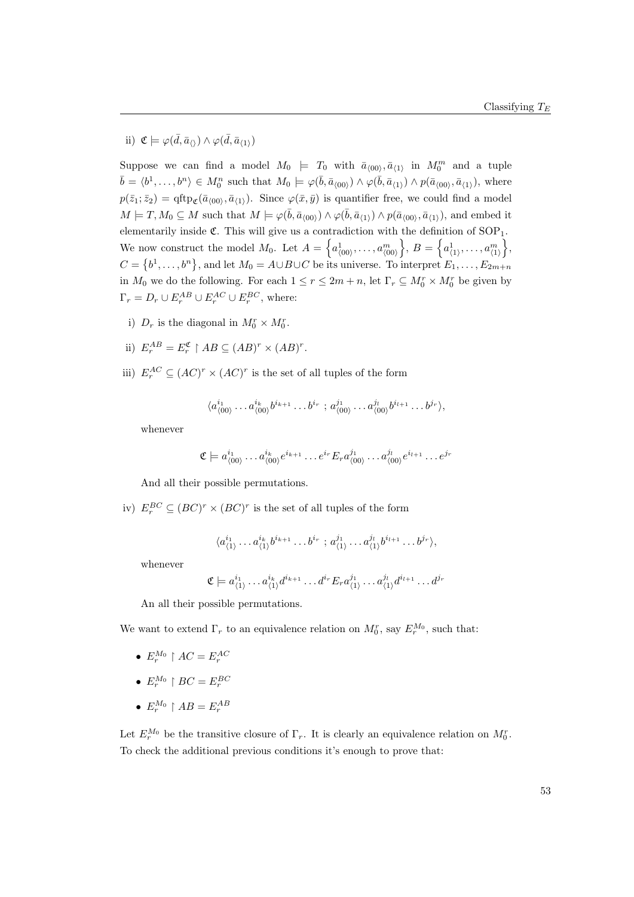ii) $\mathfrak{C} \models \varphi(\bar{d}, \bar{a}_{\langle\rangle}) \wedge \varphi(\bar{d}, \bar{a}_{\langle 1 \rangle})$

Suppose we can find a model $M_0 \models T_0$ with $\bar{a}_{\langle 00 \rangle}, \bar{a}_{\langle 1 \rangle}$ in $M_0^m$ and a tuple $\bar{b} = \langle b^1, \ldots, b^n \rangle \in M_0^n$ such that $M_0 \models \varphi(\bar{b}, \bar{a}_{\langle 00 \rangle}) \wedge \varphi(\bar{b}, \bar{a}_{\langle 1 \rangle}) \wedge p(\bar{a}_{\langle 00 \rangle}, \bar{a}_{\langle 1 \rangle})$, where $p(\bar{z}_1; \bar{z}_2) = \text{qftp}_{\mathfrak{C}}(\bar{a}_{\langle 00 \rangle}, \bar{a}_{\langle 1 \rangle})$. Since $\varphi(\bar{x}, \bar{y})$ is quantifier free, we could find a model $M \models T, M_0 \subseteq M$ such that $M \models \varphi(\bar{b}, \bar{a}_{\langle 00 \rangle}) \wedge \varphi(\bar{b}, \bar{a}_{\langle 1 \rangle}) \wedge p(\bar{a}_{\langle 00 \rangle}, \bar{a}_{\langle 1 \rangle})$, and embed it elementarily inside $\mathfrak{C}$. This will give us a contradiction with the definition of $\text{SOP}_1$. We now construct the model $M_0$. Let $A = \left\{a^1_{\langle 00 \rangle}, \ldots, a^m_{\langle 00 \rangle}\right\}$, $B = \left\{a^1_{\langle 1 \rangle}, \ldots, a^m_{\langle 1 \rangle}\right\}$, $C = \left\{b^1, \ldots, b^n\right\}$, and let $M_0 = A \cup B \cup C$ be its universe. To interpret $E_1, \ldots, E_{2m+n}$ in $M_0$ we do the following. For each $1 \leq r \leq 2m + n$, let $\Gamma_r \subseteq M_0^r \times M_0^r$ be given by $\Gamma_r = D_r \cup E_r^{AB} \cup E_r^{AC} \cup E_r^{BC}$, where:

i) $D_r$ is the diagonal in $M_0^r \times M_0^r$.

ii) $E_r^{AB} = E_r^{\mathfrak{C}} \restriction AB \subseteq (AB)^r \times (AB)^r$.

iii) $E_r^{AC} \subseteq (AC)^r \times (AC)^r$ is the set of all tuples of the form

$$\langle a^{i_1}_{\langle 00 \rangle} \ldots a^{i_k}_{\langle 00 \rangle} b^{i_{k+1}} \ldots b^{i_r} \ ; \ a^{j_1}_{\langle 00 \rangle} \ldots a^{j_l}_{\langle 00 \rangle} b^{i_{l+1}} \ldots b^{j_r} \rangle,$$

whenever

$$\mathfrak{C} \models a^{i_1}_{\langle 00 \rangle} \ldots a^{i_k}_{\langle 00 \rangle} e^{i_{k+1}} \ldots e^{i_r} E_r a^{j_1}_{\langle 00 \rangle} \ldots a^{j_l}_{\langle 00 \rangle} e^{i_{l+1}} \ldots e^{j_r}$$

And all their possible permutations.

iv) $E_r^{BC} \subseteq (BC)^r \times (BC)^r$ is the set of all tuples of the form

$$\langle a^{i_1}_{\langle 1 \rangle} \ldots a^{i_k}_{\langle 1 \rangle} b^{i_{k+1}} \ldots b^{i_r} \ ; \ a^{j_1}_{\langle 1 \rangle} \ldots a^{j_l}_{\langle 1 \rangle} b^{i_{l+1}} \ldots b^{j_r} \rangle,$$

whenever

$$\mathfrak{C} \models a^{i_1}_{\langle 1 \rangle} \ldots a^{i_k}_{\langle 1 \rangle} d^{i_{k+1}} \ldots d^{i_r} E_r a^{j_1}_{\langle 1 \rangle} \ldots a^{j_l}_{\langle 1 \rangle} d^{i_{l+1}} \ldots d^{j_r}$$

An all their possible permutations.

We want to extend $\Gamma_r$ to an equivalence relation on $M_0^r$, say $E_r^{M_0}$, such that:

- $E_r^{M_0} \restriction AC = E_r^{AC}$
- $E_r^{M_0} \restriction BC = E_r^{BC}$
- $E_r^{M_0} \restriction AB = E_r^{AB}$

Let $E_r^{M_0}$ be the transitive closure of $\Gamma_r$. It is clearly an equivalence relation on $M_0^r$. To check the additional previous conditions it's enough to prove that: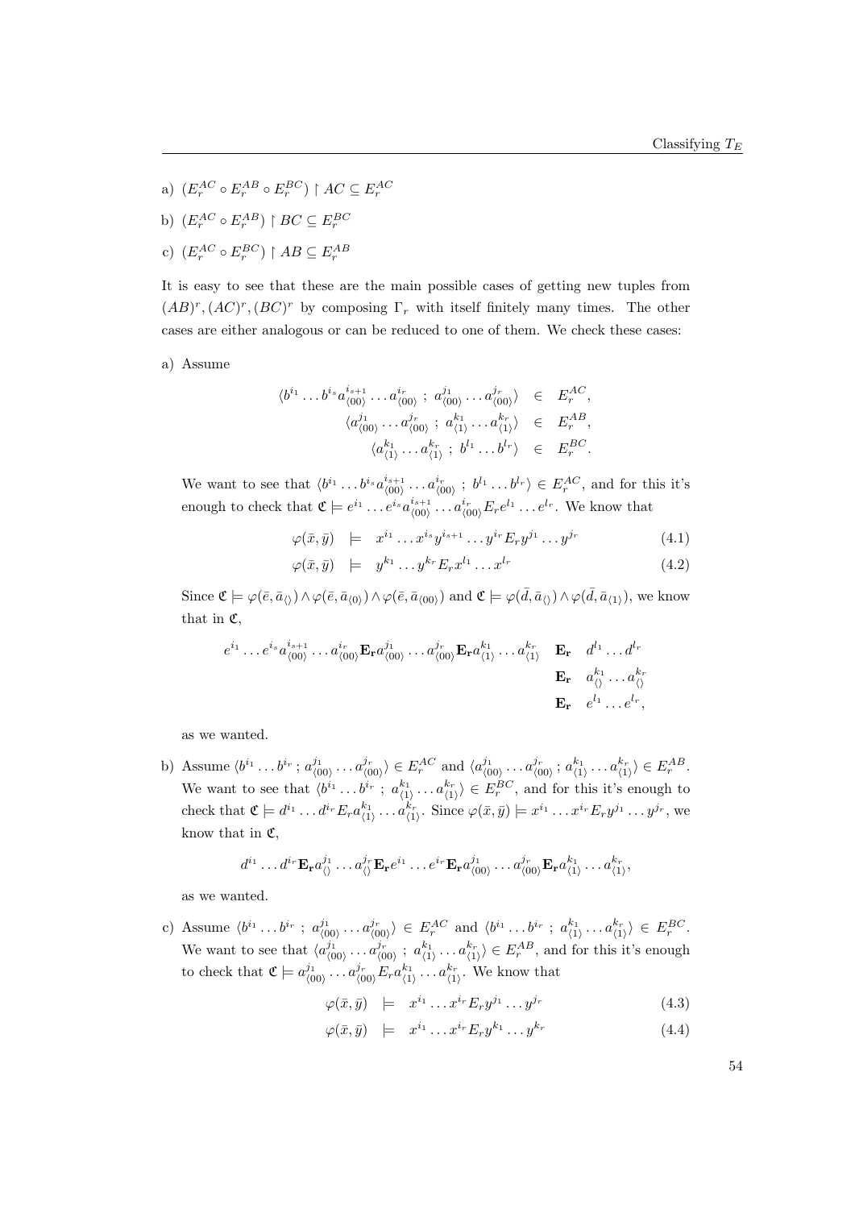a) $(E_r^{AC} \circ E_r^{AB} \circ E_r^{BC}) \upharpoonright AC \subseteq E_r^{AC}$

b) $(E_r^{AC} \circ E_r^{AB}) \upharpoonright BC \subseteq E_r^{BC}$

c) $(E_r^{AC} \circ E_r^{BC}) \upharpoonright AB \subseteq E_r^{AB}$

It is easy to see that these are the main possible cases of getting new tuples from $(AB)^r, (AC)^r, (BC)^r$ by composing $\Gamma_r$ with itself finitely many times. The other cases are either analogous or can be reduced to one of them. We check these cases:

a) Assume

$$
\begin{aligned}
\langle b^{i_1} \dots b^{i_s} a^{i_{s+1}}_{\langle 00 \rangle} \dots a^{i_r}_{\langle 00 \rangle} \ ; \ a^{j_1}_{\langle 00 \rangle} \dots a^{j_r}_{\langle 00 \rangle} \rangle &\in E_r^{AC}, \\
\langle a^{j_1}_{\langle 00 \rangle} \dots a^{j_r}_{\langle 00 \rangle} \ ; \ a^{k_1}_{\langle 1 \rangle} \dots a^{k_r}_{\langle 1 \rangle} \rangle &\in E_r^{AB}, \\
\langle a^{k_1}_{\langle 1 \rangle} \dots a^{k_r}_{\langle 1 \rangle} \ ; \ b^{l_1} \dots b^{l_r} \rangle &\in E_r^{BC}.
\end{aligned}
$$

We want to see that $\langle b^{i_1} \dots b^{i_s} a^{i_{s+1}}_{\langle 00 \rangle} \dots a^{i_r}_{\langle 00 \rangle} \ ; \ b^{l_1} \dots b^{l_r} \rangle \in E_r^{AC}$, and for this it's enough to check that $\mathfrak{C} \models e^{i_1} \dots e^{i_s} a^{i_{s+1}}_{\langle 00 \rangle} \dots a^{i_r}_{\langle 00 \rangle} E_r e^{l_1} \dots e^{l_r}$. We know that

$$
\varphi(\bar{x}, \bar{y}) \models x^{i_1} \dots x^{i_s} y^{i_{s+1}} \dots y^{i_r} E_r y^{j_1} \dots y^{j_r} \tag{4.1}
$$

$$
\varphi(\bar{x}, \bar{y}) \models y^{k_1} \dots y^{k_r} E_r x^{l_1} \dots x^{l_r} \tag{4.2}
$$

Since $\mathfrak{C} \models \varphi(\bar{e}, \bar{a}_{\langle\rangle}) \wedge \varphi(\bar{e}, \bar{a}_{\langle 0 \rangle}) \wedge \varphi(\bar{e}, \bar{a}_{\langle 00 \rangle})$ and $\mathfrak{C} \models \varphi(\bar{d}, \bar{a}_{\langle\rangle}) \wedge \varphi(\bar{d}, \bar{a}_{\langle 1 \rangle})$, we know that in $\mathfrak{C}$,

$$
\begin{aligned}
e^{i_1} \dots e^{i_s} a^{i_{s+1}}_{\langle 00 \rangle} \dots a^{i_r}_{\langle 00 \rangle} \mathbf{E_r} a^{j_1}_{\langle 00 \rangle} \dots a^{j_r}_{\langle 00 \rangle} \mathbf{E_r} a^{k_1}_{\langle 1 \rangle} \dots a^{k_r}_{\langle 1 \rangle} \quad &\mathbf{E_r} \quad d^{l_1} \dots d^{l_r} \\
&\mathbf{E_r} \quad a^{k_1}_{\langle\rangle} \dots a^{k_r}_{\langle\rangle} \\
&\mathbf{E_r} \quad e^{l_1} \dots e^{l_r},
\end{aligned}
$$

as we wanted.

b) Assume $\langle b^{i_1} \dots b^{i_r} ; a^{j_1}_{\langle 00 \rangle} \dots a^{j_r}_{\langle 00 \rangle} \rangle \in E_r^{AC}$ and $\langle a^{j_1}_{\langle 00 \rangle} \dots a^{j_r}_{\langle 00 \rangle} ; a^{k_1}_{\langle 1 \rangle} \dots a^{k_r}_{\langle 1 \rangle} \rangle \in E_r^{AB}$. We want to see that $\langle b^{i_1} \dots b^{i_r} \ ; \ a^{k_1}_{\langle 1 \rangle} \dots a^{k_r}_{\langle 1 \rangle} \rangle \in E_r^{BC}$, and for this it's enough to check that $\mathfrak{C} \models d^{i_1} \dots d^{i_r} E_r a^{k_1}_{\langle 1 \rangle} \dots a^{k_r}_{\langle 1 \rangle}$. Since $\varphi(\bar{x}, \bar{y}) \models x^{i_1} \dots x^{i_r} E_r y^{j_1} \dots y^{j_r}$, we know that in $\mathfrak{C}$,

$$
d^{i_1} \dots d^{i_r} \mathbf{E_r} a^{j_1}_{\langle\rangle} \dots a^{j_r}_{\langle\rangle} \mathbf{E_r} e^{i_1} \dots e^{i_r} \mathbf{E_r} a^{j_1}_{\langle 00 \rangle} \dots a^{j_r}_{\langle 00 \rangle} \mathbf{E_r} a^{k_1}_{\langle 1 \rangle} \dots a^{k_r}_{\langle 1 \rangle},
$$

as we wanted.

c) Assume $\langle b^{i_1} \dots b^{i_r} \ ; \ a^{j_1}_{\langle 00 \rangle} \dots a^{j_r}_{\langle 00 \rangle} \rangle \in E_r^{AC}$ and $\langle b^{i_1} \dots b^{i_r} \ ; \ a^{k_1}_{\langle 1 \rangle} \dots a^{k_r}_{\langle 1 \rangle} \rangle \in E_r^{BC}$. We want to see that $\langle a^{j_1}_{\langle 00 \rangle} \dots a^{j_r}_{\langle 00 \rangle} \ ; \ a^{k_1}_{\langle 1 \rangle} \dots a^{k_r}_{\langle 1 \rangle} \rangle \in E_r^{AB}$, and for this it's enough to check that $\mathfrak{C} \models a^{j_1}_{\langle 00 \rangle} \dots a^{j_r}_{\langle 00 \rangle} E_r a^{k_1}_{\langle 1 \rangle} \dots a^{k_r}_{\langle 1 \rangle}$. We know that

$$
\varphi(\bar{x}, \bar{y}) \models x^{i_1} \dots x^{i_r} E_r y^{j_1} \dots y^{j_r} \tag{4.3}
$$

$$
\varphi(\bar{x}, \bar{y}) \models x^{i_1} \dots x^{i_r} E_r y^{k_1} \dots y^{k_r} \tag{4.4}
$$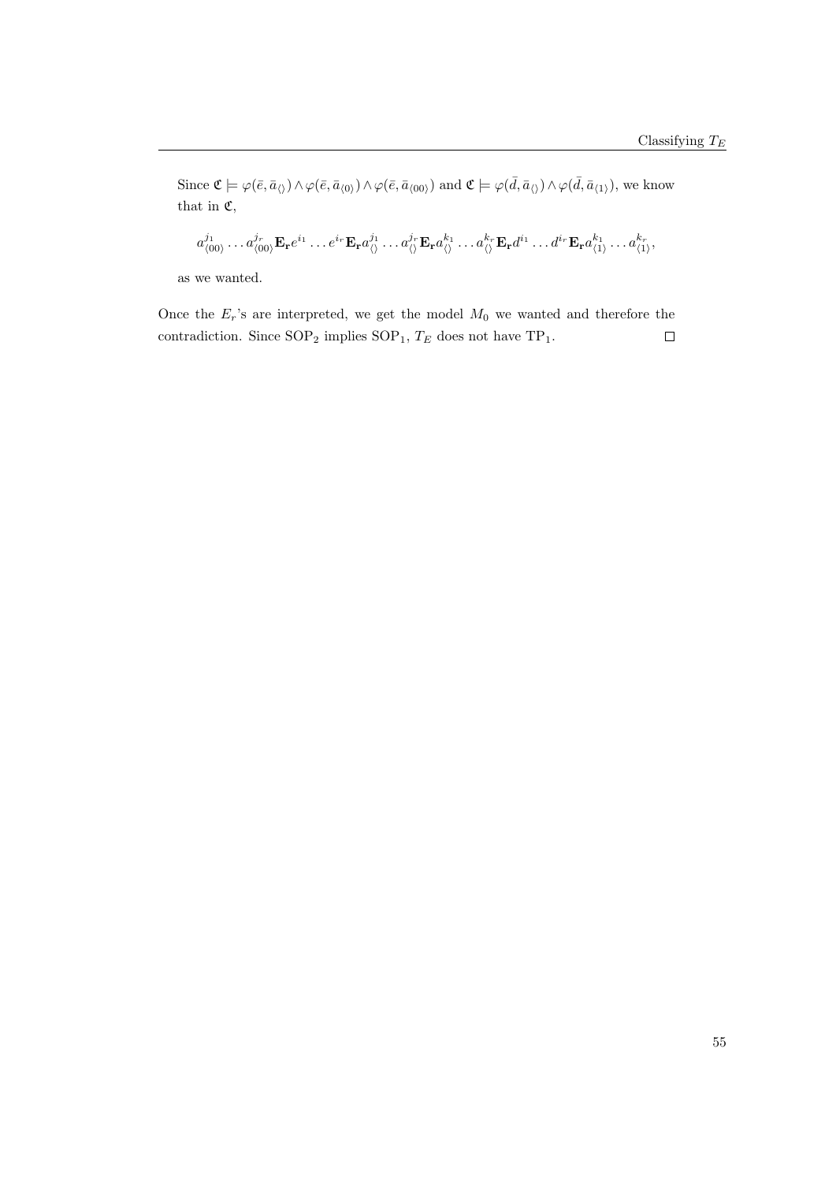Since $\mathfrak{C} \models \varphi(\bar{e}, \bar{a}_{\langle\rangle}) \wedge \varphi(\bar{e}, \bar{a}_{\langle 0\rangle}) \wedge \varphi(\bar{e}, \bar{a}_{\langle 00\rangle})$ and $\mathfrak{C} \models \varphi(\bar{d}, \bar{a}_{\langle\rangle}) \wedge \varphi(\bar{d}, \bar{a}_{\langle 1\rangle})$, we know that in $\mathfrak{C}$,

$$a^{j_1}_{\langle 00\rangle} \ldots a^{j_r}_{\langle 00\rangle} \mathbf{E_r} e^{i_1} \ldots e^{i_r} \mathbf{E_r} a^{j_1}_{\langle\rangle} \ldots a^{j_r}_{\langle\rangle} \mathbf{E_r} a^{k_1}_{\langle\rangle} \ldots a^{k_r}_{\langle\rangle} \mathbf{E_r} d^{i_1} \ldots d^{i_r} \mathbf{E_r} a^{k_1}_{\langle 1\rangle} \ldots a^{k_r}_{\langle 1\rangle},$$

as we wanted.

Once the $E_r$'s are interpreted, we get the model $M_0$ we wanted and therefore the contradiction. Since $\mathrm{SOP}_2$ implies $\mathrm{SOP}_1$, $T_E$ does not have $\mathrm{TP}_1$. $\square$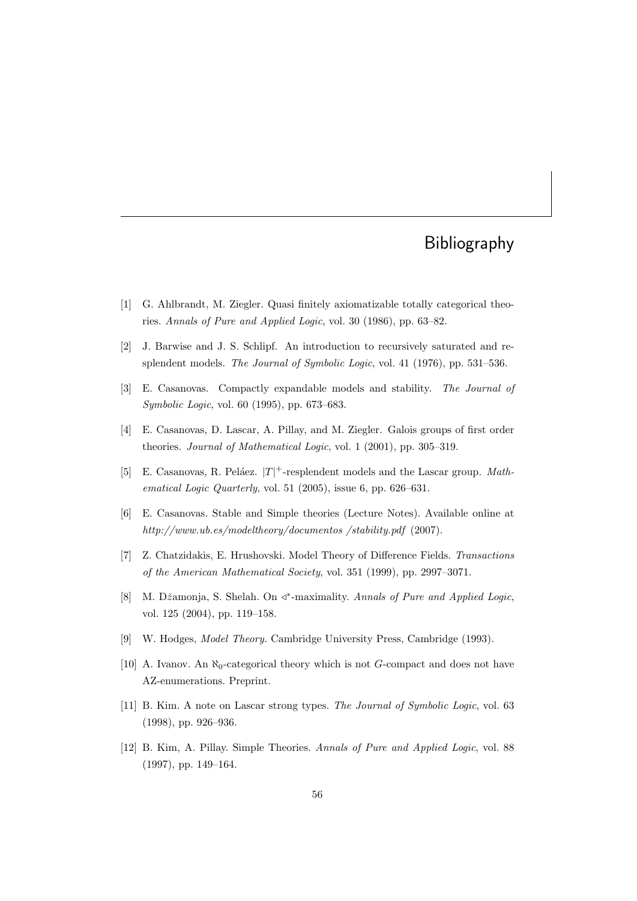# Bibliography

[1] G. Ahlbrandt, M. Ziegler. Quasi finitely axiomatizable totally categorical theories. *Annals of Pure and Applied Logic*, vol. 30 (1986), pp. 63–82.

[2] J. Barwise and J. S. Schlipf. An introduction to recursively saturated and resplendent models. *The Journal of Symbolic Logic*, vol. 41 (1976), pp. 531–536.

[3] E. Casanovas. Compactly expandable models and stability. *The Journal of Symbolic Logic*, vol. 60 (1995), pp. 673–683.

[4] E. Casanovas, D. Lascar, A. Pillay, and M. Ziegler. Galois groups of first order theories. *Journal of Mathematical Logic*, vol. 1 (2001), pp. 305–319.

[5] E. Casanovas, R. Peláez. $|T|^+$-resplendent models and the Lascar group. *Mathematical Logic Quarterly*, vol. 51 (2005), issue 6, pp. 626–631.

[6] E. Casanovas. Stable and Simple theories (Lecture Notes). Available online at *http://www.ub.es/modeltheory/documentos /stability.pdf* (2007).

[7] Z. Chatzidakis, E. Hrushovski. Model Theory of Difference Fields. *Transactions of the American Mathematical Society*, vol. 351 (1999), pp. 2997–3071.

[8] M. Džamonja, S. Shelah. On $\triangleleft^*$-maximality. *Annals of Pure and Applied Logic*, vol. 125 (2004), pp. 119–158.

[9] W. Hodges, *Model Theory.* Cambridge University Press, Cambridge (1993).

[10] A. Ivanov. An $\aleph_0$-categorical theory which is not $G$-compact and does not have AZ-enumerations. Preprint.

[11] B. Kim. A note on Lascar strong types. *The Journal of Symbolic Logic*, vol. 63 (1998), pp. 926–936.

[12] B. Kim, A. Pillay. Simple Theories. *Annals of Pure and Applied Logic*, vol. 88 (1997), pp. 149–164.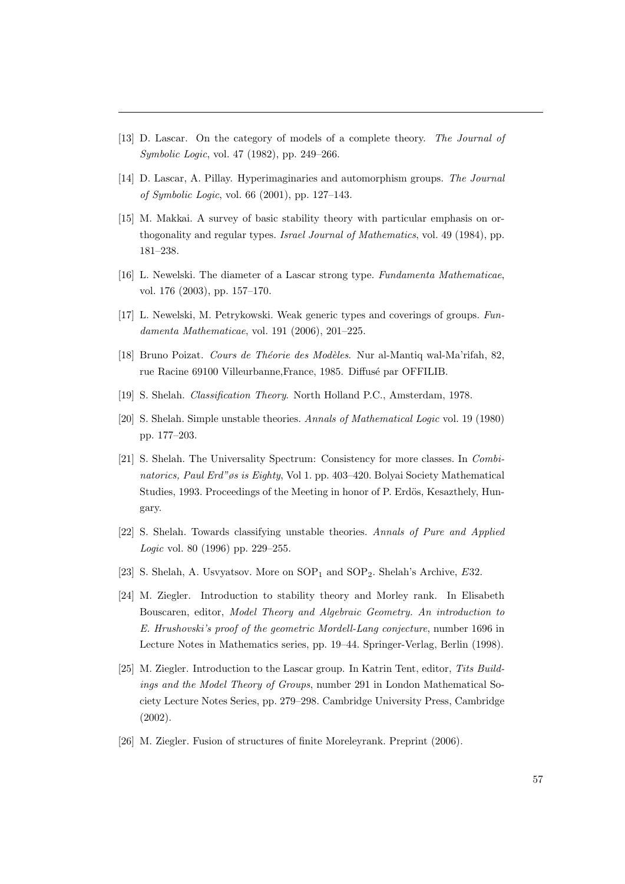[13] D. Lascar. On the category of models of a complete theory. *The Journal of Symbolic Logic*, vol. 47 (1982), pp. 249–266.

[14] D. Lascar, A. Pillay. Hyperimaginaries and automorphism groups. *The Journal of Symbolic Logic*, vol. 66 (2001), pp. 127–143.

[15] M. Makkai. A survey of basic stability theory with particular emphasis on orthogonality and regular types. *Israel Journal of Mathematics*, vol. 49 (1984), pp. 181–238.

[16] L. Newelski. The diameter of a Lascar strong type. *Fundamenta Mathematicae*, vol. 176 (2003), pp. 157–170.

[17] L. Newelski, M. Petrykowski. Weak generic types and coverings of groups. *Fundamenta Mathematicae*, vol. 191 (2006), 201–225.

[18] Bruno Poizat. *Cours de Théorie des Modèles*. Nur al-Mantiq wal-Ma'rifah, 82, rue Racine 69100 Villeurbanne,France, 1985. Diffusé par OFFILIB.

[19] S. Shelah. *Classification Theory*. North Holland P.C., Amsterdam, 1978.

[20] S. Shelah. Simple unstable theories. *Annals of Mathematical Logic* vol. 19 (1980) pp. 177–203.

[21] S. Shelah. The Universality Spectrum: Consistency for more classes. In *Combinatorics, Paul Erd"øs is Eighty*, Vol 1. pp. 403–420. Bolyai Society Mathematical Studies, 1993. Proceedings of the Meeting in honor of P. Erdös, Kesazthely, Hungary.

[22] S. Shelah. Towards classifying unstable theories. *Annals of Pure and Applied Logic* vol. 80 (1996) pp. 229–255.

[23] S. Shelah, A. Usvyatsov. More on $\mathrm{SOP}_1$ and $\mathrm{SOP}_2$. Shelah's Archive, *E*32.

[24] M. Ziegler. Introduction to stability theory and Morley rank. In Elisabeth Bouscaren, editor, *Model Theory and Algebraic Geometry. An introduction to E. Hrushovski's proof of the geometric Mordell-Lang conjecture*, number 1696 in Lecture Notes in Mathematics series, pp. 19–44. Springer-Verlag, Berlin (1998).

[25] M. Ziegler. Introduction to the Lascar group. In Katrin Tent, editor, *Tits Buildings and the Model Theory of Groups*, number 291 in London Mathematical Society Lecture Notes Series, pp. 279–298. Cambridge University Press, Cambridge (2002).

[26] M. Ziegler. Fusion of structures of finite Moreleyrank. Preprint (2006).